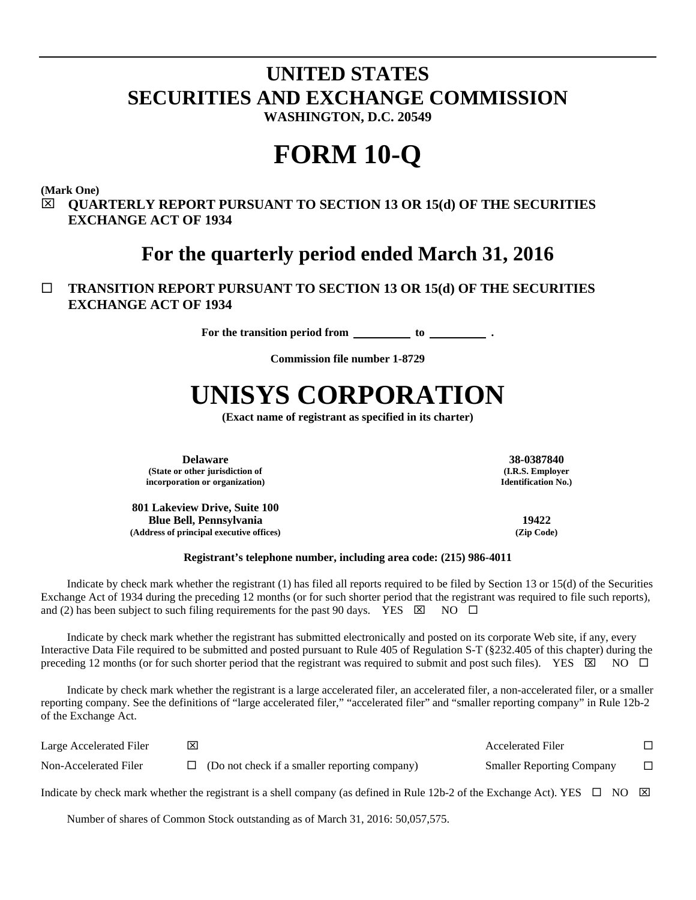# UNITED STATES SECURITIES AND EXCHANGE COMMISSION

**WASHINGTON, D.C. 20549**

# FORM 10-Q

**(Mark One)**

☒ **QUARTERLY REPORT PURSUANT TO SECTION 13 OR 15(d) OF THE SECURITIES EXCHANGE ACT OF 1934**

## For the quarterly period ended March 31, 2016

☐ **TRANSITION REPORT PURSUANT TO SECTION 13 OR 15(d) OF THE SECURITIES EXCHANGE ACT OF 1934**

**For the transition period from \_\_\_\_\_\_\_\_\_\_ to \_\_\_\_\_\_\_\_\_\_ .**

**Commission file number 1-8729**

# UNISYS CORPORATION

**(Exact name of registrant as specified in its charter)**

| | |
|---|---|
| **Delaware**<br>**(State or other jurisdiction of incorporation or organization)** | **38-0387840**<br>**(I.R.S. Employer Identification No.)** |
| **801 Lakeview Drive, Suite 100**<br>**Blue Bell, Pennsylvania**<br>**(Address of principal executive offices)** | **19422**<br>**(Zip Code)** |

**Registrant's telephone number, including area code: (215) 986-4011**

Indicate by check mark whether the registrant (1) has filed all reports required to be filed by Section 13 or 15(d) of the Securities Exchange Act of 1934 during the preceding 12 months (or for such shorter period that the registrant was required to file such reports), and (2) has been subject to such filing requirements for the past 90 days. YES ☒ NO ☐

Indicate by check mark whether the registrant has submitted electronically and posted on its corporate Web site, if any, every Interactive Data File required to be submitted and posted pursuant to Rule 405 of Regulation S-T (§232.405 of this chapter) during the preceding 12 months (or for such shorter period that the registrant was required to submit and post such files). YES ☒ NO ☐

Indicate by check mark whether the registrant is a large accelerated filer, an accelerated filer, a non-accelerated filer, or a smaller reporting company. See the definitions of "large accelerated filer," "accelerated filer" and "smaller reporting company" in Rule 12b-2 of the Exchange Act.

| | | | |
|---|---|---|---|
| Large Accelerated Filer | ☒ | Accelerated Filer | ☐ |
| Non-Accelerated Filer | ☐ (Do not check if a smaller reporting company) | Smaller Reporting Company | ☐ |

Indicate by check mark whether the registrant is a shell company (as defined in Rule 12b-2 of the Exchange Act). YES ☐ NO ☒

Number of shares of Common Stock outstanding as of March 31, 2016: 50,057,575.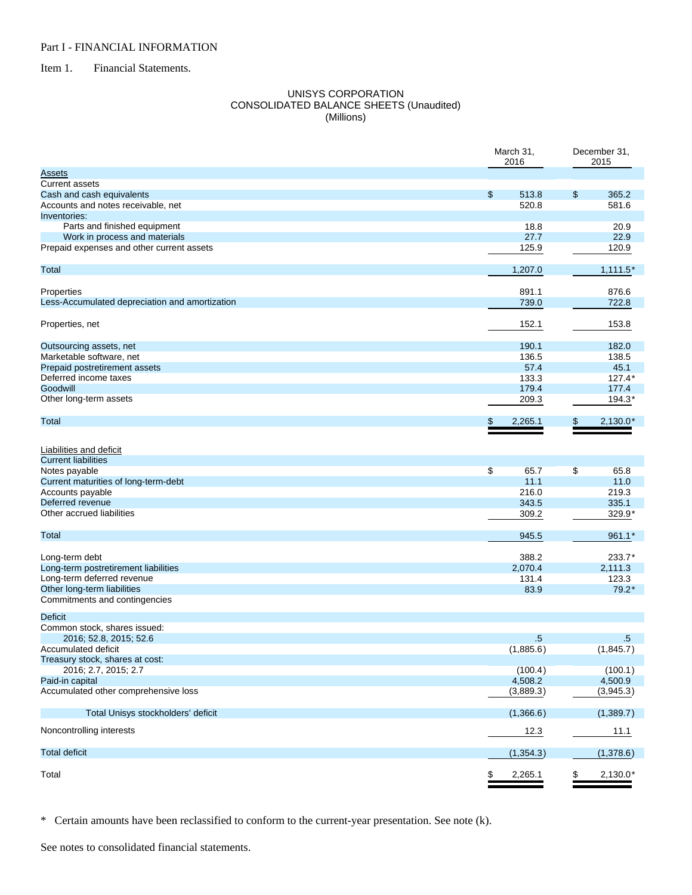Part I - FINANCIAL INFORMATION

Item 1. Financial Statements.

UNISYS CORPORATION
CONSOLIDATED BALANCE SHEETS (Unaudited)
(Millions)

| | March 31, 2016 | December 31, 2015 |
|---|---|---|
| Assets | | |
| Current assets | | |
| Cash and cash equivalents | $ 513.8 | $ 365.2 |
| Accounts and notes receivable, net | 520.8 | 581.6 |
| Inventories: | | |
| Parts and finished equipment | 18.8 | 20.9 |
| Work in process and materials | 27.7 | 22.9 |
| Prepaid expenses and other current assets | 125.9 | 120.9 |
| Total | 1,207.0 | 1,111.5* |
| Properties | 891.1 | 876.6 |
| Less-Accumulated depreciation and amortization | 739.0 | 722.8 |
| Properties, net | 152.1 | 153.8 |
| Outsourcing assets, net | 190.1 | 182.0 |
| Marketable software, net | 136.5 | 138.5 |
| Prepaid postretirement assets | 57.4 | 45.1 |
| Deferred income taxes | 133.3 | 127.4* |
| Goodwill | 179.4 | 177.4 |
| Other long-term assets | 209.3 | 194.3* |
| Total | $ 2,265.1 | $ 2,130.0* |
| Liabilities and deficit | | |
| Current liabilities | | |
| Notes payable | $ 65.7 | $ 65.8 |
| Current maturities of long-term-debt | 11.1 | 11.0 |
| Accounts payable | 216.0 | 219.3 |
| Deferred revenue | 343.5 | 335.1 |
| Other accrued liabilities | 309.2 | 329.9* |
| Total | 945.5 | 961.1* |
| Long-term debt | 388.2 | 233.7* |
| Long-term postretirement liabilities | 2,070.4 | 2,111.3 |
| Long-term deferred revenue | 131.4 | 123.3 |
| Other long-term liabilities | 83.9 | 79.2* |
| Commitments and contingencies | | |
| Deficit | | |
| Common stock, shares issued: 2016; 52.8, 2015; 52.6 | .5 | .5 |
| Accumulated deficit | (1,885.6) | (1,845.7) |
| Treasury stock, shares at cost: 2016; 2.7, 2015; 2.7 | (100.4) | (100.1) |
| Paid-in capital | 4,508.2 | 4,500.9 |
| Accumulated other comprehensive loss | (3,889.3) | (3,945.3) |
| Total Unisys stockholders' deficit | (1,366.6) | (1,389.7) |
| Noncontrolling interests | 12.3 | 11.1 |
| Total deficit | (1,354.3) | (1,378.6) |
| Total | $ 2,265.1 | $ 2,130.0* |

* Certain amounts have been reclassified to conform to the current-year presentation. See note (k).

See notes to consolidated financial statements.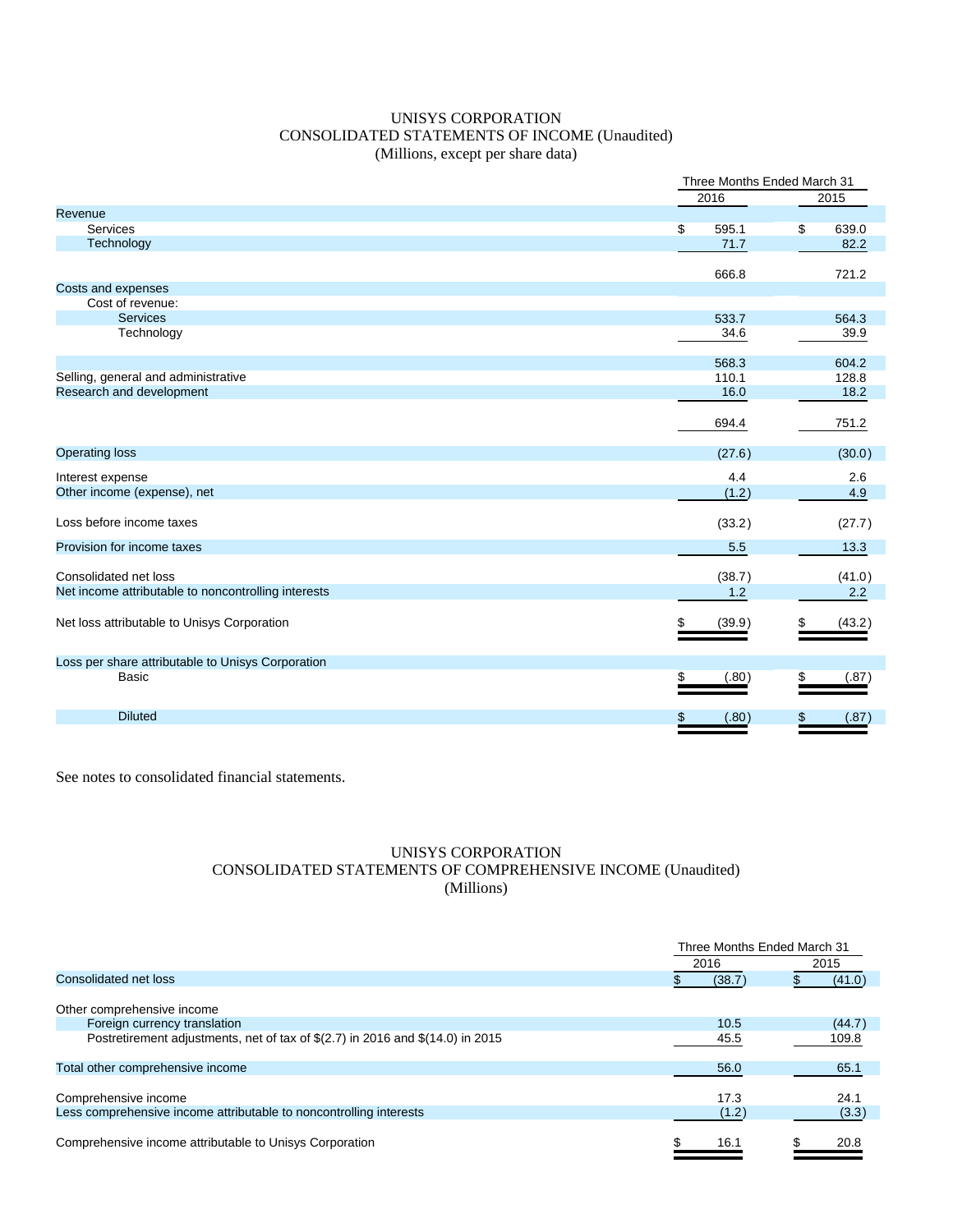# UNISYS CORPORATION
## CONSOLIDATED STATEMENTS OF INCOME (Unaudited)
### (Millions, except per share data)

| | Three Months Ended March 31 | |
|---|---|---|
| | 2016 | 2015 |
| Revenue | | |
| Services | $ 595.1 | $ 639.0 |
| Technology | 71.7 | 82.2 |
| | 666.8 | 721.2 |
| Costs and expenses | | |
| Cost of revenue: | | |
| Services | 533.7 | 564.3 |
| Technology | 34.6 | 39.9 |
| | 568.3 | 604.2 |
| Selling, general and administrative | 110.1 | 128.8 |
| Research and development | 16.0 | 18.2 |
| | 694.4 | 751.2 |
| Operating loss | (27.6) | (30.0) |
| Interest expense | 4.4 | 2.6 |
| Other income (expense), net | (1.2) | 4.9 |
| Loss before income taxes | (33.2) | (27.7) |
| Provision for income taxes | 5.5 | 13.3 |
| Consolidated net loss | (38.7) | (41.0) |
| Net income attributable to noncontrolling interests | 1.2 | 2.2 |
| Net loss attributable to Unisys Corporation | $ (39.9) | $ (43.2) |
| Loss per share attributable to Unisys Corporation | | |
| Basic | $ (.80) | $ (.87) |
| Diluted | $ (.80) | $ (.87) |

See notes to consolidated financial statements.

# UNISYS CORPORATION
## CONSOLIDATED STATEMENTS OF COMPREHENSIVE INCOME (Unaudited)
### (Millions)

| | Three Months Ended March 31 | |
|---|---|---|
| | 2016 | 2015 |
| Consolidated net loss | $ (38.7) | $ (41.0) |
| Other comprehensive income | | |
| Foreign currency translation | 10.5 | (44.7) |
| Postretirement adjustments, net of tax of $(2.7) in 2016 and $(14.0) in 2015 | 45.5 | 109.8 |
| Total other comprehensive income | 56.0 | 65.1 |
| Comprehensive income | 17.3 | 24.1 |
| Less comprehensive income attributable to noncontrolling interests | (1.2) | (3.3) |
| Comprehensive income attributable to Unisys Corporation | $ 16.1 | $ 20.8 |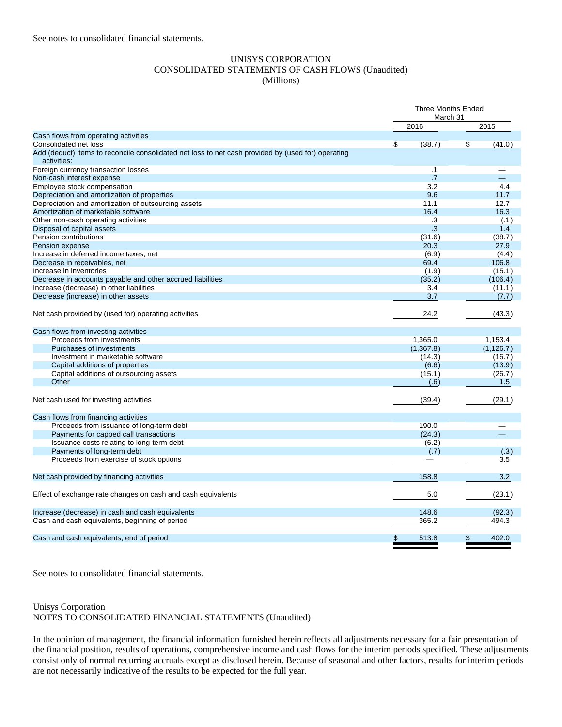See notes to consolidated financial statements.

UNISYS CORPORATION
CONSOLIDATED STATEMENTS OF CASH FLOWS (Unaudited)
(Millions)

| | Three Months Ended March 31 | |
|---|---|---|
| | 2016 | 2015 |
| Cash flows from operating activities | | |
| Consolidated net loss | $ (38.7) | $ (41.0) |
| Add (deduct) items to reconcile consolidated net loss to net cash provided by (used for) operating activities: | | |
| Foreign currency transaction losses | .1 | — |
| Non-cash interest expense | .7 | — |
| Employee stock compensation | 3.2 | 4.4 |
| Depreciation and amortization of properties | 9.6 | 11.7 |
| Depreciation and amortization of outsourcing assets | 11.1 | 12.7 |
| Amortization of marketable software | 16.4 | 16.3 |
| Other non-cash operating activities | .3 | (.1) |
| Disposal of capital assets | .3 | 1.4 |
| Pension contributions | (31.6) | (38.7) |
| Pension expense | 20.3 | 27.9 |
| Increase in deferred income taxes, net | (6.9) | (4.4) |
| Decrease in receivables, net | 69.4 | 106.8 |
| Increase in inventories | (1.9) | (15.1) |
| Decrease in accounts payable and other accrued liabilities | (35.2) | (106.4) |
| Increase (decrease) in other liabilities | 3.4 | (11.1) |
| Decrease (increase) in other assets | 3.7 | (7.7) |
| Net cash provided by (used for) operating activities | 24.2 | (43.3) |
| Cash flows from investing activities | | |
| Proceeds from investments | 1,365.0 | 1,153.4 |
| Purchases of investments | (1,367.8) | (1,126.7) |
| Investment in marketable software | (14.3) | (16.7) |
| Capital additions of properties | (6.6) | (13.9) |
| Capital additions of outsourcing assets | (15.1) | (26.7) |
| Other | (.6) | 1.5 |
| Net cash used for investing activities | (39.4) | (29.1) |
| Cash flows from financing activities | | |
| Proceeds from issuance of long-term debt | 190.0 | — |
| Payments for capped call transactions | (24.3) | — |
| Issuance costs relating to long-term debt | (6.2) | — |
| Payments of long-term debt | (.7) | (.3) |
| Proceeds from exercise of stock options | — | 3.5 |
| Net cash provided by financing activities | 158.8 | 3.2 |
| Effect of exchange rate changes on cash and cash equivalents | 5.0 | (23.1) |
| Increase (decrease) in cash and cash equivalents | 148.6 | (92.3) |
| Cash and cash equivalents, beginning of period | 365.2 | 494.3 |
| Cash and cash equivalents, end of period | $ 513.8 | $ 402.0 |

See notes to consolidated financial statements.

Unisys Corporation
NOTES TO CONSOLIDATED FINANCIAL STATEMENTS (Unaudited)

In the opinion of management, the financial information furnished herein reflects all adjustments necessary for a fair presentation of the financial position, results of operations, comprehensive income and cash flows for the interim periods specified. These adjustments consist only of normal recurring accruals except as disclosed herein. Because of seasonal and other factors, results for interim periods are not necessarily indicative of the results to be expected for the full year.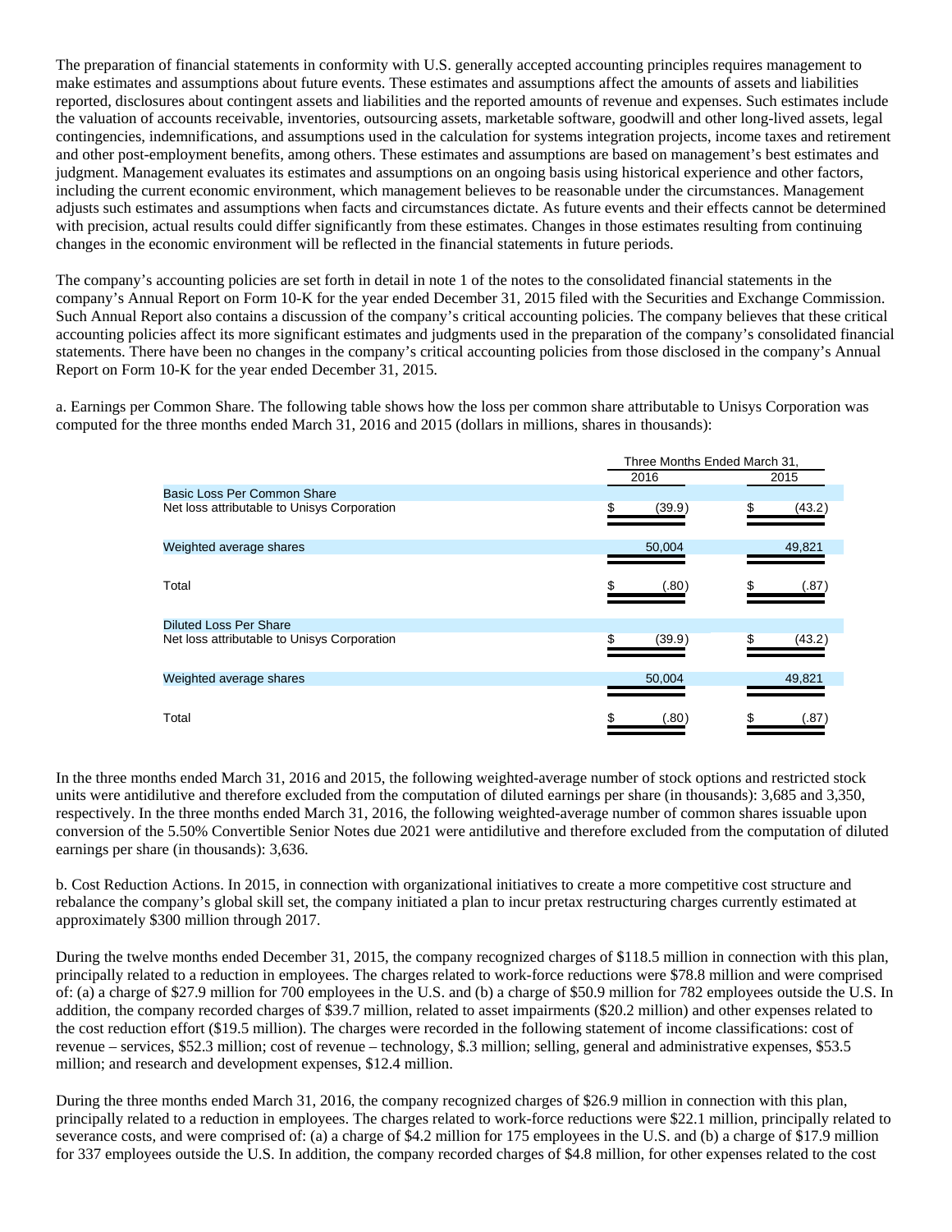The preparation of financial statements in conformity with U.S. generally accepted accounting principles requires management to make estimates and assumptions about future events. These estimates and assumptions affect the amounts of assets and liabilities reported, disclosures about contingent assets and liabilities and the reported amounts of revenue and expenses. Such estimates include the valuation of accounts receivable, inventories, outsourcing assets, marketable software, goodwill and other long-lived assets, legal contingencies, indemnifications, and assumptions used in the calculation for systems integration projects, income taxes and retirement and other post-employment benefits, among others. These estimates and assumptions are based on management's best estimates and judgment. Management evaluates its estimates and assumptions on an ongoing basis using historical experience and other factors, including the current economic environment, which management believes to be reasonable under the circumstances. Management adjusts such estimates and assumptions when facts and circumstances dictate. As future events and their effects cannot be determined with precision, actual results could differ significantly from these estimates. Changes in those estimates resulting from continuing changes in the economic environment will be reflected in the financial statements in future periods.

The company's accounting policies are set forth in detail in note 1 of the notes to the consolidated financial statements in the company's Annual Report on Form 10-K for the year ended December 31, 2015 filed with the Securities and Exchange Commission. Such Annual Report also contains a discussion of the company's critical accounting policies. The company believes that these critical accounting policies affect its more significant estimates and judgments used in the preparation of the company's consolidated financial statements. There have been no changes in the company's critical accounting policies from those disclosed in the company's Annual Report on Form 10-K for the year ended December 31, 2015.

a. Earnings per Common Share. The following table shows how the loss per common share attributable to Unisys Corporation was computed for the three months ended March 31, 2016 and 2015 (dollars in millions, shares in thousands):

| | Three Months Ended March 31, | |
|---|---|---|
| | 2016 | 2015 |
| Basic Loss Per Common Share | | |
| Net loss attributable to Unisys Corporation | $ (39.9) | $ (43.2) |
| Weighted average shares | 50,004 | 49,821 |
| Total | $ (.80) | $ (.87) |
| Diluted Loss Per Share | | |
| Net loss attributable to Unisys Corporation | $ (39.9) | $ (43.2) |
| Weighted average shares | 50,004 | 49,821 |
| Total | $ (.80) | $ (.87) |

In the three months ended March 31, 2016 and 2015, the following weighted-average number of stock options and restricted stock units were antidilutive and therefore excluded from the computation of diluted earnings per share (in thousands): 3,685 and 3,350, respectively. In the three months ended March 31, 2016, the following weighted-average number of common shares issuable upon conversion of the 5.50% Convertible Senior Notes due 2021 were antidilutive and therefore excluded from the computation of diluted earnings per share (in thousands): 3,636.

b. Cost Reduction Actions. In 2015, in connection with organizational initiatives to create a more competitive cost structure and rebalance the company's global skill set, the company initiated a plan to incur pretax restructuring charges currently estimated at approximately $300 million through 2017.

During the twelve months ended December 31, 2015, the company recognized charges of $118.5 million in connection with this plan, principally related to a reduction in employees. The charges related to work-force reductions were $78.8 million and were comprised of: (a) a charge of $27.9 million for 700 employees in the U.S. and (b) a charge of $50.9 million for 782 employees outside the U.S. In addition, the company recorded charges of $39.7 million, related to asset impairments ($20.2 million) and other expenses related to the cost reduction effort ($19.5 million). The charges were recorded in the following statement of income classifications: cost of revenue – services, $52.3 million; cost of revenue – technology, $.3 million; selling, general and administrative expenses, $53.5 million; and research and development expenses, $12.4 million.

During the three months ended March 31, 2016, the company recognized charges of $26.9 million in connection with this plan, principally related to a reduction in employees. The charges related to work-force reductions were $22.1 million, principally related to severance costs, and were comprised of: (a) a charge of $4.2 million for 175 employees in the U.S. and (b) a charge of $17.9 million for 337 employees outside the U.S. In addition, the company recorded charges of $4.8 million, for other expenses related to the cost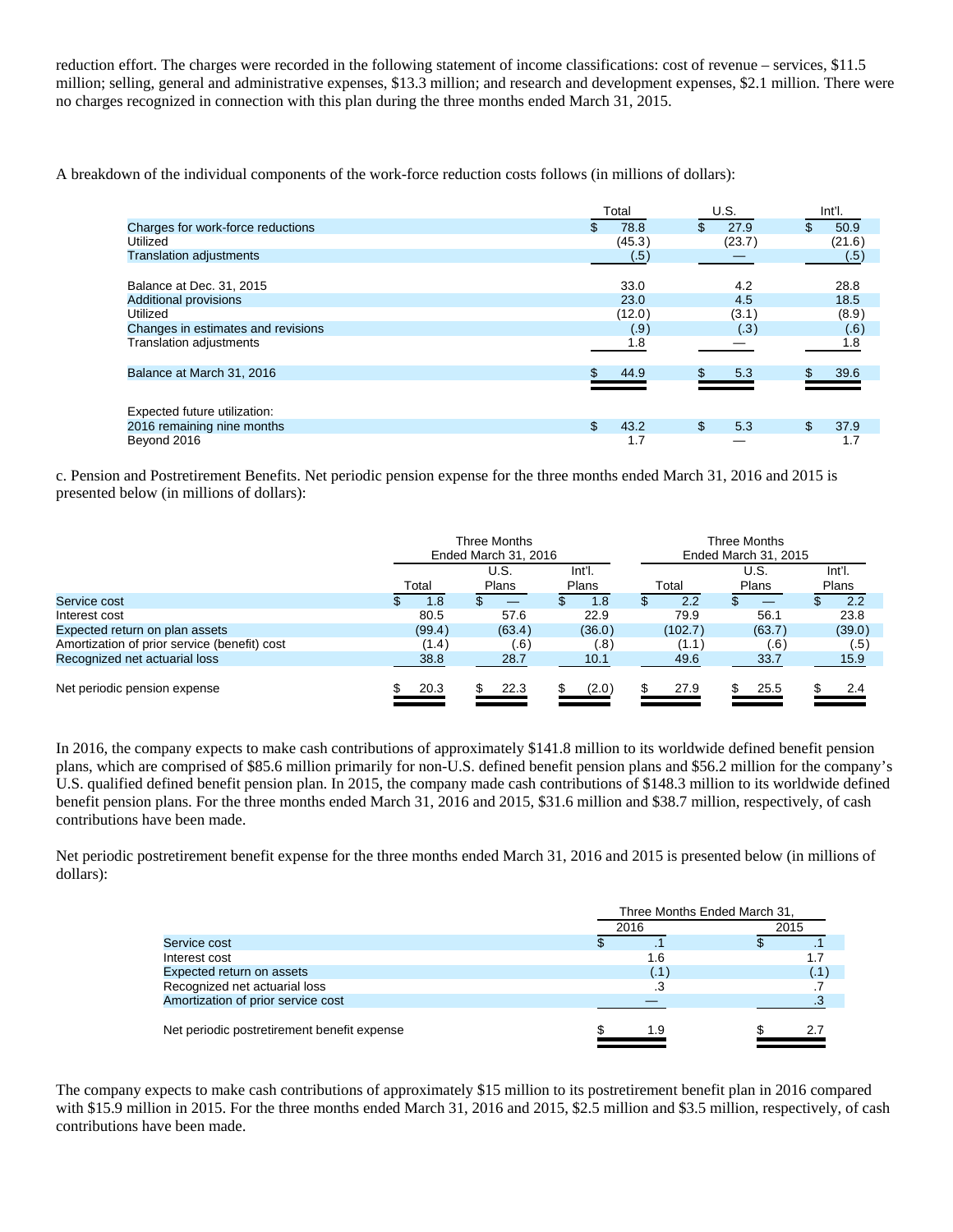reduction effort. The charges were recorded in the following statement of income classifications: cost of revenue – services, $11.5 million; selling, general and administrative expenses, $13.3 million; and research and development expenses, $2.1 million. There were no charges recognized in connection with this plan during the three months ended March 31, 2015.

A breakdown of the individual components of the work-force reduction costs follows (in millions of dollars):

| | Total | U.S. | Int'l. |
|---|---|---|---|
| Charges for work-force reductions | $ 78.8 | $ 27.9 | $ 50.9 |
| Utilized | (45.3) | (23.7) | (21.6) |
| Translation adjustments | (.5) | — | (.5) |
| Balance at Dec. 31, 2015 | 33.0 | 4.2 | 28.8 |
| Additional provisions | 23.0 | 4.5 | 18.5 |
| Utilized | (12.0) | (3.1) | (8.9) |
| Changes in estimates and revisions | (.9) | (.3) | (.6) |
| Translation adjustments | 1.8 | — | 1.8 |
| Balance at March 31, 2016 | $ 44.9 | $ 5.3 | $ 39.6 |
| Expected future utilization: | | | |
| 2016 remaining nine months | $ 43.2 | $ 5.3 | $ 37.9 |
| Beyond 2016 | 1.7 | — | 1.7 |

c. Pension and Postretirement Benefits. Net periodic pension expense for the three months ended March 31, 2016 and 2015 is presented below (in millions of dollars):

| | Three Months Ended March 31, 2016 | | | Three Months Ended March 31, 2015 | | |
|---|---|---|---|---|---|---|
| | Total | U.S. Plans | Int'l. Plans | Total | U.S. Plans | Int'l. Plans |
| Service cost | $ 1.8 | $ — | $ 1.8 | $ 2.2 | $ — | $ 2.2 |
| Interest cost | 80.5 | 57.6 | 22.9 | 79.9 | 56.1 | 23.8 |
| Expected return on plan assets | (99.4) | (63.4) | (36.0) | (102.7) | (63.7) | (39.0) |
| Amortization of prior service (benefit) cost | (1.4) | (.6) | (.8) | (1.1) | (.6) | (.5) |
| Recognized net actuarial loss | 38.8 | 28.7 | 10.1 | 49.6 | 33.7 | 15.9 |
| Net periodic pension expense | $ 20.3 | $ 22.3 | $ (2.0) | $ 27.9 | $ 25.5 | $ 2.4 |

In 2016, the company expects to make cash contributions of approximately $141.8 million to its worldwide defined benefit pension plans, which are comprised of $85.6 million primarily for non-U.S. defined benefit pension plans and $56.2 million for the company's U.S. qualified defined benefit pension plan. In 2015, the company made cash contributions of $148.3 million to its worldwide defined benefit pension plans. For the three months ended March 31, 2016 and 2015, $31.6 million and $38.7 million, respectively, of cash contributions have been made.

Net periodic postretirement benefit expense for the three months ended March 31, 2016 and 2015 is presented below (in millions of dollars):

| | Three Months Ended March 31, | |
|---|---|---|
| | 2016 | 2015 |
| Service cost | $ .1 | $ .1 |
| Interest cost | 1.6 | 1.7 |
| Expected return on assets | (.1) | (.1) |
| Recognized net actuarial loss | .3 | .7 |
| Amortization of prior service cost | — | .3 |
| Net periodic postretirement benefit expense | $ 1.9 | $ 2.7 |

The company expects to make cash contributions of approximately $15 million to its postretirement benefit plan in 2016 compared with $15.9 million in 2015. For the three months ended March 31, 2016 and 2015, $2.5 million and $3.5 million, respectively, of cash contributions have been made.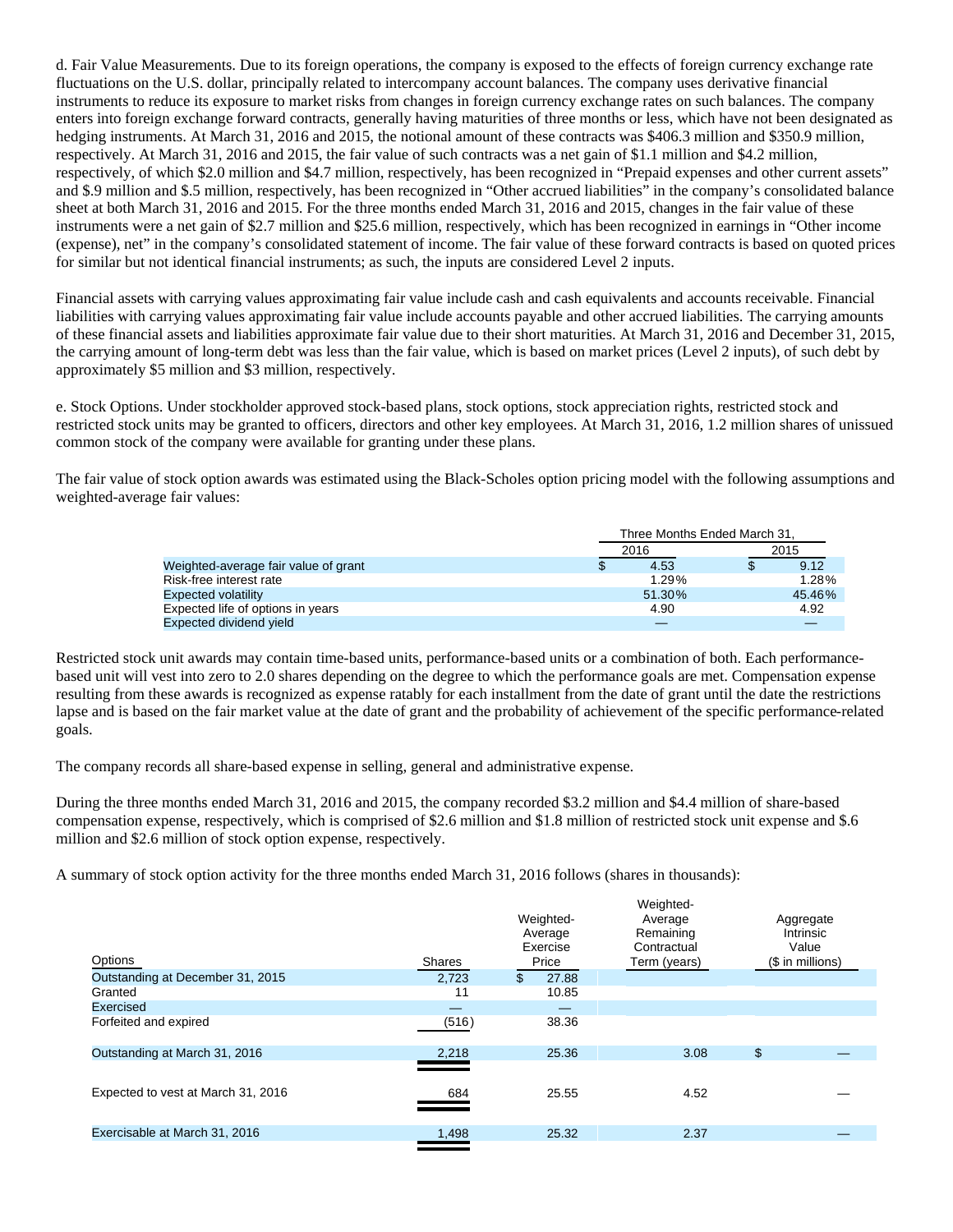d. Fair Value Measurements. Due to its foreign operations, the company is exposed to the effects of foreign currency exchange rate fluctuations on the U.S. dollar, principally related to intercompany account balances. The company uses derivative financial instruments to reduce its exposure to market risks from changes in foreign currency exchange rates on such balances. The company enters into foreign exchange forward contracts, generally having maturities of three months or less, which have not been designated as hedging instruments. At March 31, 2016 and 2015, the notional amount of these contracts was $406.3 million and $350.9 million, respectively. At March 31, 2016 and 2015, the fair value of such contracts was a net gain of $1.1 million and $4.2 million, respectively, of which $2.0 million and $4.7 million, respectively, has been recognized in "Prepaid expenses and other current assets" and $.9 million and $.5 million, respectively, has been recognized in "Other accrued liabilities" in the company's consolidated balance sheet at both March 31, 2016 and 2015. For the three months ended March 31, 2016 and 2015, changes in the fair value of these instruments were a net gain of $2.7 million and $25.6 million, respectively, which has been recognized in earnings in "Other income (expense), net" in the company's consolidated statement of income. The fair value of these forward contracts is based on quoted prices for similar but not identical financial instruments; as such, the inputs are considered Level 2 inputs.

Financial assets with carrying values approximating fair value include cash and cash equivalents and accounts receivable. Financial liabilities with carrying values approximating fair value include accounts payable and other accrued liabilities. The carrying amounts of these financial assets and liabilities approximate fair value due to their short maturities. At March 31, 2016 and December 31, 2015, the carrying amount of long-term debt was less than the fair value, which is based on market prices (Level 2 inputs), of such debt by approximately $5 million and $3 million, respectively.

e. Stock Options. Under stockholder approved stock-based plans, stock options, stock appreciation rights, restricted stock and restricted stock units may be granted to officers, directors and other key employees. At March 31, 2016, 1.2 million shares of unissued common stock of the company were available for granting under these plans.

The fair value of stock option awards was estimated using the Black-Scholes option pricing model with the following assumptions and weighted-average fair values:

| | Three Months Ended March 31, | |
|---|---|---|
| | 2016 | 2015 |
| Weighted-average fair value of grant | $ 4.53 | $ 9.12 |
| Risk-free interest rate | 1.29% | 1.28% |
| Expected volatility | 51.30% | 45.46% |
| Expected life of options in years | 4.90 | 4.92 |
| Expected dividend yield | — | — |

Restricted stock unit awards may contain time-based units, performance-based units or a combination of both. Each performance-based unit will vest into zero to 2.0 shares depending on the degree to which the performance goals are met. Compensation expense resulting from these awards is recognized as expense ratably for each installment from the date of grant until the date the restrictions lapse and is based on the fair market value at the date of grant and the probability of achievement of the specific performance-related goals.

The company records all share-based expense in selling, general and administrative expense.

During the three months ended March 31, 2016 and 2015, the company recorded $3.2 million and $4.4 million of share-based compensation expense, respectively, which is comprised of $2.6 million and $1.8 million of restricted stock unit expense and $.6 million and $2.6 million of stock option expense, respectively.

A summary of stock option activity for the three months ended March 31, 2016 follows (shares in thousands):

| Options | Shares | Weighted-Average Exercise Price | Weighted-Average Remaining Contractual Term (years) | Aggregate Intrinsic Value ($ in millions) |
|---|---|---|---|---|
| Outstanding at December 31, 2015 | 2,723 | $ 27.88 | | |
| Granted | 11 | 10.85 | | |
| Exercised | — | — | | |
| Forfeited and expired | (516) | 38.36 | | |
| Outstanding at March 31, 2016 | 2,218 | 25.36 | 3.08 | $ — |
| Expected to vest at March 31, 2016 | 684 | 25.55 | 4.52 | — |
| Exercisable at March 31, 2016 | 1,498 | 25.32 | 2.37 | — |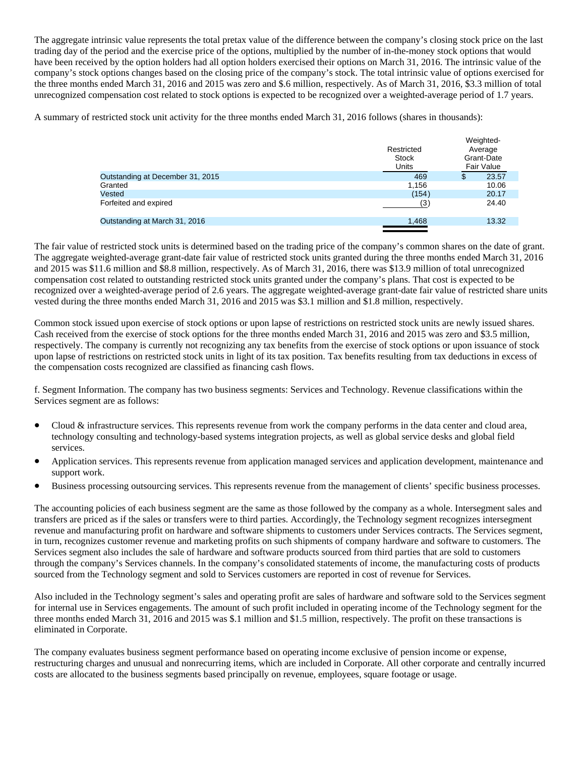The aggregate intrinsic value represents the total pretax value of the difference between the company's closing stock price on the last trading day of the period and the exercise price of the options, multiplied by the number of in-the-money stock options that would have been received by the option holders had all option holders exercised their options on March 31, 2016. The intrinsic value of the company's stock options changes based on the closing price of the company's stock. The total intrinsic value of options exercised for the three months ended March 31, 2016 and 2015 was zero and $.6 million, respectively. As of March 31, 2016, $3.3 million of total unrecognized compensation cost related to stock options is expected to be recognized over a weighted-average period of 1.7 years.

A summary of restricted stock unit activity for the three months ended March 31, 2016 follows (shares in thousands):

| | Restricted Stock Units | Weighted-Average Grant-Date Fair Value |
|---|---|---|
| Outstanding at December 31, 2015 | 469 | $ 23.57 |
| Granted | 1,156 | 10.06 |
| Vested | (154) | 20.17 |
| Forfeited and expired | (3) | 24.40 |
| Outstanding at March 31, 2016 | 1,468 | 13.32 |

The fair value of restricted stock units is determined based on the trading price of the company's common shares on the date of grant. The aggregate weighted-average grant-date fair value of restricted stock units granted during the three months ended March 31, 2016 and 2015 was $11.6 million and $8.8 million, respectively. As of March 31, 2016, there was $13.9 million of total unrecognized compensation cost related to outstanding restricted stock units granted under the company's plans. That cost is expected to be recognized over a weighted-average period of 2.6 years. The aggregate weighted-average grant-date fair value of restricted share units vested during the three months ended March 31, 2016 and 2015 was $3.1 million and $1.8 million, respectively.

Common stock issued upon exercise of stock options or upon lapse of restrictions on restricted stock units are newly issued shares. Cash received from the exercise of stock options for the three months ended March 31, 2016 and 2015 was zero and $3.5 million, respectively. The company is currently not recognizing any tax benefits from the exercise of stock options or upon issuance of stock upon lapse of restrictions on restricted stock units in light of its tax position. Tax benefits resulting from tax deductions in excess of the compensation costs recognized are classified as financing cash flows.

f. Segment Information. The company has two business segments: Services and Technology. Revenue classifications within the Services segment are as follows:

- Cloud & infrastructure services. This represents revenue from work the company performs in the data center and cloud area, technology consulting and technology-based systems integration projects, as well as global service desks and global field services.
- Application services. This represents revenue from application managed services and application development, maintenance and support work.
- Business processing outsourcing services. This represents revenue from the management of clients' specific business processes.

The accounting policies of each business segment are the same as those followed by the company as a whole. Intersegment sales and transfers are priced as if the sales or transfers were to third parties. Accordingly, the Technology segment recognizes intersegment revenue and manufacturing profit on hardware and software shipments to customers under Services contracts. The Services segment, in turn, recognizes customer revenue and marketing profits on such shipments of company hardware and software to customers. The Services segment also includes the sale of hardware and software products sourced from third parties that are sold to customers through the company's Services channels. In the company's consolidated statements of income, the manufacturing costs of products sourced from the Technology segment and sold to Services customers are reported in cost of revenue for Services.

Also included in the Technology segment's sales and operating profit are sales of hardware and software sold to the Services segment for internal use in Services engagements. The amount of such profit included in operating income of the Technology segment for the three months ended March 31, 2016 and 2015 was $.1 million and $1.5 million, respectively. The profit on these transactions is eliminated in Corporate.

The company evaluates business segment performance based on operating income exclusive of pension income or expense, restructuring charges and unusual and nonrecurring items, which are included in Corporate. All other corporate and centrally incurred costs are allocated to the business segments based principally on revenue, employees, square footage or usage.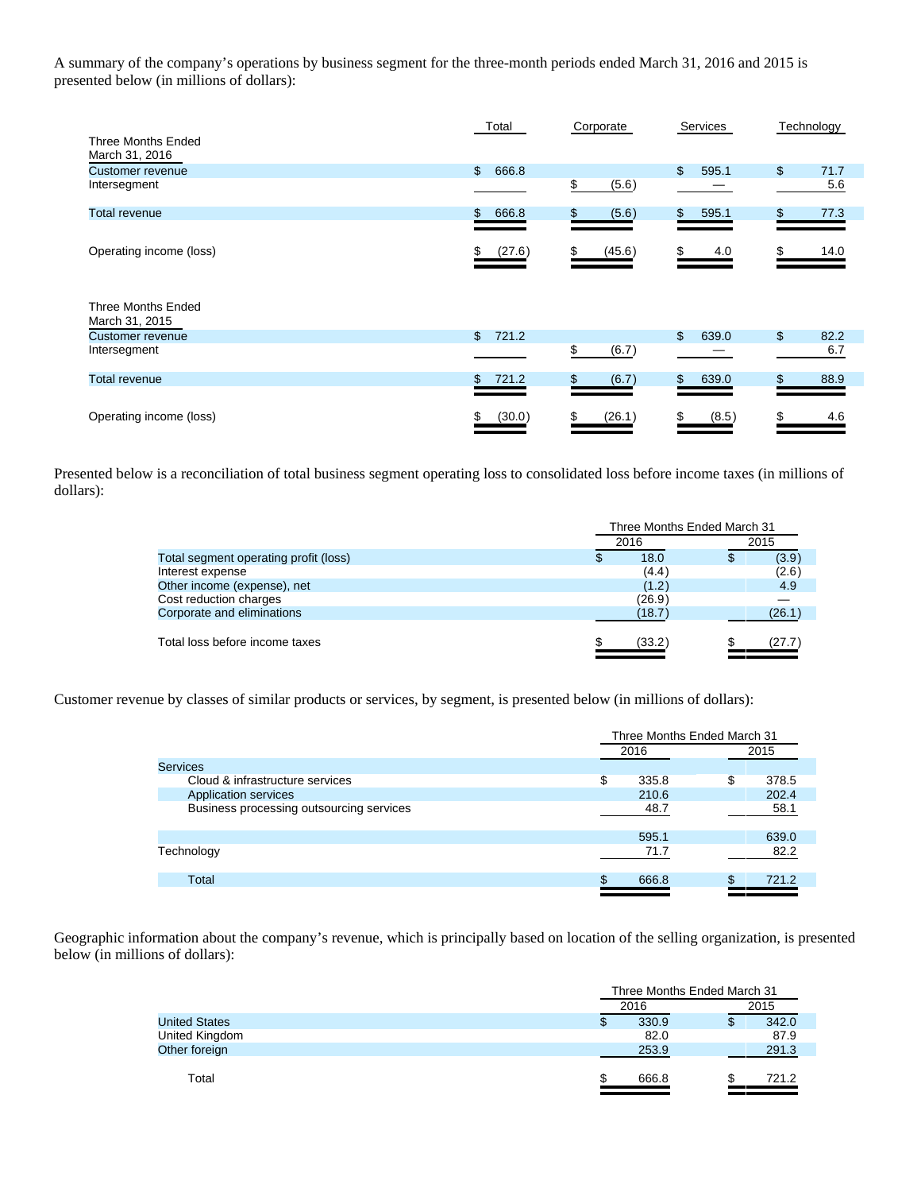A summary of the company's operations by business segment for the three-month periods ended March 31, 2016 and 2015 is presented below (in millions of dollars):

| | Total | Corporate | Services | Technology |
|---|---|---|---|---|
| **Three Months Ended March 31, 2016** | | | | |
| Customer revenue | $ 666.8 | | $ 595.1 | $ 71.7 |
| Intersegment | | $ (5.6) | — | 5.6 |
| Total revenue | $ 666.8 | $ (5.6) | $ 595.1 | $ 77.3 |
| Operating income (loss) | $ (27.6) | $ (45.6) | $ 4.0 | $ 14.0 |
| **Three Months Ended March 31, 2015** | | | | |
| Customer revenue | $ 721.2 | | $ 639.0 | $ 82.2 |
| Intersegment | | $ (6.7) | — | 6.7 |
| Total revenue | $ 721.2 | $ (6.7) | $ 639.0 | $ 88.9 |
| Operating income (loss) | $ (30.0) | $ (26.1) | $ (8.5) | $ 4.6 |

Presented below is a reconciliation of total business segment operating loss to consolidated loss before income taxes (in millions of dollars):

| | Three Months Ended March 31 | |
|---|---|---|
| | 2016 | 2015 |
| Total segment operating profit (loss) | $ 18.0 | $ (3.9) |
| Interest expense | (4.4) | (2.6) |
| Other income (expense), net | (1.2) | 4.9 |
| Cost reduction charges | (26.9) | — |
| Corporate and eliminations | (18.7) | (26.1) |
| Total loss before income taxes | $ (33.2) | $ (27.7) |

Customer revenue by classes of similar products or services, by segment, is presented below (in millions of dollars):

| | Three Months Ended March 31 | |
|---|---|---|
| | 2016 | 2015 |
| Services | | |
| Cloud & infrastructure services | $ 335.8 | $ 378.5 |
| Application services | 210.6 | 202.4 |
| Business processing outsourcing services | 48.7 | 58.1 |
| | 595.1 | 639.0 |
| Technology | 71.7 | 82.2 |
| Total | $ 666.8 | $ 721.2 |

Geographic information about the company's revenue, which is principally based on location of the selling organization, is presented below (in millions of dollars):

| | Three Months Ended March 31 | |
|---|---|---|
| | 2016 | 2015 |
| United States | $ 330.9 | $ 342.0 |
| United Kingdom | 82.0 | 87.9 |
| Other foreign | 253.9 | 291.3 |
| Total | $ 666.8 | $ 721.2 |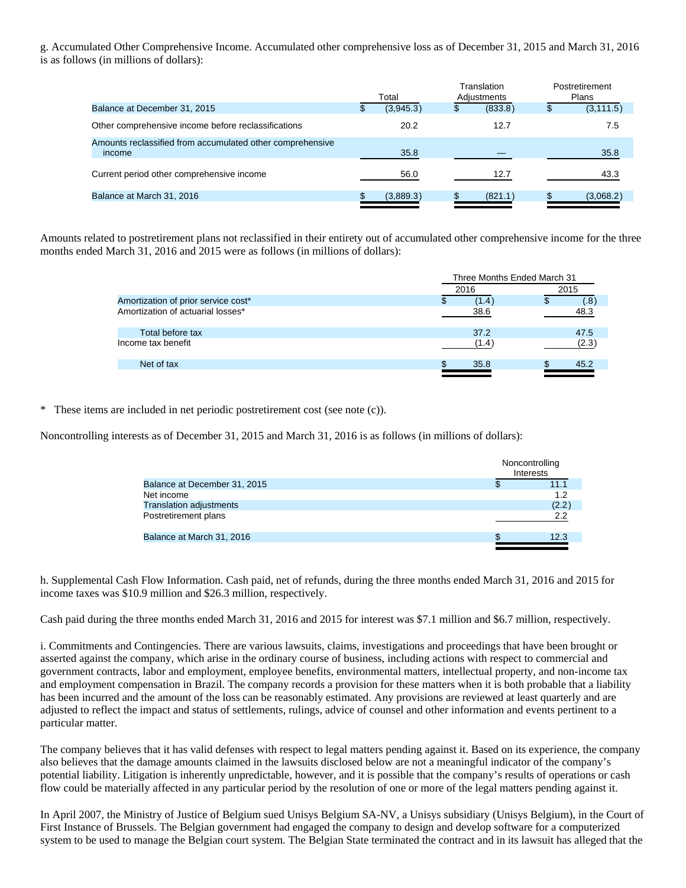g. Accumulated Other Comprehensive Income. Accumulated other comprehensive loss as of December 31, 2015 and March 31, 2016 is as follows (in millions of dollars):

| | Total | Translation Adjustments | Postretirement Plans |
|---|---|---|---|
| Balance at December 31, 2015 | $ (3,945.3) | $ (833.8) | $ (3,111.5) |
| Other comprehensive income before reclassifications | 20.2 | 12.7 | 7.5 |
| Amounts reclassified from accumulated other comprehensive income | 35.8 | — | 35.8 |
| Current period other comprehensive income | 56.0 | 12.7 | 43.3 |
| Balance at March 31, 2016 | $ (3,889.3) | $ (821.1) | $ (3,068.2) |

Amounts related to postretirement plans not reclassified in their entirety out of accumulated other comprehensive income for the three months ended March 31, 2016 and 2015 were as follows (in millions of dollars):

| | Three Months Ended March 31 | |
|---|---|---|
| | 2016 | 2015 |
| Amortization of prior service cost* | $ (1.4) | $ (.8) |
| Amortization of actuarial losses* | 38.6 | 48.3 |
| Total before tax | 37.2 | 47.5 |
| Income tax benefit | (1.4) | (2.3) |
| Net of tax | $ 35.8 | $ 45.2 |

\* These items are included in net periodic postretirement cost (see note (c)).

Noncontrolling interests as of December 31, 2015 and March 31, 2016 is as follows (in millions of dollars):

| | Noncontrolling Interests |
|---|---|
| Balance at December 31, 2015 | $ 11.1 |
| Net income | 1.2 |
| Translation adjustments | (2.2) |
| Postretirement plans | 2.2 |
| Balance at March 31, 2016 | $ 12.3 |

h. Supplemental Cash Flow Information. Cash paid, net of refunds, during the three months ended March 31, 2016 and 2015 for income taxes was $10.9 million and $26.3 million, respectively.

Cash paid during the three months ended March 31, 2016 and 2015 for interest was $7.1 million and $6.7 million, respectively.

i. Commitments and Contingencies. There are various lawsuits, claims, investigations and proceedings that have been brought or asserted against the company, which arise in the ordinary course of business, including actions with respect to commercial and government contracts, labor and employment, employee benefits, environmental matters, intellectual property, and non-income tax and employment compensation in Brazil. The company records a provision for these matters when it is both probable that a liability has been incurred and the amount of the loss can be reasonably estimated. Any provisions are reviewed at least quarterly and are adjusted to reflect the impact and status of settlements, rulings, advice of counsel and other information and events pertinent to a particular matter.

The company believes that it has valid defenses with respect to legal matters pending against it. Based on its experience, the company also believes that the damage amounts claimed in the lawsuits disclosed below are not a meaningful indicator of the company's potential liability. Litigation is inherently unpredictable, however, and it is possible that the company's results of operations or cash flow could be materially affected in any particular period by the resolution of one or more of the legal matters pending against it.

In April 2007, the Ministry of Justice of Belgium sued Unisys Belgium SA-NV, a Unisys subsidiary (Unisys Belgium), in the Court of First Instance of Brussels. The Belgian government had engaged the company to design and develop software for a computerized system to be used to manage the Belgian court system. The Belgian State terminated the contract and in its lawsuit has alleged that the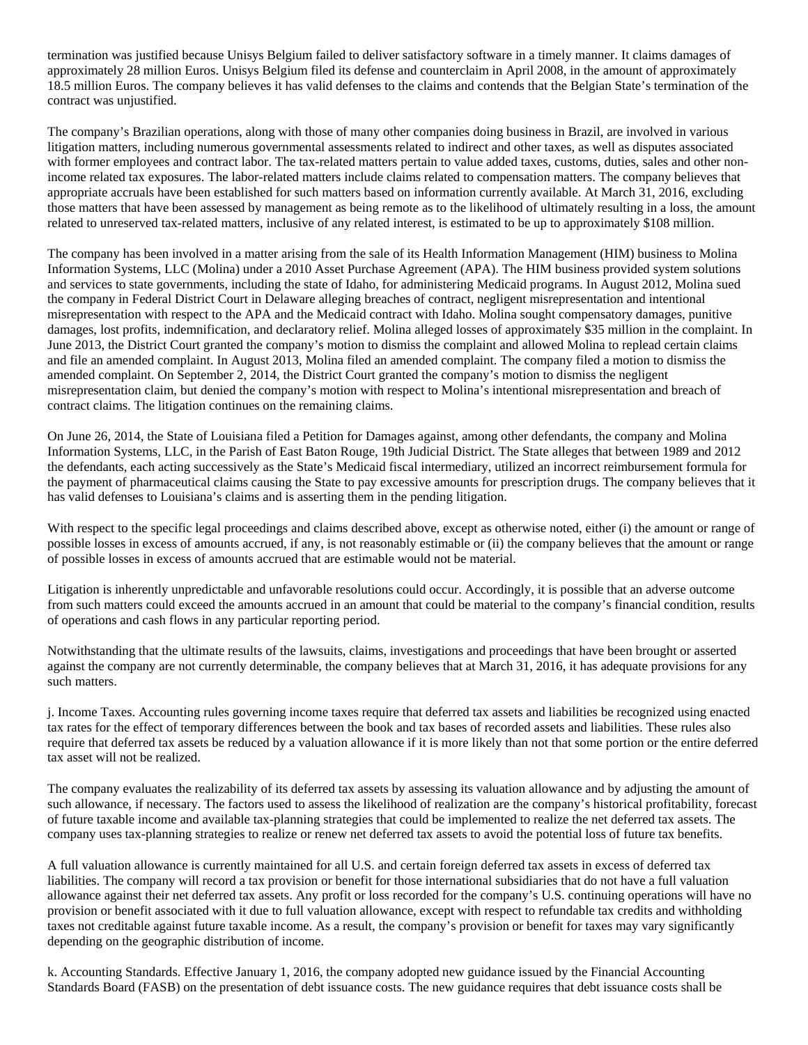termination was justified because Unisys Belgium failed to deliver satisfactory software in a timely manner. It claims damages of approximately 28 million Euros. Unisys Belgium filed its defense and counterclaim in April 2008, in the amount of approximately 18.5 million Euros. The company believes it has valid defenses to the claims and contends that the Belgian State's termination of the contract was unjustified.

The company's Brazilian operations, along with those of many other companies doing business in Brazil, are involved in various litigation matters, including numerous governmental assessments related to indirect and other taxes, as well as disputes associated with former employees and contract labor. The tax-related matters pertain to value added taxes, customs, duties, sales and other non-income related tax exposures. The labor-related matters include claims related to compensation matters. The company believes that appropriate accruals have been established for such matters based on information currently available. At March 31, 2016, excluding those matters that have been assessed by management as being remote as to the likelihood of ultimately resulting in a loss, the amount related to unreserved tax-related matters, inclusive of any related interest, is estimated to be up to approximately $108 million.

The company has been involved in a matter arising from the sale of its Health Information Management (HIM) business to Molina Information Systems, LLC (Molina) under a 2010 Asset Purchase Agreement (APA). The HIM business provided system solutions and services to state governments, including the state of Idaho, for administering Medicaid programs. In August 2012, Molina sued the company in Federal District Court in Delaware alleging breaches of contract, negligent misrepresentation and intentional misrepresentation with respect to the APA and the Medicaid contract with Idaho. Molina sought compensatory damages, punitive damages, lost profits, indemnification, and declaratory relief. Molina alleged losses of approximately $35 million in the complaint. In June 2013, the District Court granted the company's motion to dismiss the complaint and allowed Molina to replead certain claims and file an amended complaint. In August 2013, Molina filed an amended complaint. The company filed a motion to dismiss the amended complaint. On September 2, 2014, the District Court granted the company's motion to dismiss the negligent misrepresentation claim, but denied the company's motion with respect to Molina's intentional misrepresentation and breach of contract claims. The litigation continues on the remaining claims.

On June 26, 2014, the State of Louisiana filed a Petition for Damages against, among other defendants, the company and Molina Information Systems, LLC, in the Parish of East Baton Rouge, 19th Judicial District. The State alleges that between 1989 and 2012 the defendants, each acting successively as the State's Medicaid fiscal intermediary, utilized an incorrect reimbursement formula for the payment of pharmaceutical claims causing the State to pay excessive amounts for prescription drugs. The company believes that it has valid defenses to Louisiana's claims and is asserting them in the pending litigation.

With respect to the specific legal proceedings and claims described above, except as otherwise noted, either (i) the amount or range of possible losses in excess of amounts accrued, if any, is not reasonably estimable or (ii) the company believes that the amount or range of possible losses in excess of amounts accrued that are estimable would not be material.

Litigation is inherently unpredictable and unfavorable resolutions could occur. Accordingly, it is possible that an adverse outcome from such matters could exceed the amounts accrued in an amount that could be material to the company's financial condition, results of operations and cash flows in any particular reporting period.

Notwithstanding that the ultimate results of the lawsuits, claims, investigations and proceedings that have been brought or asserted against the company are not currently determinable, the company believes that at March 31, 2016, it has adequate provisions for any such matters.

j. Income Taxes. Accounting rules governing income taxes require that deferred tax assets and liabilities be recognized using enacted tax rates for the effect of temporary differences between the book and tax bases of recorded assets and liabilities. These rules also require that deferred tax assets be reduced by a valuation allowance if it is more likely than not that some portion or the entire deferred tax asset will not be realized.

The company evaluates the realizability of its deferred tax assets by assessing its valuation allowance and by adjusting the amount of such allowance, if necessary. The factors used to assess the likelihood of realization are the company's historical profitability, forecast of future taxable income and available tax-planning strategies that could be implemented to realize the net deferred tax assets. The company uses tax-planning strategies to realize or renew net deferred tax assets to avoid the potential loss of future tax benefits.

A full valuation allowance is currently maintained for all U.S. and certain foreign deferred tax assets in excess of deferred tax liabilities. The company will record a tax provision or benefit for those international subsidiaries that do not have a full valuation allowance against their net deferred tax assets. Any profit or loss recorded for the company's U.S. continuing operations will have no provision or benefit associated with it due to full valuation allowance, except with respect to refundable tax credits and withholding taxes not creditable against future taxable income. As a result, the company's provision or benefit for taxes may vary significantly depending on the geographic distribution of income.

k. Accounting Standards. Effective January 1, 2016, the company adopted new guidance issued by the Financial Accounting Standards Board (FASB) on the presentation of debt issuance costs. The new guidance requires that debt issuance costs shall be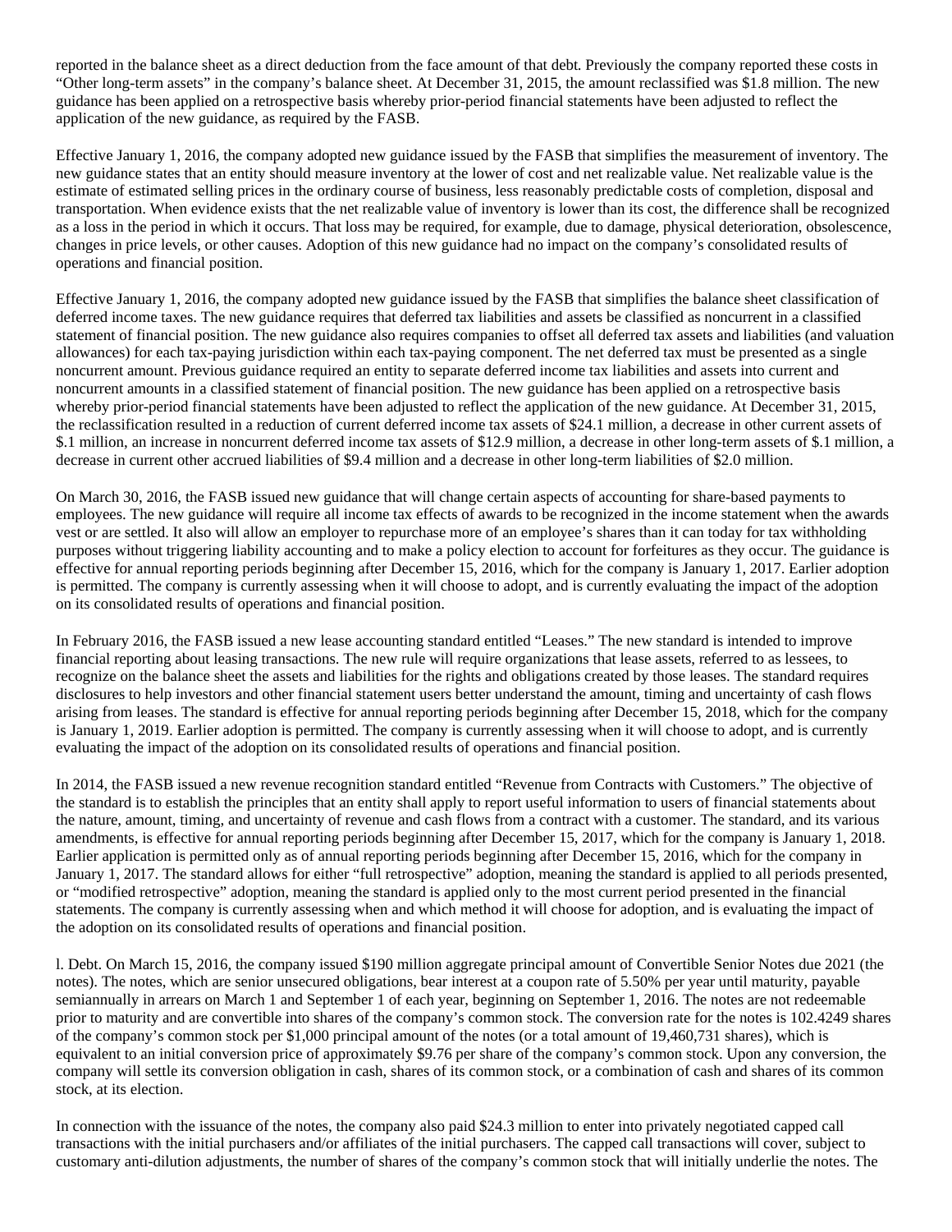reported in the balance sheet as a direct deduction from the face amount of that debt. Previously the company reported these costs in "Other long-term assets" in the company's balance sheet. At December 31, 2015, the amount reclassified was $1.8 million. The new guidance has been applied on a retrospective basis whereby prior-period financial statements have been adjusted to reflect the application of the new guidance, as required by the FASB.

Effective January 1, 2016, the company adopted new guidance issued by the FASB that simplifies the measurement of inventory. The new guidance states that an entity should measure inventory at the lower of cost and net realizable value. Net realizable value is the estimate of estimated selling prices in the ordinary course of business, less reasonably predictable costs of completion, disposal and transportation. When evidence exists that the net realizable value of inventory is lower than its cost, the difference shall be recognized as a loss in the period in which it occurs. That loss may be required, for example, due to damage, physical deterioration, obsolescence, changes in price levels, or other causes. Adoption of this new guidance had no impact on the company's consolidated results of operations and financial position.

Effective January 1, 2016, the company adopted new guidance issued by the FASB that simplifies the balance sheet classification of deferred income taxes. The new guidance requires that deferred tax liabilities and assets be classified as noncurrent in a classified statement of financial position. The new guidance also requires companies to offset all deferred tax assets and liabilities (and valuation allowances) for each tax-paying jurisdiction within each tax-paying component. The net deferred tax must be presented as a single noncurrent amount. Previous guidance required an entity to separate deferred income tax liabilities and assets into current and noncurrent amounts in a classified statement of financial position. The new guidance has been applied on a retrospective basis whereby prior-period financial statements have been adjusted to reflect the application of the new guidance. At December 31, 2015, the reclassification resulted in a reduction of current deferred income tax assets of $24.1 million, a decrease in other current assets of $.1 million, an increase in noncurrent deferred income tax assets of $12.9 million, a decrease in other long-term assets of $.1 million, a decrease in current other accrued liabilities of $9.4 million and a decrease in other long-term liabilities of $2.0 million.

On March 30, 2016, the FASB issued new guidance that will change certain aspects of accounting for share-based payments to employees. The new guidance will require all income tax effects of awards to be recognized in the income statement when the awards vest or are settled. It also will allow an employer to repurchase more of an employee's shares than it can today for tax withholding purposes without triggering liability accounting and to make a policy election to account for forfeitures as they occur. The guidance is effective for annual reporting periods beginning after December 15, 2016, which for the company is January 1, 2017. Earlier adoption is permitted. The company is currently assessing when it will choose to adopt, and is currently evaluating the impact of the adoption on its consolidated results of operations and financial position.

In February 2016, the FASB issued a new lease accounting standard entitled "Leases." The new standard is intended to improve financial reporting about leasing transactions. The new rule will require organizations that lease assets, referred to as lessees, to recognize on the balance sheet the assets and liabilities for the rights and obligations created by those leases. The standard requires disclosures to help investors and other financial statement users better understand the amount, timing and uncertainty of cash flows arising from leases. The standard is effective for annual reporting periods beginning after December 15, 2018, which for the company is January 1, 2019. Earlier adoption is permitted. The company is currently assessing when it will choose to adopt, and is currently evaluating the impact of the adoption on its consolidated results of operations and financial position.

In 2014, the FASB issued a new revenue recognition standard entitled "Revenue from Contracts with Customers." The objective of the standard is to establish the principles that an entity shall apply to report useful information to users of financial statements about the nature, amount, timing, and uncertainty of revenue and cash flows from a contract with a customer. The standard, and its various amendments, is effective for annual reporting periods beginning after December 15, 2017, which for the company is January 1, 2018. Earlier application is permitted only as of annual reporting periods beginning after December 15, 2016, which for the company in January 1, 2017. The standard allows for either "full retrospective" adoption, meaning the standard is applied to all periods presented, or "modified retrospective" adoption, meaning the standard is applied only to the most current period presented in the financial statements. The company is currently assessing when and which method it will choose for adoption, and is evaluating the impact of the adoption on its consolidated results of operations and financial position.

l. Debt. On March 15, 2016, the company issued $190 million aggregate principal amount of Convertible Senior Notes due 2021 (the notes). The notes, which are senior unsecured obligations, bear interest at a coupon rate of 5.50% per year until maturity, payable semiannually in arrears on March 1 and September 1 of each year, beginning on September 1, 2016. The notes are not redeemable prior to maturity and are convertible into shares of the company's common stock. The conversion rate for the notes is 102.4249 shares of the company's common stock per $1,000 principal amount of the notes (or a total amount of 19,460,731 shares), which is equivalent to an initial conversion price of approximately $9.76 per share of the company's common stock. Upon any conversion, the company will settle its conversion obligation in cash, shares of its common stock, or a combination of cash and shares of its common stock, at its election.

In connection with the issuance of the notes, the company also paid $24.3 million to enter into privately negotiated capped call transactions with the initial purchasers and/or affiliates of the initial purchasers. The capped call transactions will cover, subject to customary anti-dilution adjustments, the number of shares of the company's common stock that will initially underlie the notes. The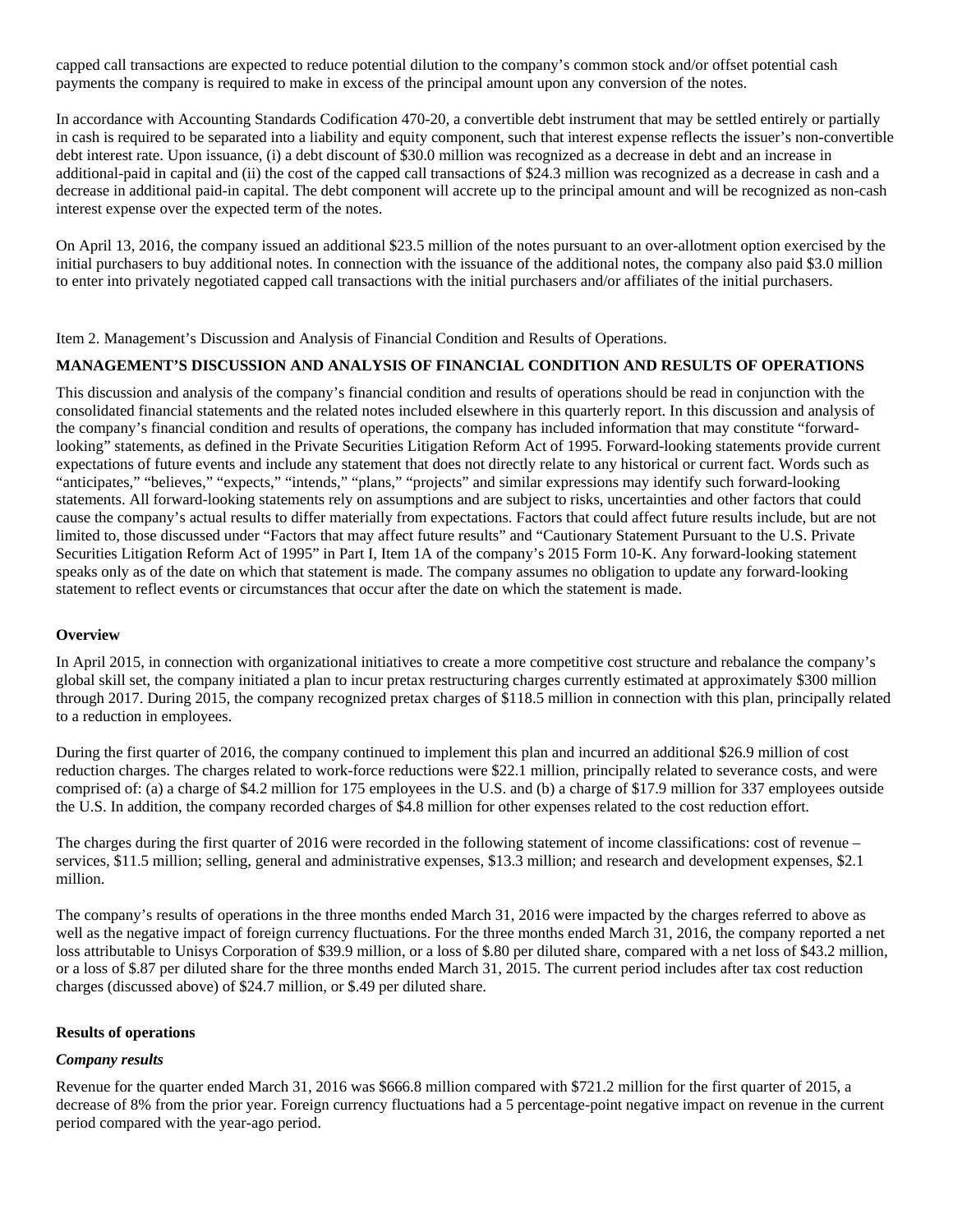capped call transactions are expected to reduce potential dilution to the company's common stock and/or offset potential cash payments the company is required to make in excess of the principal amount upon any conversion of the notes.

In accordance with Accounting Standards Codification 470-20, a convertible debt instrument that may be settled entirely or partially in cash is required to be separated into a liability and equity component, such that interest expense reflects the issuer's non-convertible debt interest rate. Upon issuance, (i) a debt discount of $30.0 million was recognized as a decrease in debt and an increase in additional-paid in capital and (ii) the cost of the capped call transactions of $24.3 million was recognized as a decrease in cash and a decrease in additional paid-in capital. The debt component will accrete up to the principal amount and will be recognized as non-cash interest expense over the expected term of the notes.

On April 13, 2016, the company issued an additional $23.5 million of the notes pursuant to an over-allotment option exercised by the initial purchasers to buy additional notes. In connection with the issuance of the additional notes, the company also paid $3.0 million to enter into privately negotiated capped call transactions with the initial purchasers and/or affiliates of the initial purchasers.

Item 2. Management's Discussion and Analysis of Financial Condition and Results of Operations.

## MANAGEMENT'S DISCUSSION AND ANALYSIS OF FINANCIAL CONDITION AND RESULTS OF OPERATIONS

This discussion and analysis of the company's financial condition and results of operations should be read in conjunction with the consolidated financial statements and the related notes included elsewhere in this quarterly report. In this discussion and analysis of the company's financial condition and results of operations, the company has included information that may constitute "forward-looking" statements, as defined in the Private Securities Litigation Reform Act of 1995. Forward-looking statements provide current expectations of future events and include any statement that does not directly relate to any historical or current fact. Words such as "anticipates," "believes," "expects," "intends," "plans," "projects" and similar expressions may identify such forward-looking statements. All forward-looking statements rely on assumptions and are subject to risks, uncertainties and other factors that could cause the company's actual results to differ materially from expectations. Factors that could affect future results include, but are not limited to, those discussed under "Factors that may affect future results" and "Cautionary Statement Pursuant to the U.S. Private Securities Litigation Reform Act of 1995" in Part I, Item 1A of the company's 2015 Form 10-K. Any forward-looking statement speaks only as of the date on which that statement is made. The company assumes no obligation to update any forward-looking statement to reflect events or circumstances that occur after the date on which the statement is made.

### Overview

In April 2015, in connection with organizational initiatives to create a more competitive cost structure and rebalance the company's global skill set, the company initiated a plan to incur pretax restructuring charges currently estimated at approximately $300 million through 2017. During 2015, the company recognized pretax charges of $118.5 million in connection with this plan, principally related to a reduction in employees.

During the first quarter of 2016, the company continued to implement this plan and incurred an additional $26.9 million of cost reduction charges. The charges related to work-force reductions were $22.1 million, principally related to severance costs, and were comprised of: (a) a charge of $4.2 million for 175 employees in the U.S. and (b) a charge of $17.9 million for 337 employees outside the U.S. In addition, the company recorded charges of $4.8 million for other expenses related to the cost reduction effort.

The charges during the first quarter of 2016 were recorded in the following statement of income classifications: cost of revenue – services, $11.5 million; selling, general and administrative expenses, $13.3 million; and research and development expenses, $2.1 million.

The company's results of operations in the three months ended March 31, 2016 were impacted by the charges referred to above as well as the negative impact of foreign currency fluctuations. For the three months ended March 31, 2016, the company reported a net loss attributable to Unisys Corporation of $39.9 million, or a loss of $.80 per diluted share, compared with a net loss of $43.2 million, or a loss of $.87 per diluted share for the three months ended March 31, 2015. The current period includes after tax cost reduction charges (discussed above) of $24.7 million, or $.49 per diluted share.

### Results of operations

#### *Company results*

Revenue for the quarter ended March 31, 2016 was $666.8 million compared with $721.2 million for the first quarter of 2015, a decrease of 8% from the prior year. Foreign currency fluctuations had a 5 percentage-point negative impact on revenue in the current period compared with the year-ago period.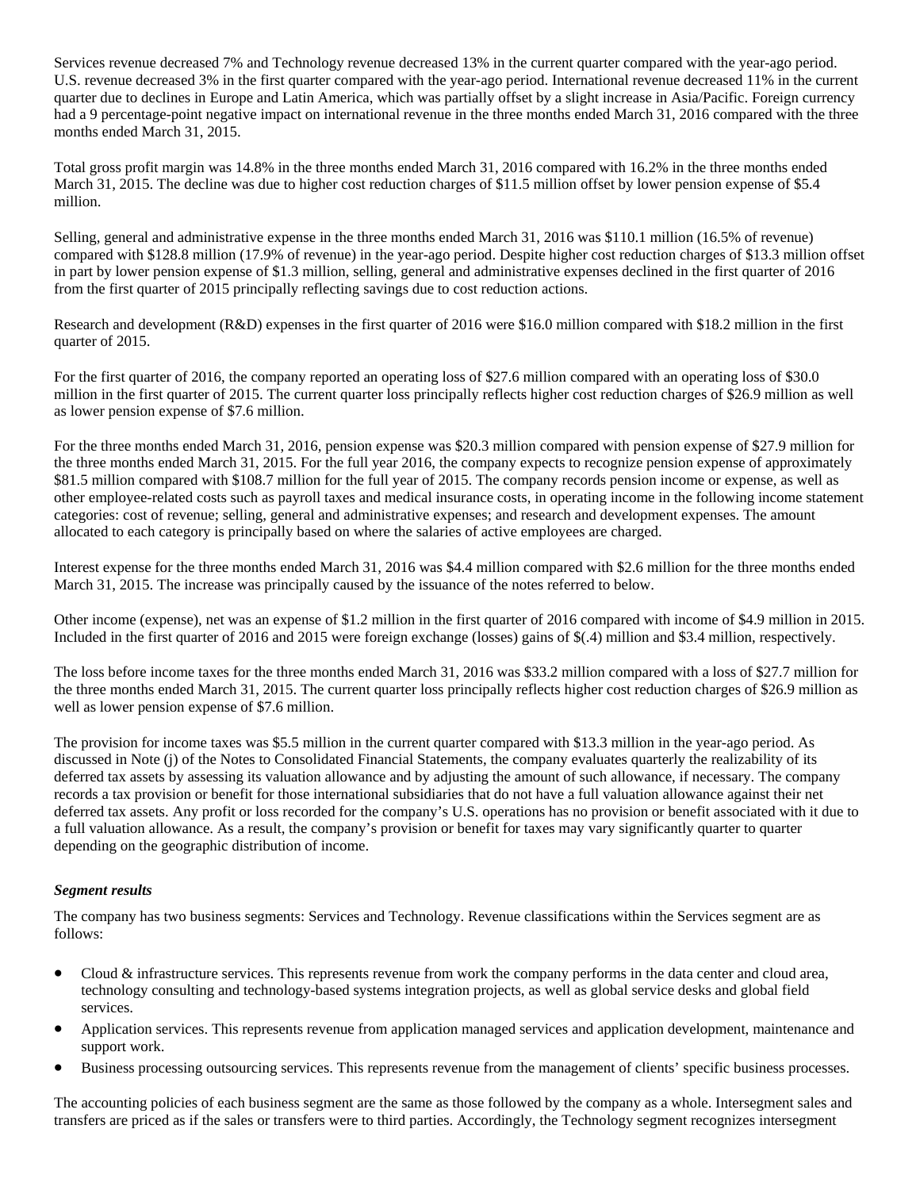Services revenue decreased 7% and Technology revenue decreased 13% in the current quarter compared with the year-ago period. U.S. revenue decreased 3% in the first quarter compared with the year-ago period. International revenue decreased 11% in the current quarter due to declines in Europe and Latin America, which was partially offset by a slight increase in Asia/Pacific. Foreign currency had a 9 percentage-point negative impact on international revenue in the three months ended March 31, 2016 compared with the three months ended March 31, 2015.

Total gross profit margin was 14.8% in the three months ended March 31, 2016 compared with 16.2% in the three months ended March 31, 2015. The decline was due to higher cost reduction charges of $11.5 million offset by lower pension expense of $5.4 million.

Selling, general and administrative expense in the three months ended March 31, 2016 was $110.1 million (16.5% of revenue) compared with $128.8 million (17.9% of revenue) in the year-ago period. Despite higher cost reduction charges of $13.3 million offset in part by lower pension expense of $1.3 million, selling, general and administrative expenses declined in the first quarter of 2016 from the first quarter of 2015 principally reflecting savings due to cost reduction actions.

Research and development (R&D) expenses in the first quarter of 2016 were $16.0 million compared with $18.2 million in the first quarter of 2015.

For the first quarter of 2016, the company reported an operating loss of $27.6 million compared with an operating loss of $30.0 million in the first quarter of 2015. The current quarter loss principally reflects higher cost reduction charges of $26.9 million as well as lower pension expense of $7.6 million.

For the three months ended March 31, 2016, pension expense was $20.3 million compared with pension expense of $27.9 million for the three months ended March 31, 2015. For the full year 2016, the company expects to recognize pension expense of approximately $81.5 million compared with $108.7 million for the full year of 2015. The company records pension income or expense, as well as other employee-related costs such as payroll taxes and medical insurance costs, in operating income in the following income statement categories: cost of revenue; selling, general and administrative expenses; and research and development expenses. The amount allocated to each category is principally based on where the salaries of active employees are charged.

Interest expense for the three months ended March 31, 2016 was $4.4 million compared with $2.6 million for the three months ended March 31, 2015. The increase was principally caused by the issuance of the notes referred to below.

Other income (expense), net was an expense of $1.2 million in the first quarter of 2016 compared with income of $4.9 million in 2015. Included in the first quarter of 2016 and 2015 were foreign exchange (losses) gains of $(.4) million and $3.4 million, respectively.

The loss before income taxes for the three months ended March 31, 2016 was $33.2 million compared with a loss of $27.7 million for the three months ended March 31, 2015. The current quarter loss principally reflects higher cost reduction charges of $26.9 million as well as lower pension expense of $7.6 million.

The provision for income taxes was $5.5 million in the current quarter compared with $13.3 million in the year-ago period. As discussed in Note (j) of the Notes to Consolidated Financial Statements, the company evaluates quarterly the realizability of its deferred tax assets by assessing its valuation allowance and by adjusting the amount of such allowance, if necessary. The company records a tax provision or benefit for those international subsidiaries that do not have a full valuation allowance against their net deferred tax assets. Any profit or loss recorded for the company's U.S. operations has no provision or benefit associated with it due to a full valuation allowance. As a result, the company's provision or benefit for taxes may vary significantly quarter to quarter depending on the geographic distribution of income.

***Segment results***

The company has two business segments: Services and Technology. Revenue classifications within the Services segment are as follows:

- Cloud & infrastructure services. This represents revenue from work the company performs in the data center and cloud area, technology consulting and technology-based systems integration projects, as well as global service desks and global field services.
- Application services. This represents revenue from application managed services and application development, maintenance and support work.
- Business processing outsourcing services. This represents revenue from the management of clients' specific business processes.

The accounting policies of each business segment are the same as those followed by the company as a whole. Intersegment sales and transfers are priced as if the sales or transfers were to third parties. Accordingly, the Technology segment recognizes intersegment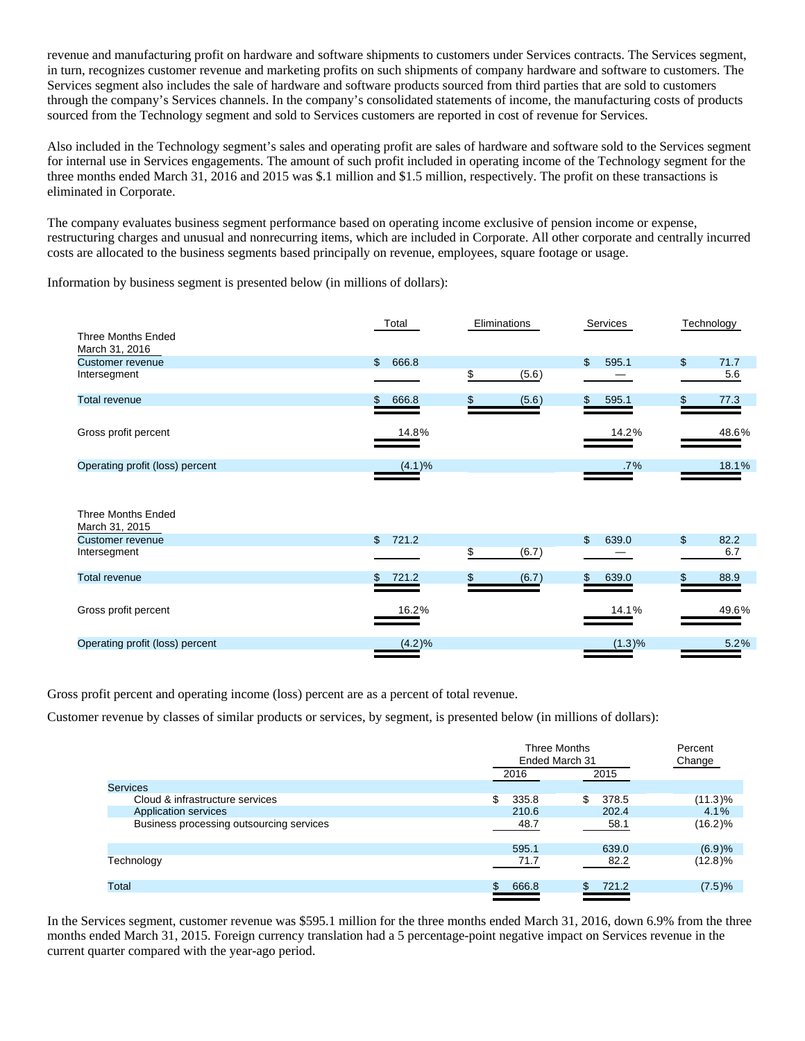revenue and manufacturing profit on hardware and software shipments to customers under Services contracts. The Services segment, in turn, recognizes customer revenue and marketing profits on such shipments of company hardware and software to customers. The Services segment also includes the sale of hardware and software products sourced from third parties that are sold to customers through the company's Services channels. In the company's consolidated statements of income, the manufacturing costs of products sourced from the Technology segment and sold to Services customers are reported in cost of revenue for Services.

Also included in the Technology segment's sales and operating profit are sales of hardware and software sold to the Services segment for internal use in Services engagements. The amount of such profit included in operating income of the Technology segment for the three months ended March 31, 2016 and 2015 was $.1 million and $1.5 million, respectively. The profit on these transactions is eliminated in Corporate.

The company evaluates business segment performance based on operating income exclusive of pension income or expense, restructuring charges and unusual and nonrecurring items, which are included in Corporate. All other corporate and centrally incurred costs are allocated to the business segments based principally on revenue, employees, square footage or usage.

Information by business segment is presented below (in millions of dollars):

| | Total | Eliminations | Services | Technology |
|---|---|---|---|---|
| **Three Months Ended March 31, 2016** | | | | |
| Customer revenue | $ 666.8 | | $ 595.1 | $ 71.7 |
| Intersegment | | $ (5.6) | — | 5.6 |
| Total revenue | $ 666.8 | $ (5.6) | $ 595.1 | $ 77.3 |
| Gross profit percent | 14.8% | | 14.2% | 48.6% |
| Operating profit (loss) percent | (4.1)% | | .7% | 18.1% |
| **Three Months Ended March 31, 2015** | | | | |
| Customer revenue | $ 721.2 | | $ 639.0 | $ 82.2 |
| Intersegment | | $ (6.7) | — | 6.7 |
| Total revenue | $ 721.2 | $ (6.7) | $ 639.0 | $ 88.9 |
| Gross profit percent | 16.2% | | 14.1% | 49.6% |
| Operating profit (loss) percent | (4.2)% | | (1.3)% | 5.2% |

Gross profit percent and operating income (loss) percent are as a percent of total revenue.

Customer revenue by classes of similar products or services, by segment, is presented below (in millions of dollars):

| | Three Months Ended March 31 | | Percent Change |
|---|---|---|---|
| | 2016 | 2015 | |
| Services | | | |
| Cloud & infrastructure services | $ 335.8 | $ 378.5 | (11.3)% |
| Application services | 210.6 | 202.4 | 4.1% |
| Business processing outsourcing services | 48.7 | 58.1 | (16.2)% |
| | 595.1 | 639.0 | (6.9)% |
| Technology | 71.7 | 82.2 | (12.8)% |
| Total | $ 666.8 | $ 721.2 | (7.5)% |

In the Services segment, customer revenue was $595.1 million for the three months ended March 31, 2016, down 6.9% from the three months ended March 31, 2015. Foreign currency translation had a 5 percentage-point negative impact on Services revenue in the current quarter compared with the year-ago period.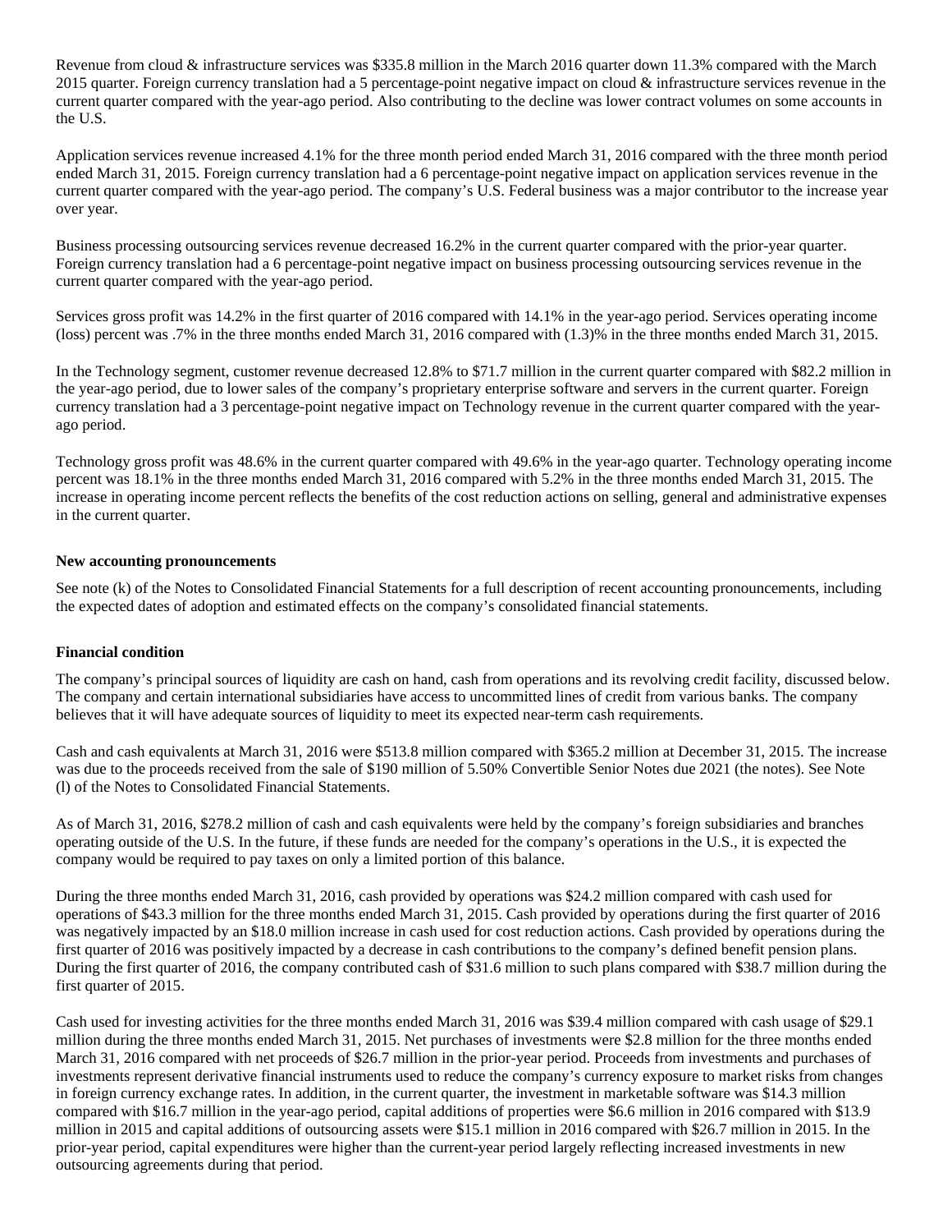Revenue from cloud & infrastructure services was $335.8 million in the March 2016 quarter down 11.3% compared with the March 2015 quarter. Foreign currency translation had a 5 percentage-point negative impact on cloud & infrastructure services revenue in the current quarter compared with the year-ago period. Also contributing to the decline was lower contract volumes on some accounts in the U.S.

Application services revenue increased 4.1% for the three month period ended March 31, 2016 compared with the three month period ended March 31, 2015. Foreign currency translation had a 6 percentage-point negative impact on application services revenue in the current quarter compared with the year-ago period. The company's U.S. Federal business was a major contributor to the increase year over year.

Business processing outsourcing services revenue decreased 16.2% in the current quarter compared with the prior-year quarter. Foreign currency translation had a 6 percentage-point negative impact on business processing outsourcing services revenue in the current quarter compared with the year-ago period.

Services gross profit was 14.2% in the first quarter of 2016 compared with 14.1% in the year-ago period. Services operating income (loss) percent was .7% in the three months ended March 31, 2016 compared with (1.3)% in the three months ended March 31, 2015.

In the Technology segment, customer revenue decreased 12.8% to $71.7 million in the current quarter compared with $82.2 million in the year-ago period, due to lower sales of the company's proprietary enterprise software and servers in the current quarter. Foreign currency translation had a 3 percentage-point negative impact on Technology revenue in the current quarter compared with the year-ago period.

Technology gross profit was 48.6% in the current quarter compared with 49.6% in the year-ago quarter. Technology operating income percent was 18.1% in the three months ended March 31, 2016 compared with 5.2% in the three months ended March 31, 2015. The increase in operating income percent reflects the benefits of the cost reduction actions on selling, general and administrative expenses in the current quarter.

**New accounting pronouncements**

See note (k) of the Notes to Consolidated Financial Statements for a full description of recent accounting pronouncements, including the expected dates of adoption and estimated effects on the company's consolidated financial statements.

**Financial condition**

The company's principal sources of liquidity are cash on hand, cash from operations and its revolving credit facility, discussed below. The company and certain international subsidiaries have access to uncommitted lines of credit from various banks. The company believes that it will have adequate sources of liquidity to meet its expected near-term cash requirements.

Cash and cash equivalents at March 31, 2016 were $513.8 million compared with $365.2 million at December 31, 2015. The increase was due to the proceeds received from the sale of $190 million of 5.50% Convertible Senior Notes due 2021 (the notes). See Note (l) of the Notes to Consolidated Financial Statements.

As of March 31, 2016, $278.2 million of cash and cash equivalents were held by the company's foreign subsidiaries and branches operating outside of the U.S. In the future, if these funds are needed for the company's operations in the U.S., it is expected the company would be required to pay taxes on only a limited portion of this balance.

During the three months ended March 31, 2016, cash provided by operations was $24.2 million compared with cash used for operations of $43.3 million for the three months ended March 31, 2015. Cash provided by operations during the first quarter of 2016 was negatively impacted by an $18.0 million increase in cash used for cost reduction actions. Cash provided by operations during the first quarter of 2016 was positively impacted by a decrease in cash contributions to the company's defined benefit pension plans. During the first quarter of 2016, the company contributed cash of $31.6 million to such plans compared with $38.7 million during the first quarter of 2015.

Cash used for investing activities for the three months ended March 31, 2016 was $39.4 million compared with cash usage of $29.1 million during the three months ended March 31, 2015. Net purchases of investments were $2.8 million for the three months ended March 31, 2016 compared with net proceeds of $26.7 million in the prior-year period. Proceeds from investments and purchases of investments represent derivative financial instruments used to reduce the company's currency exposure to market risks from changes in foreign currency exchange rates. In addition, in the current quarter, the investment in marketable software was $14.3 million compared with $16.7 million in the year-ago period, capital additions of properties were $6.6 million in 2016 compared with $13.9 million in 2015 and capital additions of outsourcing assets were $15.1 million in 2016 compared with $26.7 million in 2015. In the prior-year period, capital expenditures were higher than the current-year period largely reflecting increased investments in new outsourcing agreements during that period.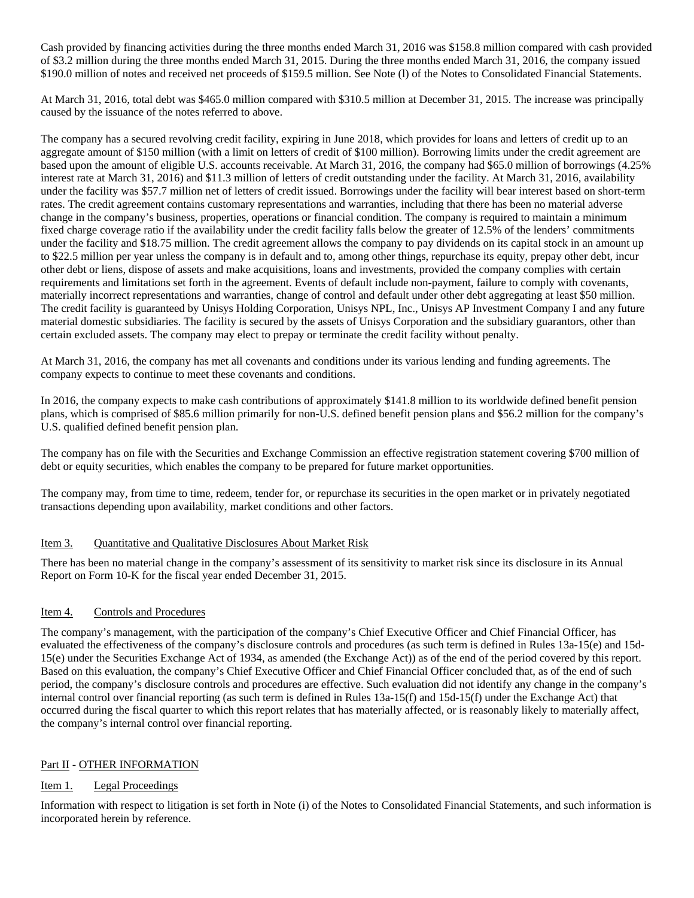Cash provided by financing activities during the three months ended March 31, 2016 was $158.8 million compared with cash provided of $3.2 million during the three months ended March 31, 2015. During the three months ended March 31, 2016, the company issued $190.0 million of notes and received net proceeds of $159.5 million. See Note (l) of the Notes to Consolidated Financial Statements.

At March 31, 2016, total debt was $465.0 million compared with $310.5 million at December 31, 2015. The increase was principally caused by the issuance of the notes referred to above.

The company has a secured revolving credit facility, expiring in June 2018, which provides for loans and letters of credit up to an aggregate amount of $150 million (with a limit on letters of credit of $100 million). Borrowing limits under the credit agreement are based upon the amount of eligible U.S. accounts receivable. At March 31, 2016, the company had $65.0 million of borrowings (4.25% interest rate at March 31, 2016) and $11.3 million of letters of credit outstanding under the facility. At March 31, 2016, availability under the facility was $57.7 million net of letters of credit issued. Borrowings under the facility will bear interest based on short-term rates. The credit agreement contains customary representations and warranties, including that there has been no material adverse change in the company's business, properties, operations or financial condition. The company is required to maintain a minimum fixed charge coverage ratio if the availability under the credit facility falls below the greater of 12.5% of the lenders' commitments under the facility and $18.75 million. The credit agreement allows the company to pay dividends on its capital stock in an amount up to $22.5 million per year unless the company is in default and to, among other things, repurchase its equity, prepay other debt, incur other debt or liens, dispose of assets and make acquisitions, loans and investments, provided the company complies with certain requirements and limitations set forth in the agreement. Events of default include non-payment, failure to comply with covenants, materially incorrect representations and warranties, change of control and default under other debt aggregating at least $50 million. The credit facility is guaranteed by Unisys Holding Corporation, Unisys NPL, Inc., Unisys AP Investment Company I and any future material domestic subsidiaries. The facility is secured by the assets of Unisys Corporation and the subsidiary guarantors, other than certain excluded assets. The company may elect to prepay or terminate the credit facility without penalty.

At March 31, 2016, the company has met all covenants and conditions under its various lending and funding agreements. The company expects to continue to meet these covenants and conditions.

In 2016, the company expects to make cash contributions of approximately $141.8 million to its worldwide defined benefit pension plans, which is comprised of $85.6 million primarily for non-U.S. defined benefit pension plans and $56.2 million for the company's U.S. qualified defined benefit pension plan.

The company has on file with the Securities and Exchange Commission an effective registration statement covering $700 million of debt or equity securities, which enables the company to be prepared for future market opportunities.

The company may, from time to time, redeem, tender for, or repurchase its securities in the open market or in privately negotiated transactions depending upon availability, market conditions and other factors.

## Item 3. Quantitative and Qualitative Disclosures About Market Risk

There has been no material change in the company's assessment of its sensitivity to market risk since its disclosure in its Annual Report on Form 10-K for the fiscal year ended December 31, 2015.

## Item 4. Controls and Procedures

The company's management, with the participation of the company's Chief Executive Officer and Chief Financial Officer, has evaluated the effectiveness of the company's disclosure controls and procedures (as such term is defined in Rules 13a-15(e) and 15d-15(e) under the Securities Exchange Act of 1934, as amended (the Exchange Act)) as of the end of the period covered by this report. Based on this evaluation, the company's Chief Executive Officer and Chief Financial Officer concluded that, as of the end of such period, the company's disclosure controls and procedures are effective. Such evaluation did not identify any change in the company's internal control over financial reporting (as such term is defined in Rules 13a-15(f) and 15d-15(f) under the Exchange Act) that occurred during the fiscal quarter to which this report relates that has materially affected, or is reasonably likely to materially affect, the company's internal control over financial reporting.

# Part II - OTHER INFORMATION

## Item 1. Legal Proceedings

Information with respect to litigation is set forth in Note (i) of the Notes to Consolidated Financial Statements, and such information is incorporated herein by reference.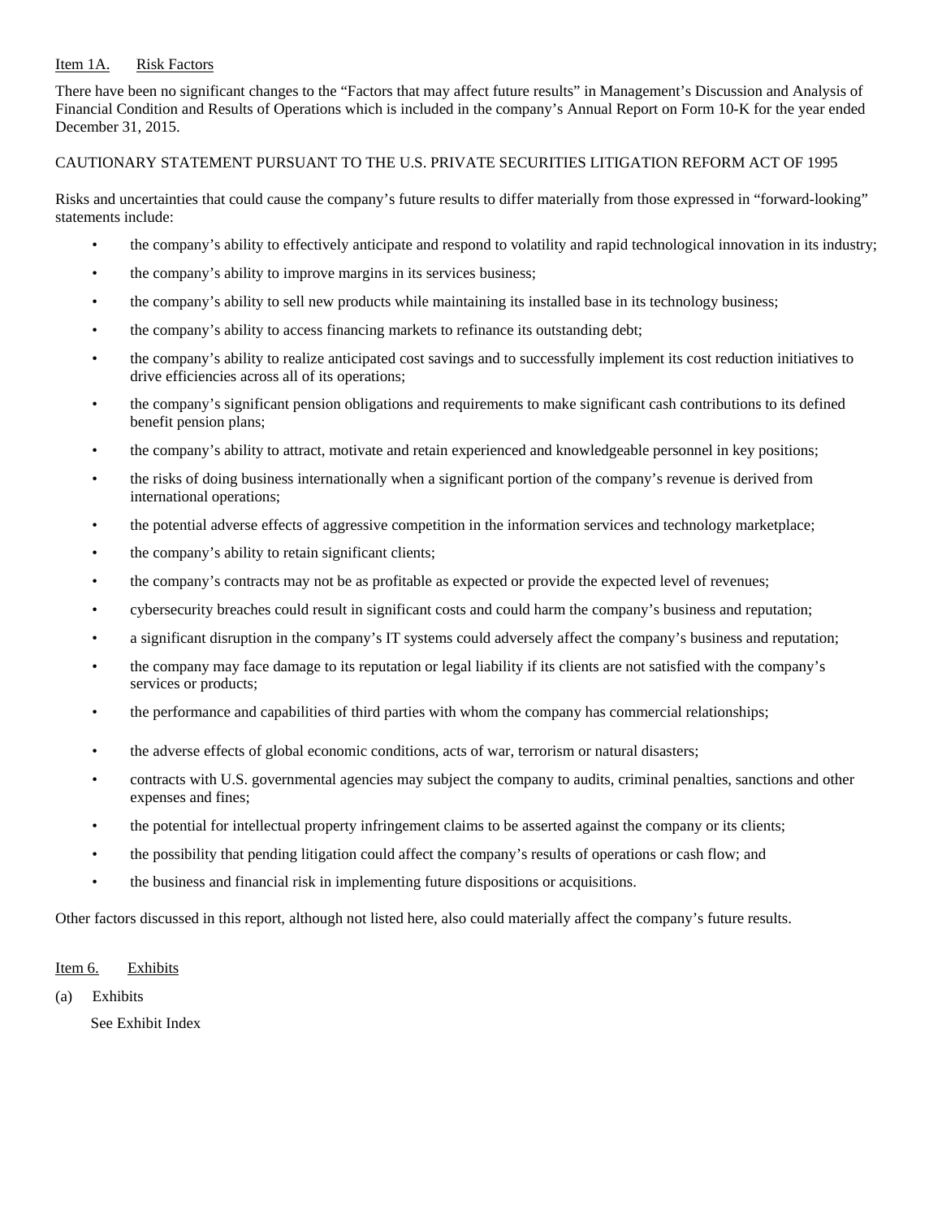Item 1A. Risk Factors

There have been no significant changes to the "Factors that may affect future results" in Management's Discussion and Analysis of Financial Condition and Results of Operations which is included in the company's Annual Report on Form 10-K for the year ended December 31, 2015.

CAUTIONARY STATEMENT PURSUANT TO THE U.S. PRIVATE SECURITIES LITIGATION REFORM ACT OF 1995

Risks and uncertainties that could cause the company's future results to differ materially from those expressed in "forward-looking" statements include:

- the company's ability to effectively anticipate and respond to volatility and rapid technological innovation in its industry;
- the company's ability to improve margins in its services business;
- the company's ability to sell new products while maintaining its installed base in its technology business;
- the company's ability to access financing markets to refinance its outstanding debt;
- the company's ability to realize anticipated cost savings and to successfully implement its cost reduction initiatives to drive efficiencies across all of its operations;
- the company's significant pension obligations and requirements to make significant cash contributions to its defined benefit pension plans;
- the company's ability to attract, motivate and retain experienced and knowledgeable personnel in key positions;
- the risks of doing business internationally when a significant portion of the company's revenue is derived from international operations;
- the potential adverse effects of aggressive competition in the information services and technology marketplace;
- the company's ability to retain significant clients;
- the company's contracts may not be as profitable as expected or provide the expected level of revenues;
- cybersecurity breaches could result in significant costs and could harm the company's business and reputation;
- a significant disruption in the company's IT systems could adversely affect the company's business and reputation;
- the company may face damage to its reputation or legal liability if its clients are not satisfied with the company's services or products;
- the performance and capabilities of third parties with whom the company has commercial relationships;
- the adverse effects of global economic conditions, acts of war, terrorism or natural disasters;
- contracts with U.S. governmental agencies may subject the company to audits, criminal penalties, sanctions and other expenses and fines;
- the potential for intellectual property infringement claims to be asserted against the company or its clients;
- the possibility that pending litigation could affect the company's results of operations or cash flow; and
- the business and financial risk in implementing future dispositions or acquisitions.

Other factors discussed in this report, although not listed here, also could materially affect the company's future results.

Item 6. Exhibits

(a) Exhibits

See Exhibit Index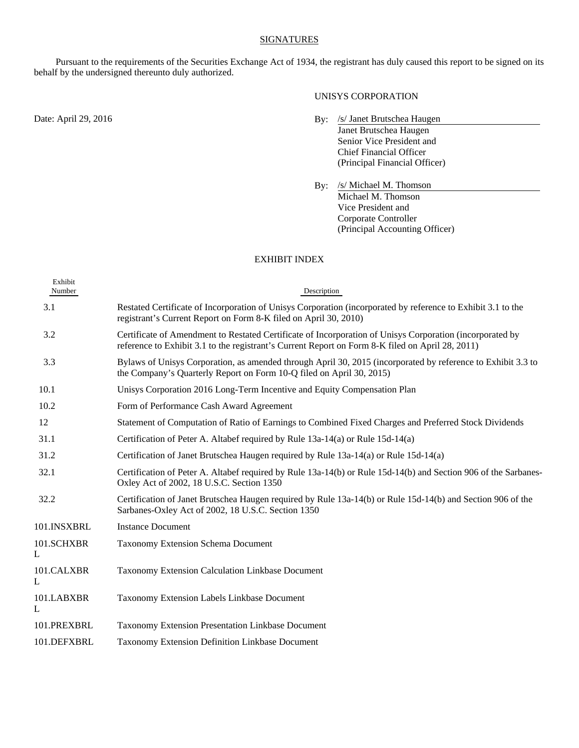## SIGNATURES

Pursuant to the requirements of the Securities Exchange Act of 1934, the registrant has duly caused this report to be signed on its behalf by the undersigned thereunto duly authorized.

UNISYS CORPORATION

Date: April 29, 2016

By: /s/ Janet Brutschea Haugen
Janet Brutschea Haugen
Senior Vice President and
Chief Financial Officer
(Principal Financial Officer)

By: /s/ Michael M. Thomson
Michael M. Thomson
Vice President and
Corporate Controller
(Principal Accounting Officer)

## EXHIBIT INDEX

| Exhibit Number | Description |
|---|---|
| 3.1 | Restated Certificate of Incorporation of Unisys Corporation (incorporated by reference to Exhibit 3.1 to the registrant's Current Report on Form 8-K filed on April 30, 2010) |
| 3.2 | Certificate of Amendment to Restated Certificate of Incorporation of Unisys Corporation (incorporated by reference to Exhibit 3.1 to the registrant's Current Report on Form 8-K filed on April 28, 2011) |
| 3.3 | Bylaws of Unisys Corporation, as amended through April 30, 2015 (incorporated by reference to Exhibit 3.3 to the Company's Quarterly Report on Form 10-Q filed on April 30, 2015) |
| 10.1 | Unisys Corporation 2016 Long-Term Incentive and Equity Compensation Plan |
| 10.2 | Form of Performance Cash Award Agreement |
| 12 | Statement of Computation of Ratio of Earnings to Combined Fixed Charges and Preferred Stock Dividends |
| 31.1 | Certification of Peter A. Altabef required by Rule 13a-14(a) or Rule 15d-14(a) |
| 31.2 | Certification of Janet Brutschea Haugen required by Rule 13a-14(a) or Rule 15d-14(a) |
| 32.1 | Certification of Peter A. Altabef required by Rule 13a-14(b) or Rule 15d-14(b) and Section 906 of the Sarbanes-Oxley Act of 2002, 18 U.S.C. Section 1350 |
| 32.2 | Certification of Janet Brutschea Haugen required by Rule 13a-14(b) or Rule 15d-14(b) and Section 906 of the Sarbanes-Oxley Act of 2002, 18 U.S.C. Section 1350 |
| 101.INSXBRL | Instance Document |
| 101.SCHXBRL | Taxonomy Extension Schema Document |
| 101.CALXBRL | Taxonomy Extension Calculation Linkbase Document |
| 101.LABXBRL | Taxonomy Extension Labels Linkbase Document |
| 101.PREXBRL | Taxonomy Extension Presentation Linkbase Document |
| 101.DEFXBRL | Taxonomy Extension Definition Linkbase Document |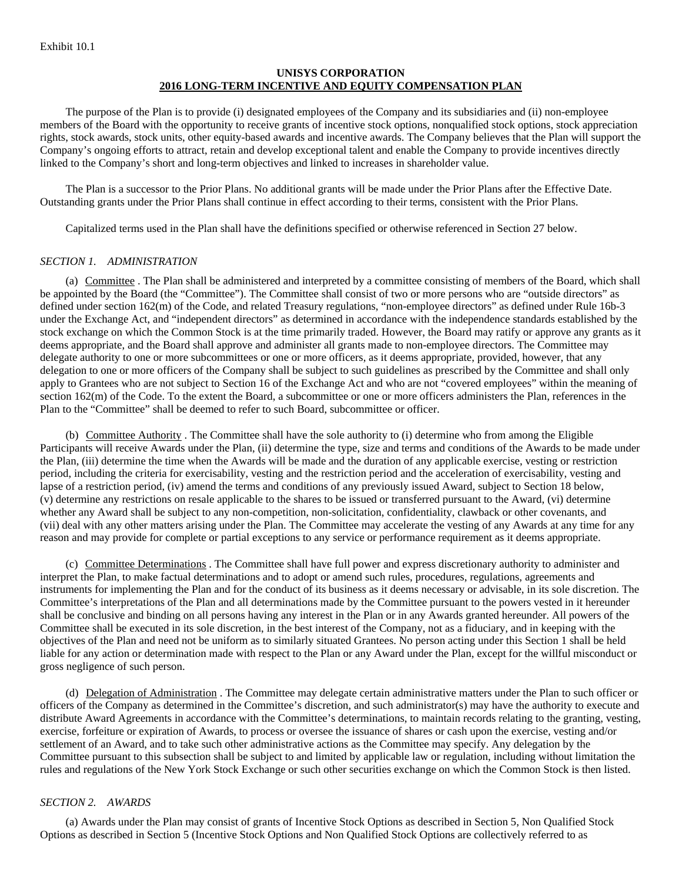Exhibit 10.1

**UNISYS CORPORATION**
**2016 LONG-TERM INCENTIVE AND EQUITY COMPENSATION PLAN**

The purpose of the Plan is to provide (i) designated employees of the Company and its subsidiaries and (ii) non-employee members of the Board with the opportunity to receive grants of incentive stock options, nonqualified stock options, stock appreciation rights, stock awards, stock units, other equity-based awards and incentive awards. The Company believes that the Plan will support the Company's ongoing efforts to attract, retain and develop exceptional talent and enable the Company to provide incentives directly linked to the Company's short and long-term objectives and linked to increases in shareholder value.

The Plan is a successor to the Prior Plans. No additional grants will be made under the Prior Plans after the Effective Date. Outstanding grants under the Prior Plans shall continue in effect according to their terms, consistent with the Prior Plans.

Capitalized terms used in the Plan shall have the definitions specified or otherwise referenced in Section 27 below.

*SECTION 1. ADMINISTRATION*

(a) Committee . The Plan shall be administered and interpreted by a committee consisting of members of the Board, which shall be appointed by the Board (the "Committee"). The Committee shall consist of two or more persons who are "outside directors" as defined under section 162(m) of the Code, and related Treasury regulations, "non-employee directors" as defined under Rule 16b-3 under the Exchange Act, and "independent directors" as determined in accordance with the independence standards established by the stock exchange on which the Common Stock is at the time primarily traded. However, the Board may ratify or approve any grants as it deems appropriate, and the Board shall approve and administer all grants made to non-employee directors. The Committee may delegate authority to one or more subcommittees or one or more officers, as it deems appropriate, provided, however, that any delegation to one or more officers of the Company shall be subject to such guidelines as prescribed by the Committee and shall only apply to Grantees who are not subject to Section 16 of the Exchange Act and who are not "covered employees" within the meaning of section 162(m) of the Code. To the extent the Board, a subcommittee or one or more officers administers the Plan, references in the Plan to the "Committee" shall be deemed to refer to such Board, subcommittee or officer.

(b) Committee Authority . The Committee shall have the sole authority to (i) determine who from among the Eligible Participants will receive Awards under the Plan, (ii) determine the type, size and terms and conditions of the Awards to be made under the Plan, (iii) determine the time when the Awards will be made and the duration of any applicable exercise, vesting or restriction period, including the criteria for exercisability, vesting and the restriction period and the acceleration of exercisability, vesting and lapse of a restriction period, (iv) amend the terms and conditions of any previously issued Award, subject to Section 18 below, (v) determine any restrictions on resale applicable to the shares to be issued or transferred pursuant to the Award, (vi) determine whether any Award shall be subject to any non-competition, non-solicitation, confidentiality, clawback or other covenants, and (vii) deal with any other matters arising under the Plan. The Committee may accelerate the vesting of any Awards at any time for any reason and may provide for complete or partial exceptions to any service or performance requirement as it deems appropriate.

(c) Committee Determinations . The Committee shall have full power and express discretionary authority to administer and interpret the Plan, to make factual determinations and to adopt or amend such rules, procedures, regulations, agreements and instruments for implementing the Plan and for the conduct of its business as it deems necessary or advisable, in its sole discretion. The Committee's interpretations of the Plan and all determinations made by the Committee pursuant to the powers vested in it hereunder shall be conclusive and binding on all persons having any interest in the Plan or in any Awards granted hereunder. All powers of the Committee shall be executed in its sole discretion, in the best interest of the Company, not as a fiduciary, and in keeping with the objectives of the Plan and need not be uniform as to similarly situated Grantees. No person acting under this Section 1 shall be held liable for any action or determination made with respect to the Plan or any Award under the Plan, except for the willful misconduct or gross negligence of such person.

(d) Delegation of Administration . The Committee may delegate certain administrative matters under the Plan to such officer or officers of the Company as determined in the Committee's discretion, and such administrator(s) may have the authority to execute and distribute Award Agreements in accordance with the Committee's determinations, to maintain records relating to the granting, vesting, exercise, forfeiture or expiration of Awards, to process or oversee the issuance of shares or cash upon the exercise, vesting and/or settlement of an Award, and to take such other administrative actions as the Committee may specify. Any delegation by the Committee pursuant to this subsection shall be subject to and limited by applicable law or regulation, including without limitation the rules and regulations of the New York Stock Exchange or such other securities exchange on which the Common Stock is then listed.

*SECTION 2. AWARDS*

(a) Awards under the Plan may consist of grants of Incentive Stock Options as described in Section 5, Non Qualified Stock Options as described in Section 5 (Incentive Stock Options and Non Qualified Stock Options are collectively referred to as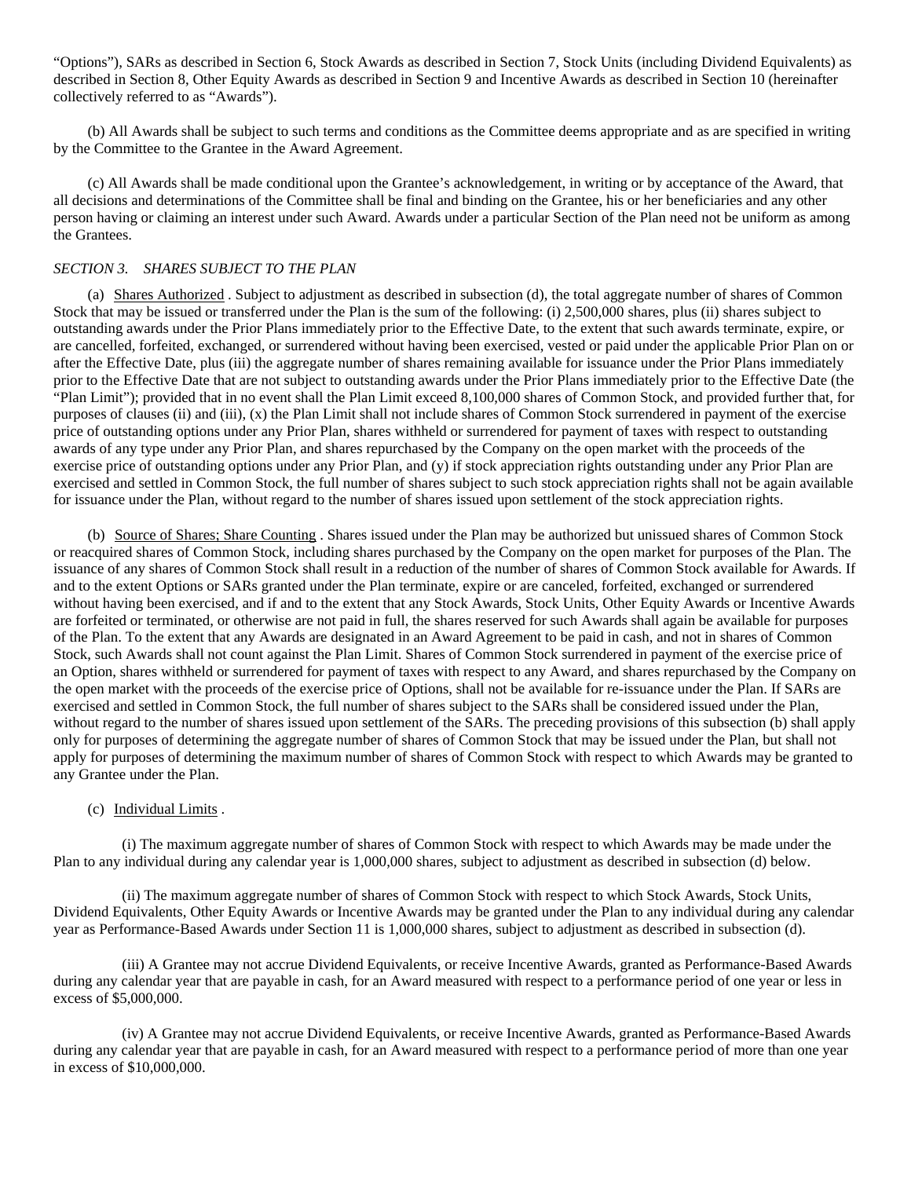"Options"), SARs as described in Section 6, Stock Awards as described in Section 7, Stock Units (including Dividend Equivalents) as described in Section 8, Other Equity Awards as described in Section 9 and Incentive Awards as described in Section 10 (hereinafter collectively referred to as "Awards").

(b) All Awards shall be subject to such terms and conditions as the Committee deems appropriate and as are specified in writing by the Committee to the Grantee in the Award Agreement.

(c) All Awards shall be made conditional upon the Grantee's acknowledgement, in writing or by acceptance of the Award, that all decisions and determinations of the Committee shall be final and binding on the Grantee, his or her beneficiaries and any other person having or claiming an interest under such Award. Awards under a particular Section of the Plan need not be uniform as among the Grantees.

*SECTION 3. SHARES SUBJECT TO THE PLAN*

(a) Shares Authorized . Subject to adjustment as described in subsection (d), the total aggregate number of shares of Common Stock that may be issued or transferred under the Plan is the sum of the following: (i) 2,500,000 shares, plus (ii) shares subject to outstanding awards under the Prior Plans immediately prior to the Effective Date, to the extent that such awards terminate, expire, or are cancelled, forfeited, exchanged, or surrendered without having been exercised, vested or paid under the applicable Prior Plan on or after the Effective Date, plus (iii) the aggregate number of shares remaining available for issuance under the Prior Plans immediately prior to the Effective Date that are not subject to outstanding awards under the Prior Plans immediately prior to the Effective Date (the "Plan Limit"); provided that in no event shall the Plan Limit exceed 8,100,000 shares of Common Stock, and provided further that, for purposes of clauses (ii) and (iii), (x) the Plan Limit shall not include shares of Common Stock surrendered in payment of the exercise price of outstanding options under any Prior Plan, shares withheld or surrendered for payment of taxes with respect to outstanding awards of any type under any Prior Plan, and shares repurchased by the Company on the open market with the proceeds of the exercise price of outstanding options under any Prior Plan, and (y) if stock appreciation rights outstanding under any Prior Plan are exercised and settled in Common Stock, the full number of shares subject to such stock appreciation rights shall not be again available for issuance under the Plan, without regard to the number of shares issued upon settlement of the stock appreciation rights.

(b) Source of Shares; Share Counting . Shares issued under the Plan may be authorized but unissued shares of Common Stock or reacquired shares of Common Stock, including shares purchased by the Company on the open market for purposes of the Plan. The issuance of any shares of Common Stock shall result in a reduction of the number of shares of Common Stock available for Awards. If and to the extent Options or SARs granted under the Plan terminate, expire or are canceled, forfeited, exchanged or surrendered without having been exercised, and if and to the extent that any Stock Awards, Stock Units, Other Equity Awards or Incentive Awards are forfeited or terminated, or otherwise are not paid in full, the shares reserved for such Awards shall again be available for purposes of the Plan. To the extent that any Awards are designated in an Award Agreement to be paid in cash, and not in shares of Common Stock, such Awards shall not count against the Plan Limit. Shares of Common Stock surrendered in payment of the exercise price of an Option, shares withheld or surrendered for payment of taxes with respect to any Award, and shares repurchased by the Company on the open market with the proceeds of the exercise price of Options, shall not be available for re-issuance under the Plan. If SARs are exercised and settled in Common Stock, the full number of shares subject to the SARs shall be considered issued under the Plan, without regard to the number of shares issued upon settlement of the SARs. The preceding provisions of this subsection (b) shall apply only for purposes of determining the aggregate number of shares of Common Stock that may be issued under the Plan, but shall not apply for purposes of determining the maximum number of shares of Common Stock with respect to which Awards may be granted to any Grantee under the Plan.

(c) Individual Limits .

(i) The maximum aggregate number of shares of Common Stock with respect to which Awards may be made under the Plan to any individual during any calendar year is 1,000,000 shares, subject to adjustment as described in subsection (d) below.

(ii) The maximum aggregate number of shares of Common Stock with respect to which Stock Awards, Stock Units, Dividend Equivalents, Other Equity Awards or Incentive Awards may be granted under the Plan to any individual during any calendar year as Performance-Based Awards under Section 11 is 1,000,000 shares, subject to adjustment as described in subsection (d).

(iii) A Grantee may not accrue Dividend Equivalents, or receive Incentive Awards, granted as Performance-Based Awards during any calendar year that are payable in cash, for an Award measured with respect to a performance period of one year or less in excess of $5,000,000.

(iv) A Grantee may not accrue Dividend Equivalents, or receive Incentive Awards, granted as Performance-Based Awards during any calendar year that are payable in cash, for an Award measured with respect to a performance period of more than one year in excess of $10,000,000.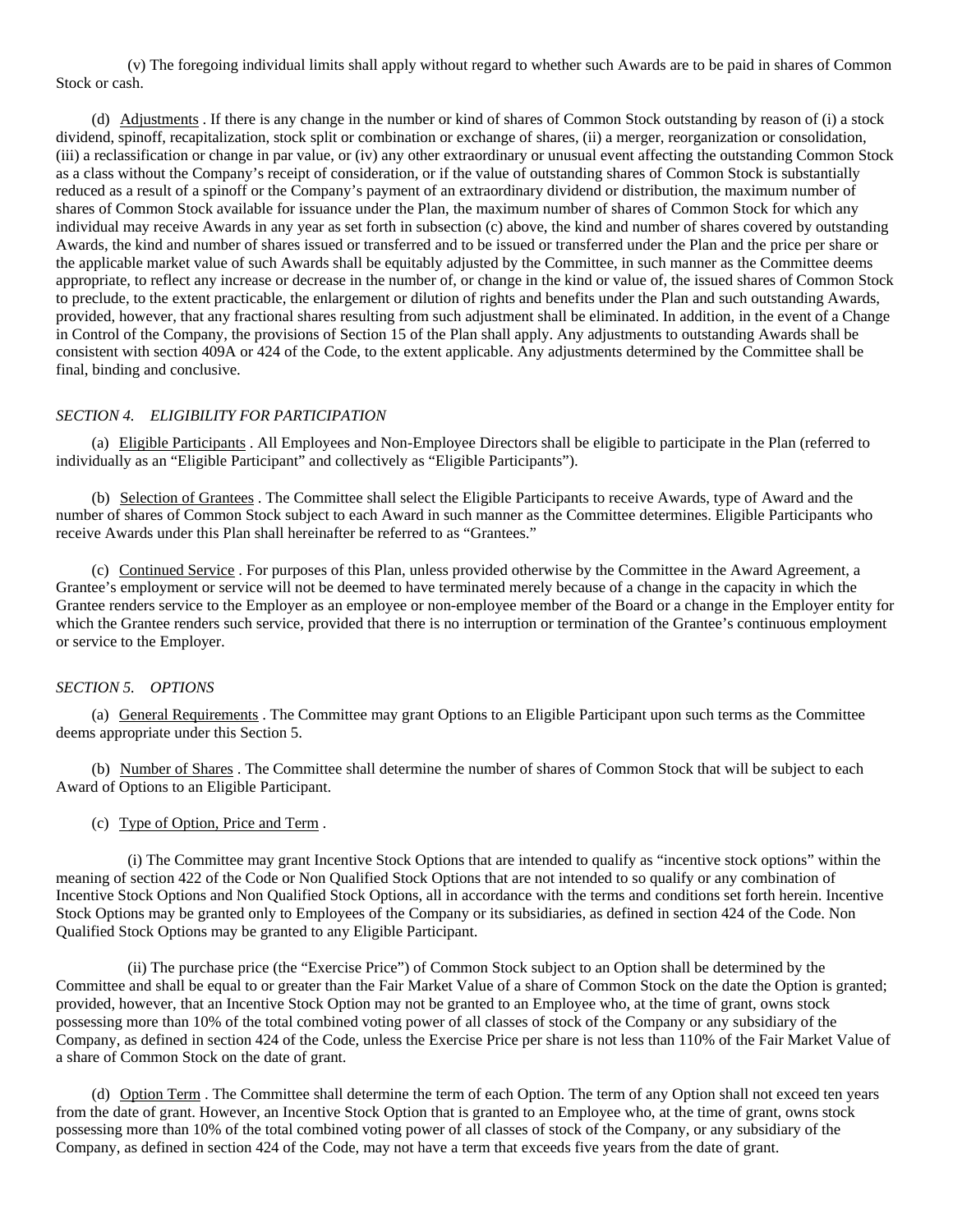(v) The foregoing individual limits shall apply without regard to whether such Awards are to be paid in shares of Common Stock or cash.

(d) Adjustments . If there is any change in the number or kind of shares of Common Stock outstanding by reason of (i) a stock dividend, spinoff, recapitalization, stock split or combination or exchange of shares, (ii) a merger, reorganization or consolidation, (iii) a reclassification or change in par value, or (iv) any other extraordinary or unusual event affecting the outstanding Common Stock as a class without the Company's receipt of consideration, or if the value of outstanding shares of Common Stock is substantially reduced as a result of a spinoff or the Company's payment of an extraordinary dividend or distribution, the maximum number of shares of Common Stock available for issuance under the Plan, the maximum number of shares of Common Stock for which any individual may receive Awards in any year as set forth in subsection (c) above, the kind and number of shares covered by outstanding Awards, the kind and number of shares issued or transferred and to be issued or transferred under the Plan and the price per share or the applicable market value of such Awards shall be equitably adjusted by the Committee, in such manner as the Committee deems appropriate, to reflect any increase or decrease in the number of, or change in the kind or value of, the issued shares of Common Stock to preclude, to the extent practicable, the enlargement or dilution of rights and benefits under the Plan and such outstanding Awards, provided, however, that any fractional shares resulting from such adjustment shall be eliminated. In addition, in the event of a Change in Control of the Company, the provisions of Section 15 of the Plan shall apply. Any adjustments to outstanding Awards shall be consistent with section 409A or 424 of the Code, to the extent applicable. Any adjustments determined by the Committee shall be final, binding and conclusive.

*SECTION 4. ELIGIBILITY FOR PARTICIPATION*

(a) Eligible Participants . All Employees and Non-Employee Directors shall be eligible to participate in the Plan (referred to individually as an "Eligible Participant" and collectively as "Eligible Participants").

(b) Selection of Grantees . The Committee shall select the Eligible Participants to receive Awards, type of Award and the number of shares of Common Stock subject to each Award in such manner as the Committee determines. Eligible Participants who receive Awards under this Plan shall hereinafter be referred to as "Grantees."

(c) Continued Service . For purposes of this Plan, unless provided otherwise by the Committee in the Award Agreement, a Grantee's employment or service will not be deemed to have terminated merely because of a change in the capacity in which the Grantee renders service to the Employer as an employee or non-employee member of the Board or a change in the Employer entity for which the Grantee renders such service, provided that there is no interruption or termination of the Grantee's continuous employment or service to the Employer.

*SECTION 5. OPTIONS*

(a) General Requirements . The Committee may grant Options to an Eligible Participant upon such terms as the Committee deems appropriate under this Section 5.

(b) Number of Shares . The Committee shall determine the number of shares of Common Stock that will be subject to each Award of Options to an Eligible Participant.

(c) Type of Option, Price and Term .

(i) The Committee may grant Incentive Stock Options that are intended to qualify as "incentive stock options" within the meaning of section 422 of the Code or Non Qualified Stock Options that are not intended to so qualify or any combination of Incentive Stock Options and Non Qualified Stock Options, all in accordance with the terms and conditions set forth herein. Incentive Stock Options may be granted only to Employees of the Company or its subsidiaries, as defined in section 424 of the Code. Non Qualified Stock Options may be granted to any Eligible Participant.

(ii) The purchase price (the "Exercise Price") of Common Stock subject to an Option shall be determined by the Committee and shall be equal to or greater than the Fair Market Value of a share of Common Stock on the date the Option is granted; provided, however, that an Incentive Stock Option may not be granted to an Employee who, at the time of grant, owns stock possessing more than 10% of the total combined voting power of all classes of stock of the Company or any subsidiary of the Company, as defined in section 424 of the Code, unless the Exercise Price per share is not less than 110% of the Fair Market Value of a share of Common Stock on the date of grant.

(d) Option Term . The Committee shall determine the term of each Option. The term of any Option shall not exceed ten years from the date of grant. However, an Incentive Stock Option that is granted to an Employee who, at the time of grant, owns stock possessing more than 10% of the total combined voting power of all classes of stock of the Company, or any subsidiary of the Company, as defined in section 424 of the Code, may not have a term that exceeds five years from the date of grant.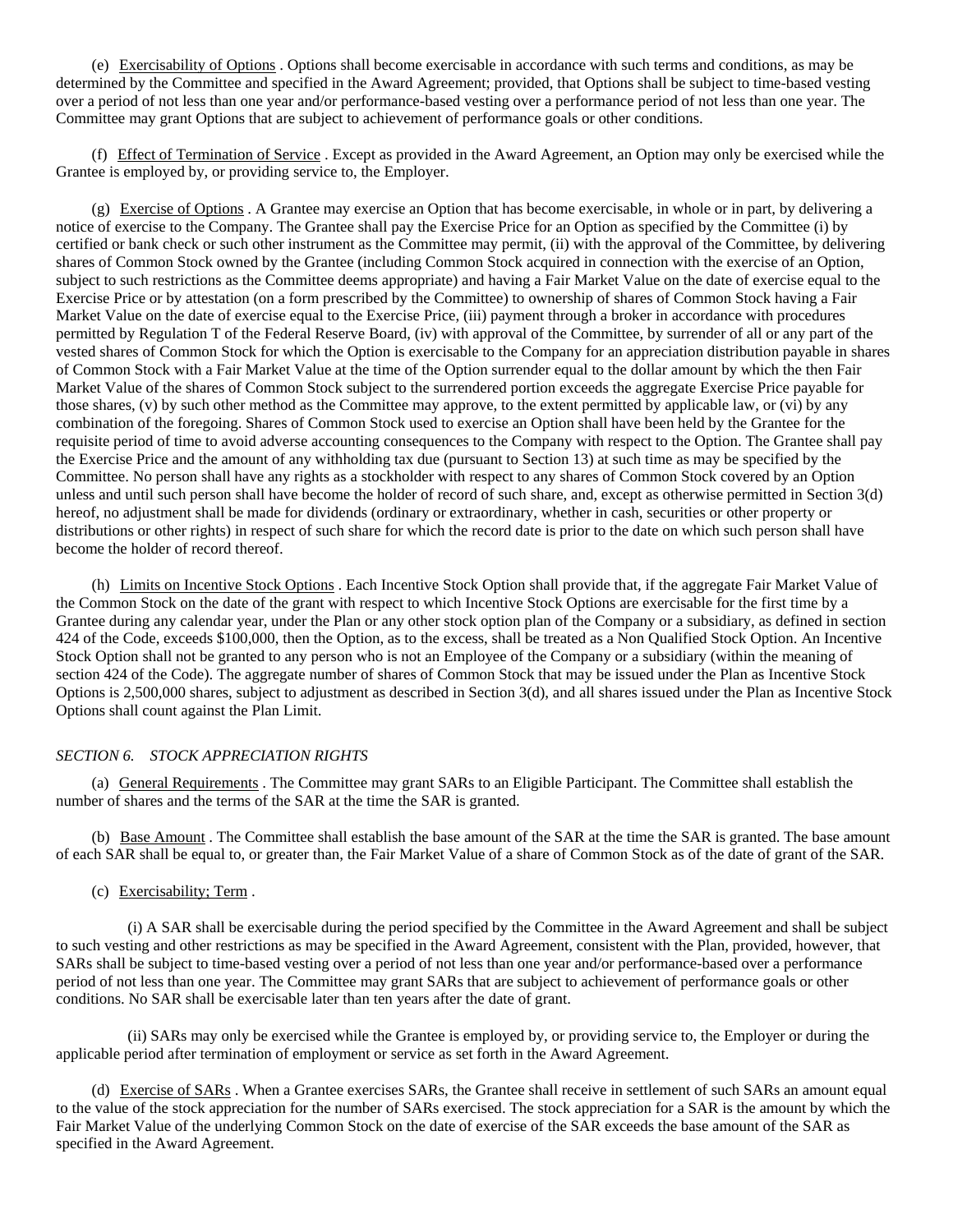(e) Exercisability of Options . Options shall become exercisable in accordance with such terms and conditions, as may be determined by the Committee and specified in the Award Agreement; provided, that Options shall be subject to time-based vesting over a period of not less than one year and/or performance-based vesting over a performance period of not less than one year. The Committee may grant Options that are subject to achievement of performance goals or other conditions.

(f) Effect of Termination of Service . Except as provided in the Award Agreement, an Option may only be exercised while the Grantee is employed by, or providing service to, the Employer.

(g) Exercise of Options . A Grantee may exercise an Option that has become exercisable, in whole or in part, by delivering a notice of exercise to the Company. The Grantee shall pay the Exercise Price for an Option as specified by the Committee (i) by certified or bank check or such other instrument as the Committee may permit, (ii) with the approval of the Committee, by delivering shares of Common Stock owned by the Grantee (including Common Stock acquired in connection with the exercise of an Option, subject to such restrictions as the Committee deems appropriate) and having a Fair Market Value on the date of exercise equal to the Exercise Price or by attestation (on a form prescribed by the Committee) to ownership of shares of Common Stock having a Fair Market Value on the date of exercise equal to the Exercise Price, (iii) payment through a broker in accordance with procedures permitted by Regulation T of the Federal Reserve Board, (iv) with approval of the Committee, by surrender of all or any part of the vested shares of Common Stock for which the Option is exercisable to the Company for an appreciation distribution payable in shares of Common Stock with a Fair Market Value at the time of the Option surrender equal to the dollar amount by which the then Fair Market Value of the shares of Common Stock subject to the surrendered portion exceeds the aggregate Exercise Price payable for those shares, (v) by such other method as the Committee may approve, to the extent permitted by applicable law, or (vi) by any combination of the foregoing. Shares of Common Stock used to exercise an Option shall have been held by the Grantee for the requisite period of time to avoid adverse accounting consequences to the Company with respect to the Option. The Grantee shall pay the Exercise Price and the amount of any withholding tax due (pursuant to Section 13) at such time as may be specified by the Committee. No person shall have any rights as a stockholder with respect to any shares of Common Stock covered by an Option unless and until such person shall have become the holder of record of such share, and, except as otherwise permitted in Section 3(d) hereof, no adjustment shall be made for dividends (ordinary or extraordinary, whether in cash, securities or other property or distributions or other rights) in respect of such share for which the record date is prior to the date on which such person shall have become the holder of record thereof.

(h) Limits on Incentive Stock Options . Each Incentive Stock Option shall provide that, if the aggregate Fair Market Value of the Common Stock on the date of the grant with respect to which Incentive Stock Options are exercisable for the first time by a Grantee during any calendar year, under the Plan or any other stock option plan of the Company or a subsidiary, as defined in section 424 of the Code, exceeds $100,000, then the Option, as to the excess, shall be treated as a Non Qualified Stock Option. An Incentive Stock Option shall not be granted to any person who is not an Employee of the Company or a subsidiary (within the meaning of section 424 of the Code). The aggregate number of shares of Common Stock that may be issued under the Plan as Incentive Stock Options is 2,500,000 shares, subject to adjustment as described in Section 3(d), and all shares issued under the Plan as Incentive Stock Options shall count against the Plan Limit.

*SECTION 6. STOCK APPRECIATION RIGHTS*

(a) General Requirements . The Committee may grant SARs to an Eligible Participant. The Committee shall establish the number of shares and the terms of the SAR at the time the SAR is granted.

(b) Base Amount . The Committee shall establish the base amount of the SAR at the time the SAR is granted. The base amount of each SAR shall be equal to, or greater than, the Fair Market Value of a share of Common Stock as of the date of grant of the SAR.

(c) Exercisability; Term .

(i) A SAR shall be exercisable during the period specified by the Committee in the Award Agreement and shall be subject to such vesting and other restrictions as may be specified in the Award Agreement, consistent with the Plan, provided, however, that SARs shall be subject to time-based vesting over a period of not less than one year and/or performance-based over a performance period of not less than one year. The Committee may grant SARs that are subject to achievement of performance goals or other conditions. No SAR shall be exercisable later than ten years after the date of grant.

(ii) SARs may only be exercised while the Grantee is employed by, or providing service to, the Employer or during the applicable period after termination of employment or service as set forth in the Award Agreement.

(d) Exercise of SARs . When a Grantee exercises SARs, the Grantee shall receive in settlement of such SARs an amount equal to the value of the stock appreciation for the number of SARs exercised. The stock appreciation for a SAR is the amount by which the Fair Market Value of the underlying Common Stock on the date of exercise of the SAR exceeds the base amount of the SAR as specified in the Award Agreement.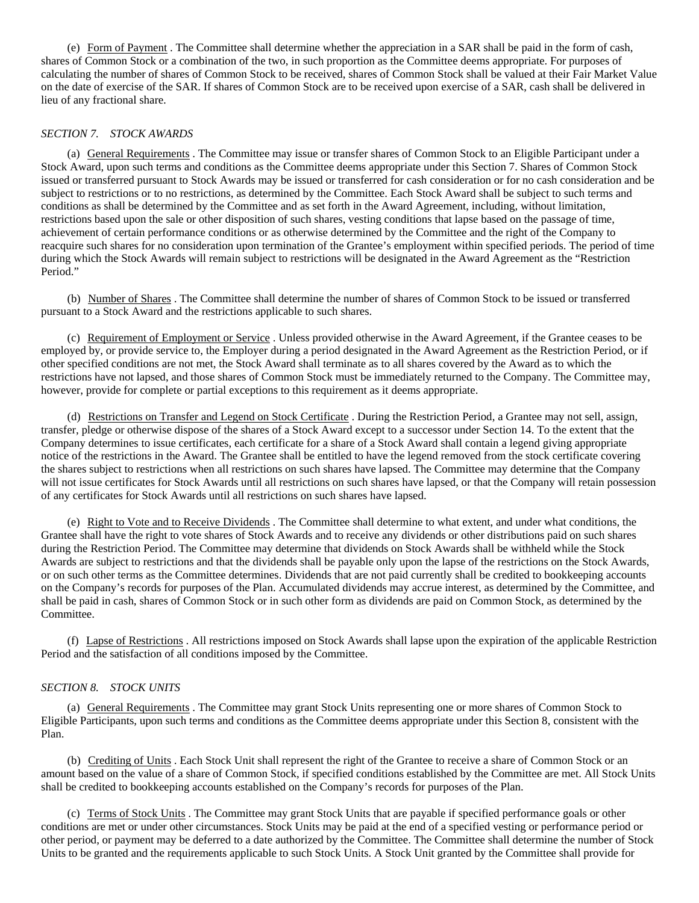(e) Form of Payment . The Committee shall determine whether the appreciation in a SAR shall be paid in the form of cash, shares of Common Stock or a combination of the two, in such proportion as the Committee deems appropriate. For purposes of calculating the number of shares of Common Stock to be received, shares of Common Stock shall be valued at their Fair Market Value on the date of exercise of the SAR. If shares of Common Stock are to be received upon exercise of a SAR, cash shall be delivered in lieu of any fractional share.

*SECTION 7. STOCK AWARDS*

(a) General Requirements . The Committee may issue or transfer shares of Common Stock to an Eligible Participant under a Stock Award, upon such terms and conditions as the Committee deems appropriate under this Section 7. Shares of Common Stock issued or transferred pursuant to Stock Awards may be issued or transferred for cash consideration or for no cash consideration and be subject to restrictions or to no restrictions, as determined by the Committee. Each Stock Award shall be subject to such terms and conditions as shall be determined by the Committee and as set forth in the Award Agreement, including, without limitation, restrictions based upon the sale or other disposition of such shares, vesting conditions that lapse based on the passage of time, achievement of certain performance conditions or as otherwise determined by the Committee and the right of the Company to reacquire such shares for no consideration upon termination of the Grantee's employment within specified periods. The period of time during which the Stock Awards will remain subject to restrictions will be designated in the Award Agreement as the "Restriction Period."

(b) Number of Shares . The Committee shall determine the number of shares of Common Stock to be issued or transferred pursuant to a Stock Award and the restrictions applicable to such shares.

(c) Requirement of Employment or Service . Unless provided otherwise in the Award Agreement, if the Grantee ceases to be employed by, or provide service to, the Employer during a period designated in the Award Agreement as the Restriction Period, or if other specified conditions are not met, the Stock Award shall terminate as to all shares covered by the Award as to which the restrictions have not lapsed, and those shares of Common Stock must be immediately returned to the Company. The Committee may, however, provide for complete or partial exceptions to this requirement as it deems appropriate.

(d) Restrictions on Transfer and Legend on Stock Certificate . During the Restriction Period, a Grantee may not sell, assign, transfer, pledge or otherwise dispose of the shares of a Stock Award except to a successor under Section 14. To the extent that the Company determines to issue certificates, each certificate for a share of a Stock Award shall contain a legend giving appropriate notice of the restrictions in the Award. The Grantee shall be entitled to have the legend removed from the stock certificate covering the shares subject to restrictions when all restrictions on such shares have lapsed. The Committee may determine that the Company will not issue certificates for Stock Awards until all restrictions on such shares have lapsed, or that the Company will retain possession of any certificates for Stock Awards until all restrictions on such shares have lapsed.

(e) Right to Vote and to Receive Dividends . The Committee shall determine to what extent, and under what conditions, the Grantee shall have the right to vote shares of Stock Awards and to receive any dividends or other distributions paid on such shares during the Restriction Period. The Committee may determine that dividends on Stock Awards shall be withheld while the Stock Awards are subject to restrictions and that the dividends shall be payable only upon the lapse of the restrictions on the Stock Awards, or on such other terms as the Committee determines. Dividends that are not paid currently shall be credited to bookkeeping accounts on the Company's records for purposes of the Plan. Accumulated dividends may accrue interest, as determined by the Committee, and shall be paid in cash, shares of Common Stock or in such other form as dividends are paid on Common Stock, as determined by the Committee.

(f) Lapse of Restrictions . All restrictions imposed on Stock Awards shall lapse upon the expiration of the applicable Restriction Period and the satisfaction of all conditions imposed by the Committee.

*SECTION 8. STOCK UNITS*

(a) General Requirements . The Committee may grant Stock Units representing one or more shares of Common Stock to Eligible Participants, upon such terms and conditions as the Committee deems appropriate under this Section 8, consistent with the Plan.

(b) Crediting of Units . Each Stock Unit shall represent the right of the Grantee to receive a share of Common Stock or an amount based on the value of a share of Common Stock, if specified conditions established by the Committee are met. All Stock Units shall be credited to bookkeeping accounts established on the Company's records for purposes of the Plan.

(c) Terms of Stock Units . The Committee may grant Stock Units that are payable if specified performance goals or other conditions are met or under other circumstances. Stock Units may be paid at the end of a specified vesting or performance period or other period, or payment may be deferred to a date authorized by the Committee. The Committee shall determine the number of Stock Units to be granted and the requirements applicable to such Stock Units. A Stock Unit granted by the Committee shall provide for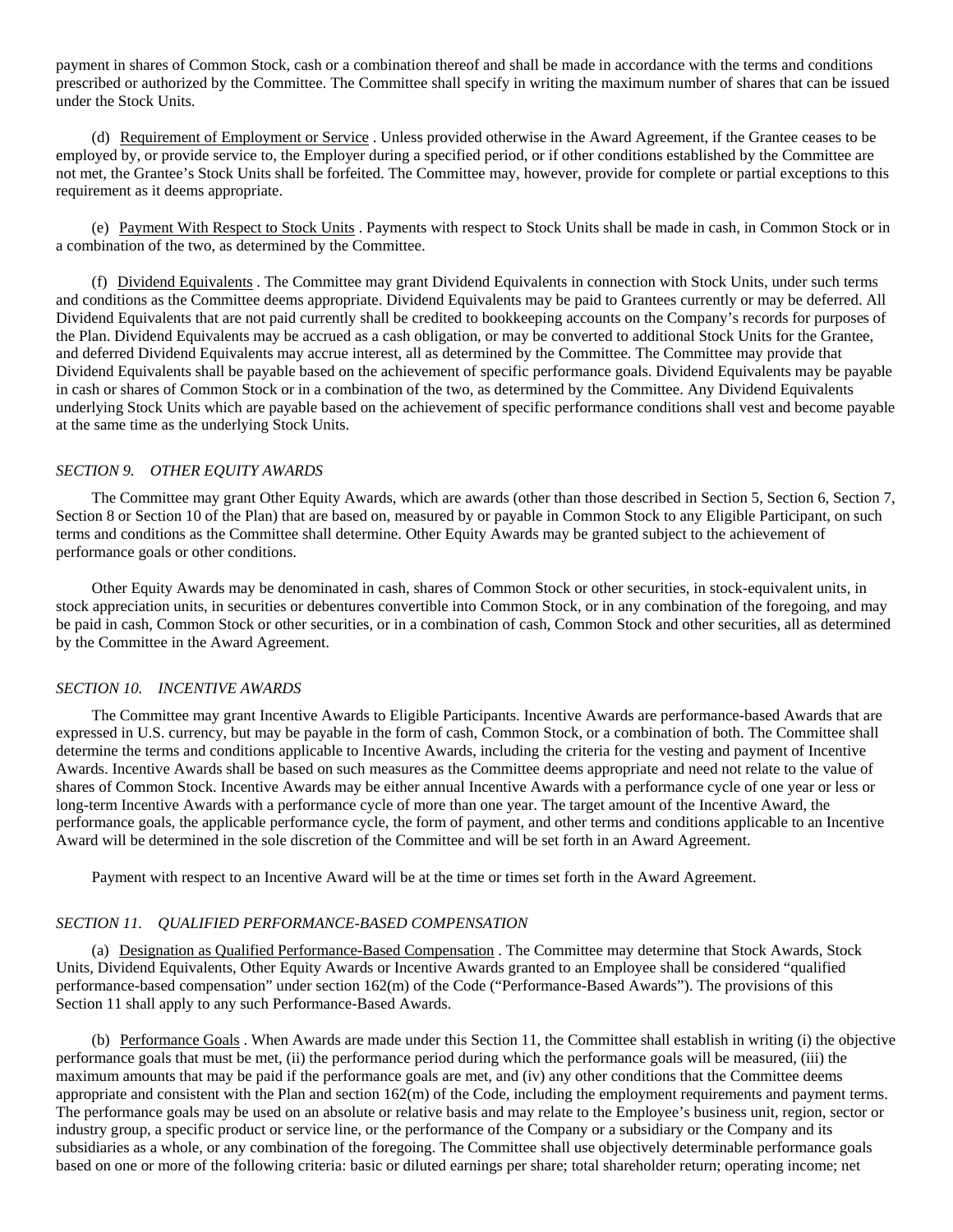payment in shares of Common Stock, cash or a combination thereof and shall be made in accordance with the terms and conditions prescribed or authorized by the Committee. The Committee shall specify in writing the maximum number of shares that can be issued under the Stock Units.

(d) Requirement of Employment or Service . Unless provided otherwise in the Award Agreement, if the Grantee ceases to be employed by, or provide service to, the Employer during a specified period, or if other conditions established by the Committee are not met, the Grantee's Stock Units shall be forfeited. The Committee may, however, provide for complete or partial exceptions to this requirement as it deems appropriate.

(e) Payment With Respect to Stock Units . Payments with respect to Stock Units shall be made in cash, in Common Stock or in a combination of the two, as determined by the Committee.

(f) Dividend Equivalents . The Committee may grant Dividend Equivalents in connection with Stock Units, under such terms and conditions as the Committee deems appropriate. Dividend Equivalents may be paid to Grantees currently or may be deferred. All Dividend Equivalents that are not paid currently shall be credited to bookkeeping accounts on the Company's records for purposes of the Plan. Dividend Equivalents may be accrued as a cash obligation, or may be converted to additional Stock Units for the Grantee, and deferred Dividend Equivalents may accrue interest, all as determined by the Committee. The Committee may provide that Dividend Equivalents shall be payable based on the achievement of specific performance goals. Dividend Equivalents may be payable in cash or shares of Common Stock or in a combination of the two, as determined by the Committee. Any Dividend Equivalents underlying Stock Units which are payable based on the achievement of specific performance conditions shall vest and become payable at the same time as the underlying Stock Units.

*SECTION 9. OTHER EQUITY AWARDS*

The Committee may grant Other Equity Awards, which are awards (other than those described in Section 5, Section 6, Section 7, Section 8 or Section 10 of the Plan) that are based on, measured by or payable in Common Stock to any Eligible Participant, on such terms and conditions as the Committee shall determine. Other Equity Awards may be granted subject to the achievement of performance goals or other conditions.

Other Equity Awards may be denominated in cash, shares of Common Stock or other securities, in stock-equivalent units, in stock appreciation units, in securities or debentures convertible into Common Stock, or in any combination of the foregoing, and may be paid in cash, Common Stock or other securities, or in a combination of cash, Common Stock and other securities, all as determined by the Committee in the Award Agreement.

*SECTION 10. INCENTIVE AWARDS*

The Committee may grant Incentive Awards to Eligible Participants. Incentive Awards are performance-based Awards that are expressed in U.S. currency, but may be payable in the form of cash, Common Stock, or a combination of both. The Committee shall determine the terms and conditions applicable to Incentive Awards, including the criteria for the vesting and payment of Incentive Awards. Incentive Awards shall be based on such measures as the Committee deems appropriate and need not relate to the value of shares of Common Stock. Incentive Awards may be either annual Incentive Awards with a performance cycle of one year or less or long-term Incentive Awards with a performance cycle of more than one year. The target amount of the Incentive Award, the performance goals, the applicable performance cycle, the form of payment, and other terms and conditions applicable to an Incentive Award will be determined in the sole discretion of the Committee and will be set forth in an Award Agreement.

Payment with respect to an Incentive Award will be at the time or times set forth in the Award Agreement.

*SECTION 11. QUALIFIED PERFORMANCE-BASED COMPENSATION*

(a) Designation as Qualified Performance-Based Compensation . The Committee may determine that Stock Awards, Stock Units, Dividend Equivalents, Other Equity Awards or Incentive Awards granted to an Employee shall be considered "qualified performance-based compensation" under section 162(m) of the Code ("Performance-Based Awards"). The provisions of this Section 11 shall apply to any such Performance-Based Awards.

(b) Performance Goals . When Awards are made under this Section 11, the Committee shall establish in writing (i) the objective performance goals that must be met, (ii) the performance period during which the performance goals will be measured, (iii) the maximum amounts that may be paid if the performance goals are met, and (iv) any other conditions that the Committee deems appropriate and consistent with the Plan and section 162(m) of the Code, including the employment requirements and payment terms. The performance goals may be used on an absolute or relative basis and may relate to the Employee's business unit, region, sector or industry group, a specific product or service line, or the performance of the Company or a subsidiary or the Company and its subsidiaries as a whole, or any combination of the foregoing. The Committee shall use objectively determinable performance goals based on one or more of the following criteria: basic or diluted earnings per share; total shareholder return; operating income; net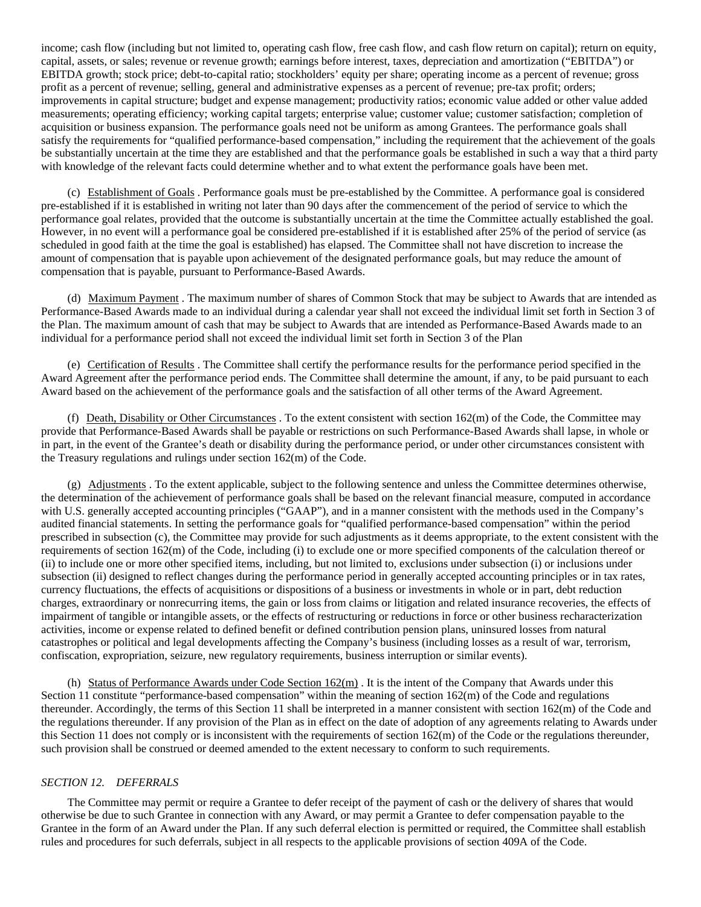income; cash flow (including but not limited to, operating cash flow, free cash flow, and cash flow return on capital); return on equity, capital, assets, or sales; revenue or revenue growth; earnings before interest, taxes, depreciation and amortization ("EBITDA") or EBITDA growth; stock price; debt-to-capital ratio; stockholders' equity per share; operating income as a percent of revenue; gross profit as a percent of revenue; selling, general and administrative expenses as a percent of revenue; pre-tax profit; orders; improvements in capital structure; budget and expense management; productivity ratios; economic value added or other value added measurements; operating efficiency; working capital targets; enterprise value; customer value; customer satisfaction; completion of acquisition or business expansion. The performance goals need not be uniform as among Grantees. The performance goals shall satisfy the requirements for "qualified performance-based compensation," including the requirement that the achievement of the goals be substantially uncertain at the time they are established and that the performance goals be established in such a way that a third party with knowledge of the relevant facts could determine whether and to what extent the performance goals have been met.

(c) Establishment of Goals . Performance goals must be pre-established by the Committee. A performance goal is considered pre-established if it is established in writing not later than 90 days after the commencement of the period of service to which the performance goal relates, provided that the outcome is substantially uncertain at the time the Committee actually established the goal. However, in no event will a performance goal be considered pre-established if it is established after 25% of the period of service (as scheduled in good faith at the time the goal is established) has elapsed. The Committee shall not have discretion to increase the amount of compensation that is payable upon achievement of the designated performance goals, but may reduce the amount of compensation that is payable, pursuant to Performance-Based Awards.

(d) Maximum Payment . The maximum number of shares of Common Stock that may be subject to Awards that are intended as Performance-Based Awards made to an individual during a calendar year shall not exceed the individual limit set forth in Section 3 of the Plan. The maximum amount of cash that may be subject to Awards that are intended as Performance-Based Awards made to an individual for a performance period shall not exceed the individual limit set forth in Section 3 of the Plan

(e) Certification of Results . The Committee shall certify the performance results for the performance period specified in the Award Agreement after the performance period ends. The Committee shall determine the amount, if any, to be paid pursuant to each Award based on the achievement of the performance goals and the satisfaction of all other terms of the Award Agreement.

(f) Death, Disability or Other Circumstances . To the extent consistent with section 162(m) of the Code, the Committee may provide that Performance-Based Awards shall be payable or restrictions on such Performance-Based Awards shall lapse, in whole or in part, in the event of the Grantee's death or disability during the performance period, or under other circumstances consistent with the Treasury regulations and rulings under section 162(m) of the Code.

(g) Adjustments . To the extent applicable, subject to the following sentence and unless the Committee determines otherwise, the determination of the achievement of performance goals shall be based on the relevant financial measure, computed in accordance with U.S. generally accepted accounting principles ("GAAP"), and in a manner consistent with the methods used in the Company's audited financial statements. In setting the performance goals for "qualified performance-based compensation" within the period prescribed in subsection (c), the Committee may provide for such adjustments as it deems appropriate, to the extent consistent with the requirements of section 162(m) of the Code, including (i) to exclude one or more specified components of the calculation thereof or (ii) to include one or more other specified items, including, but not limited to, exclusions under subsection (i) or inclusions under subsection (ii) designed to reflect changes during the performance period in generally accepted accounting principles or in tax rates, currency fluctuations, the effects of acquisitions or dispositions of a business or investments in whole or in part, debt reduction charges, extraordinary or nonrecurring items, the gain or loss from claims or litigation and related insurance recoveries, the effects of impairment of tangible or intangible assets, or the effects of restructuring or reductions in force or other business recharacterization activities, income or expense related to defined benefit or defined contribution pension plans, uninsured losses from natural catastrophes or political and legal developments affecting the Company's business (including losses as a result of war, terrorism, confiscation, expropriation, seizure, new regulatory requirements, business interruption or similar events).

(h) Status of Performance Awards under Code Section 162(m) . It is the intent of the Company that Awards under this Section 11 constitute "performance-based compensation" within the meaning of section 162(m) of the Code and regulations thereunder. Accordingly, the terms of this Section 11 shall be interpreted in a manner consistent with section 162(m) of the Code and the regulations thereunder. If any provision of the Plan as in effect on the date of adoption of any agreements relating to Awards under this Section 11 does not comply or is inconsistent with the requirements of section 162(m) of the Code or the regulations thereunder, such provision shall be construed or deemed amended to the extent necessary to conform to such requirements.

*SECTION 12. DEFERRALS*

The Committee may permit or require a Grantee to defer receipt of the payment of cash or the delivery of shares that would otherwise be due to such Grantee in connection with any Award, or may permit a Grantee to defer compensation payable to the Grantee in the form of an Award under the Plan. If any such deferral election is permitted or required, the Committee shall establish rules and procedures for such deferrals, subject in all respects to the applicable provisions of section 409A of the Code.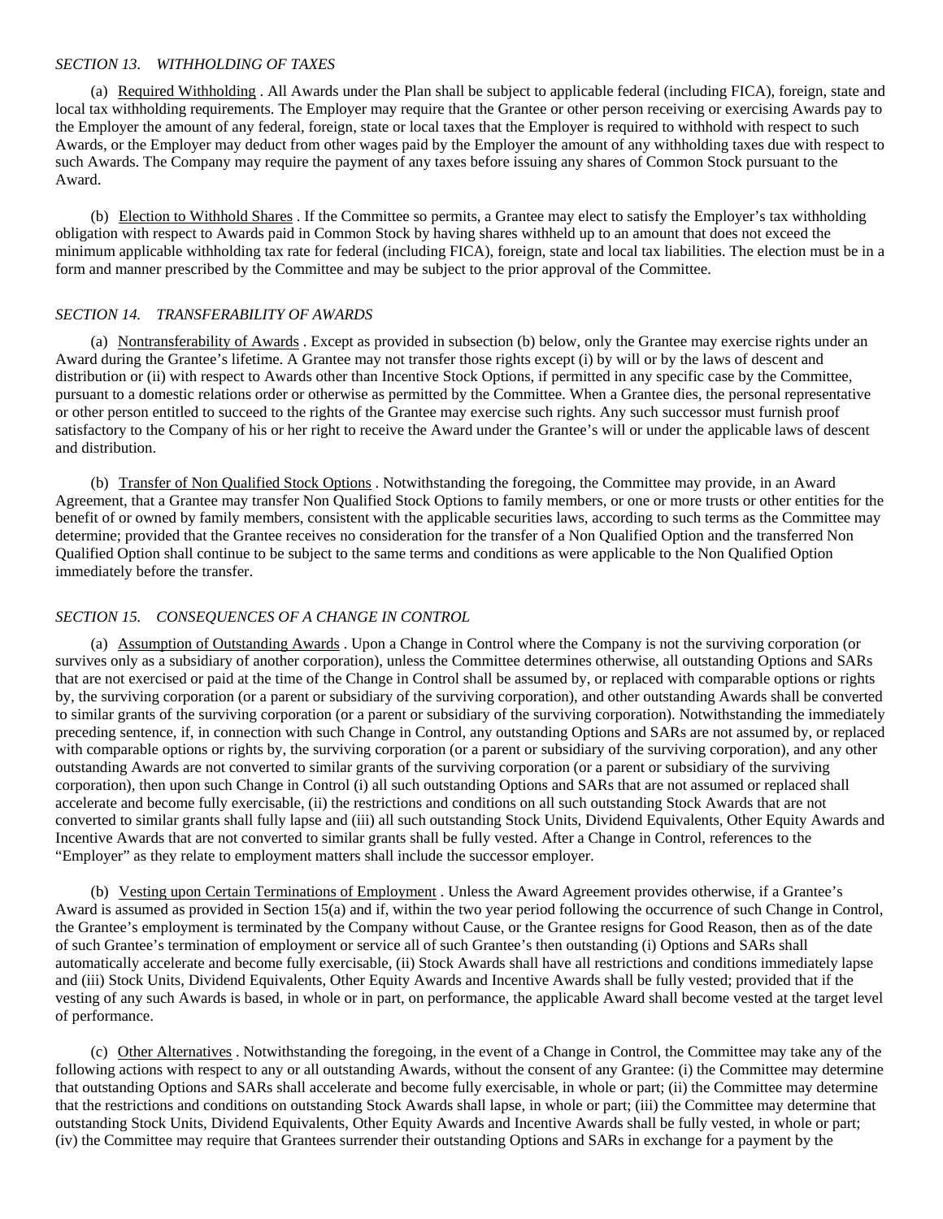*SECTION 13. WITHHOLDING OF TAXES*

(a) Required Withholding . All Awards under the Plan shall be subject to applicable federal (including FICA), foreign, state and local tax withholding requirements. The Employer may require that the Grantee or other person receiving or exercising Awards pay to the Employer the amount of any federal, foreign, state or local taxes that the Employer is required to withhold with respect to such Awards, or the Employer may deduct from other wages paid by the Employer the amount of any withholding taxes due with respect to such Awards. The Company may require the payment of any taxes before issuing any shares of Common Stock pursuant to the Award.

(b) Election to Withhold Shares . If the Committee so permits, a Grantee may elect to satisfy the Employer's tax withholding obligation with respect to Awards paid in Common Stock by having shares withheld up to an amount that does not exceed the minimum applicable withholding tax rate for federal (including FICA), foreign, state and local tax liabilities. The election must be in a form and manner prescribed by the Committee and may be subject to the prior approval of the Committee.

*SECTION 14. TRANSFERABILITY OF AWARDS*

(a) Nontransferability of Awards . Except as provided in subsection (b) below, only the Grantee may exercise rights under an Award during the Grantee's lifetime. A Grantee may not transfer those rights except (i) by will or by the laws of descent and distribution or (ii) with respect to Awards other than Incentive Stock Options, if permitted in any specific case by the Committee, pursuant to a domestic relations order or otherwise as permitted by the Committee. When a Grantee dies, the personal representative or other person entitled to succeed to the rights of the Grantee may exercise such rights. Any such successor must furnish proof satisfactory to the Company of his or her right to receive the Award under the Grantee's will or under the applicable laws of descent and distribution.

(b) Transfer of Non Qualified Stock Options . Notwithstanding the foregoing, the Committee may provide, in an Award Agreement, that a Grantee may transfer Non Qualified Stock Options to family members, or one or more trusts or other entities for the benefit of or owned by family members, consistent with the applicable securities laws, according to such terms as the Committee may determine; provided that the Grantee receives no consideration for the transfer of a Non Qualified Option and the transferred Non Qualified Option shall continue to be subject to the same terms and conditions as were applicable to the Non Qualified Option immediately before the transfer.

*SECTION 15. CONSEQUENCES OF A CHANGE IN CONTROL*

(a) Assumption of Outstanding Awards . Upon a Change in Control where the Company is not the surviving corporation (or survives only as a subsidiary of another corporation), unless the Committee determines otherwise, all outstanding Options and SARs that are not exercised or paid at the time of the Change in Control shall be assumed by, or replaced with comparable options or rights by, the surviving corporation (or a parent or subsidiary of the surviving corporation), and other outstanding Awards shall be converted to similar grants of the surviving corporation (or a parent or subsidiary of the surviving corporation). Notwithstanding the immediately preceding sentence, if, in connection with such Change in Control, any outstanding Options and SARs are not assumed by, or replaced with comparable options or rights by, the surviving corporation (or a parent or subsidiary of the surviving corporation), and any other outstanding Awards are not converted to similar grants of the surviving corporation (or a parent or subsidiary of the surviving corporation), then upon such Change in Control (i) all such outstanding Options and SARs that are not assumed or replaced shall accelerate and become fully exercisable, (ii) the restrictions and conditions on all such outstanding Stock Awards that are not converted to similar grants shall fully lapse and (iii) all such outstanding Stock Units, Dividend Equivalents, Other Equity Awards and Incentive Awards that are not converted to similar grants shall be fully vested. After a Change in Control, references to the "Employer" as they relate to employment matters shall include the successor employer.

(b) Vesting upon Certain Terminations of Employment . Unless the Award Agreement provides otherwise, if a Grantee's Award is assumed as provided in Section 15(a) and if, within the two year period following the occurrence of such Change in Control, the Grantee's employment is terminated by the Company without Cause, or the Grantee resigns for Good Reason, then as of the date of such Grantee's termination of employment or service all of such Grantee's then outstanding (i) Options and SARs shall automatically accelerate and become fully exercisable, (ii) Stock Awards shall have all restrictions and conditions immediately lapse and (iii) Stock Units, Dividend Equivalents, Other Equity Awards and Incentive Awards shall be fully vested; provided that if the vesting of any such Awards is based, in whole or in part, on performance, the applicable Award shall become vested at the target level of performance.

(c) Other Alternatives . Notwithstanding the foregoing, in the event of a Change in Control, the Committee may take any of the following actions with respect to any or all outstanding Awards, without the consent of any Grantee: (i) the Committee may determine that outstanding Options and SARs shall accelerate and become fully exercisable, in whole or part; (ii) the Committee may determine that the restrictions and conditions on outstanding Stock Awards shall lapse, in whole or part; (iii) the Committee may determine that outstanding Stock Units, Dividend Equivalents, Other Equity Awards and Incentive Awards shall be fully vested, in whole or part; (iv) the Committee may require that Grantees surrender their outstanding Options and SARs in exchange for a payment by the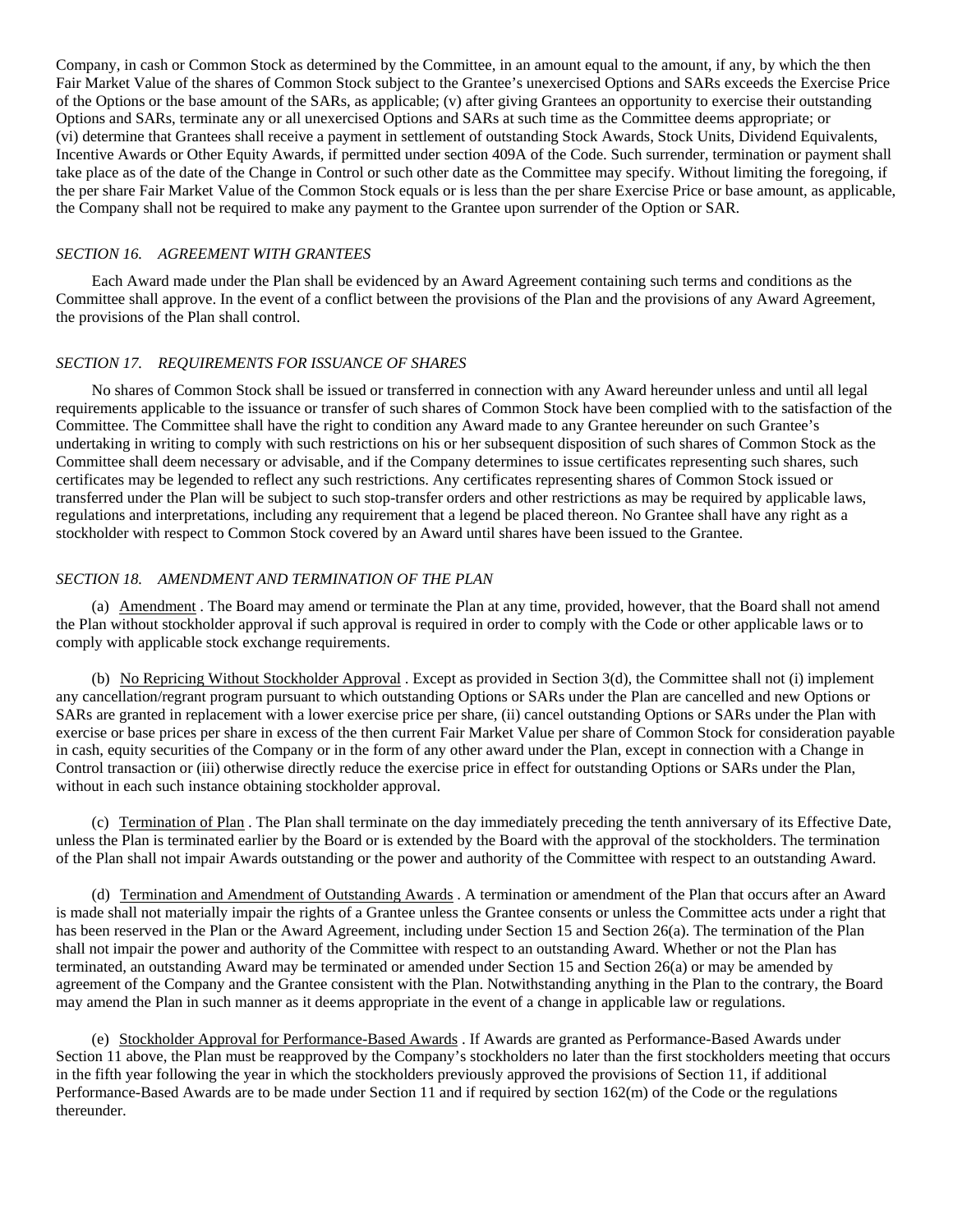Company, in cash or Common Stock as determined by the Committee, in an amount equal to the amount, if any, by which the then Fair Market Value of the shares of Common Stock subject to the Grantee's unexercised Options and SARs exceeds the Exercise Price of the Options or the base amount of the SARs, as applicable; (v) after giving Grantees an opportunity to exercise their outstanding Options and SARs, terminate any or all unexercised Options and SARs at such time as the Committee deems appropriate; or (vi) determine that Grantees shall receive a payment in settlement of outstanding Stock Awards, Stock Units, Dividend Equivalents, Incentive Awards or Other Equity Awards, if permitted under section 409A of the Code. Such surrender, termination or payment shall take place as of the date of the Change in Control or such other date as the Committee may specify. Without limiting the foregoing, if the per share Fair Market Value of the Common Stock equals or is less than the per share Exercise Price or base amount, as applicable, the Company shall not be required to make any payment to the Grantee upon surrender of the Option or SAR.

### *SECTION 16. AGREEMENT WITH GRANTEES*

Each Award made under the Plan shall be evidenced by an Award Agreement containing such terms and conditions as the Committee shall approve. In the event of a conflict between the provisions of the Plan and the provisions of any Award Agreement, the provisions of the Plan shall control.

### *SECTION 17. REQUIREMENTS FOR ISSUANCE OF SHARES*

No shares of Common Stock shall be issued or transferred in connection with any Award hereunder unless and until all legal requirements applicable to the issuance or transfer of such shares of Common Stock have been complied with to the satisfaction of the Committee. The Committee shall have the right to condition any Award made to any Grantee hereunder on such Grantee's undertaking in writing to comply with such restrictions on his or her subsequent disposition of such shares of Common Stock as the Committee shall deem necessary or advisable, and if the Company determines to issue certificates representing such shares, such certificates may be legended to reflect any such restrictions. Any certificates representing shares of Common Stock issued or transferred under the Plan will be subject to such stop-transfer orders and other restrictions as may be required by applicable laws, regulations and interpretations, including any requirement that a legend be placed thereon. No Grantee shall have any right as a stockholder with respect to Common Stock covered by an Award until shares have been issued to the Grantee.

### *SECTION 18. AMENDMENT AND TERMINATION OF THE PLAN*

(a) Amendment . The Board may amend or terminate the Plan at any time, provided, however, that the Board shall not amend the Plan without stockholder approval if such approval is required in order to comply with the Code or other applicable laws or to comply with applicable stock exchange requirements.

(b) No Repricing Without Stockholder Approval . Except as provided in Section 3(d), the Committee shall not (i) implement any cancellation/regrant program pursuant to which outstanding Options or SARs under the Plan are cancelled and new Options or SARs are granted in replacement with a lower exercise price per share, (ii) cancel outstanding Options or SARs under the Plan with exercise or base prices per share in excess of the then current Fair Market Value per share of Common Stock for consideration payable in cash, equity securities of the Company or in the form of any other award under the Plan, except in connection with a Change in Control transaction or (iii) otherwise directly reduce the exercise price in effect for outstanding Options or SARs under the Plan, without in each such instance obtaining stockholder approval.

(c) Termination of Plan . The Plan shall terminate on the day immediately preceding the tenth anniversary of its Effective Date, unless the Plan is terminated earlier by the Board or is extended by the Board with the approval of the stockholders. The termination of the Plan shall not impair Awards outstanding or the power and authority of the Committee with respect to an outstanding Award.

(d) Termination and Amendment of Outstanding Awards . A termination or amendment of the Plan that occurs after an Award is made shall not materially impair the rights of a Grantee unless the Grantee consents or unless the Committee acts under a right that has been reserved in the Plan or the Award Agreement, including under Section 15 and Section 26(a). The termination of the Plan shall not impair the power and authority of the Committee with respect to an outstanding Award. Whether or not the Plan has terminated, an outstanding Award may be terminated or amended under Section 15 and Section 26(a) or may be amended by agreement of the Company and the Grantee consistent with the Plan. Notwithstanding anything in the Plan to the contrary, the Board may amend the Plan in such manner as it deems appropriate in the event of a change in applicable law or regulations.

(e) Stockholder Approval for Performance-Based Awards . If Awards are granted as Performance-Based Awards under Section 11 above, the Plan must be reapproved by the Company's stockholders no later than the first stockholders meeting that occurs in the fifth year following the year in which the stockholders previously approved the provisions of Section 11, if additional Performance-Based Awards are to be made under Section 11 and if required by section 162(m) of the Code or the regulations thereunder.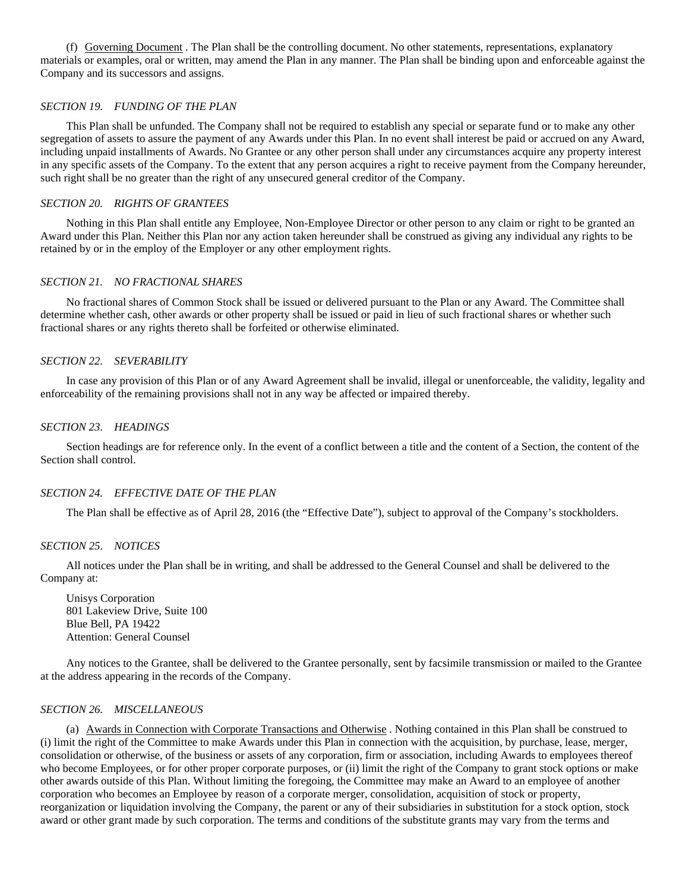(f) Governing Document . The Plan shall be the controlling document. No other statements, representations, explanatory materials or examples, oral or written, may amend the Plan in any manner. The Plan shall be binding upon and enforceable against the Company and its successors and assigns.

### *SECTION 19. FUNDING OF THE PLAN*

This Plan shall be unfunded. The Company shall not be required to establish any special or separate fund or to make any other segregation of assets to assure the payment of any Awards under this Plan. In no event shall interest be paid or accrued on any Award, including unpaid installments of Awards. No Grantee or any other person shall under any circumstances acquire any property interest in any specific assets of the Company. To the extent that any person acquires a right to receive payment from the Company hereunder, such right shall be no greater than the right of any unsecured general creditor of the Company.

### *SECTION 20. RIGHTS OF GRANTEES*

Nothing in this Plan shall entitle any Employee, Non-Employee Director or other person to any claim or right to be granted an Award under this Plan. Neither this Plan nor any action taken hereunder shall be construed as giving any individual any rights to be retained by or in the employ of the Employer or any other employment rights.

### *SECTION 21. NO FRACTIONAL SHARES*

No fractional shares of Common Stock shall be issued or delivered pursuant to the Plan or any Award. The Committee shall determine whether cash, other awards or other property shall be issued or paid in lieu of such fractional shares or whether such fractional shares or any rights thereto shall be forfeited or otherwise eliminated.

### *SECTION 22. SEVERABILITY*

In case any provision of this Plan or of any Award Agreement shall be invalid, illegal or unenforceable, the validity, legality and enforceability of the remaining provisions shall not in any way be affected or impaired thereby.

### *SECTION 23. HEADINGS*

Section headings are for reference only. In the event of a conflict between a title and the content of a Section, the content of the Section shall control.

### *SECTION 24. EFFECTIVE DATE OF THE PLAN*

The Plan shall be effective as of April 28, 2016 (the "Effective Date"), subject to approval of the Company's stockholders.

### *SECTION 25. NOTICES*

All notices under the Plan shall be in writing, and shall be addressed to the General Counsel and shall be delivered to the Company at:

Unisys Corporation
801 Lakeview Drive, Suite 100
Blue Bell, PA 19422
Attention: General Counsel

Any notices to the Grantee, shall be delivered to the Grantee personally, sent by facsimile transmission or mailed to the Grantee at the address appearing in the records of the Company.

### *SECTION 26. MISCELLANEOUS*

(a) Awards in Connection with Corporate Transactions and Otherwise . Nothing contained in this Plan shall be construed to (i) limit the right of the Committee to make Awards under this Plan in connection with the acquisition, by purchase, lease, merger, consolidation or otherwise, of the business or assets of any corporation, firm or association, including Awards to employees thereof who become Employees, or for other proper corporate purposes, or (ii) limit the right of the Company to grant stock options or make other awards outside of this Plan. Without limiting the foregoing, the Committee may make an Award to an employee of another corporation who becomes an Employee by reason of a corporate merger, consolidation, acquisition of stock or property, reorganization or liquidation involving the Company, the parent or any of their subsidiaries in substitution for a stock option, stock award or other grant made by such corporation. The terms and conditions of the substitute grants may vary from the terms and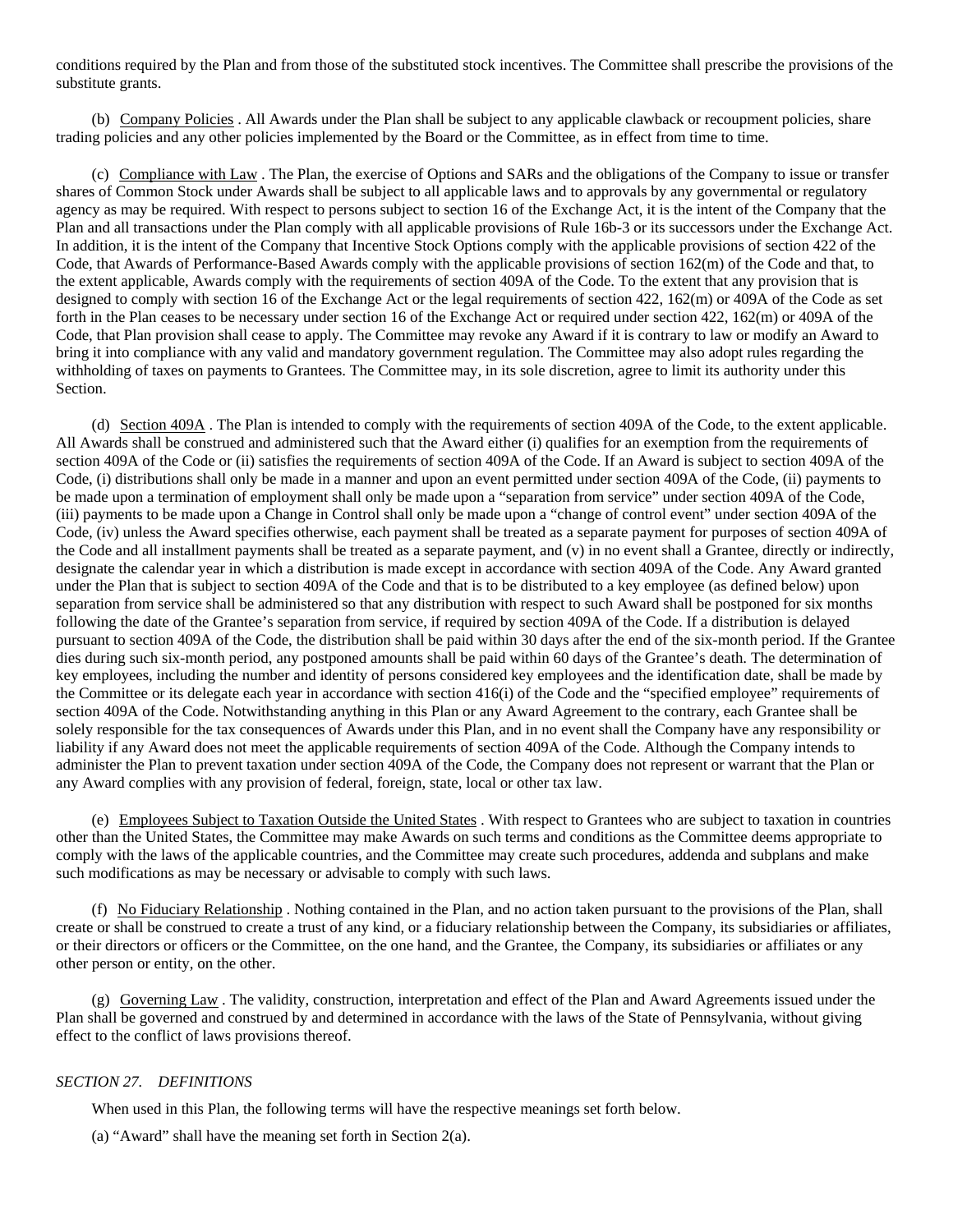conditions required by the Plan and from those of the substituted stock incentives. The Committee shall prescribe the provisions of the substitute grants.

(b) Company Policies . All Awards under the Plan shall be subject to any applicable clawback or recoupment policies, share trading policies and any other policies implemented by the Board or the Committee, as in effect from time to time.

(c) Compliance with Law . The Plan, the exercise of Options and SARs and the obligations of the Company to issue or transfer shares of Common Stock under Awards shall be subject to all applicable laws and to approvals by any governmental or regulatory agency as may be required. With respect to persons subject to section 16 of the Exchange Act, it is the intent of the Company that the Plan and all transactions under the Plan comply with all applicable provisions of Rule 16b-3 or its successors under the Exchange Act. In addition, it is the intent of the Company that Incentive Stock Options comply with the applicable provisions of section 422 of the Code, that Awards of Performance-Based Awards comply with the applicable provisions of section 162(m) of the Code and that, to the extent applicable, Awards comply with the requirements of section 409A of the Code. To the extent that any provision that is designed to comply with section 16 of the Exchange Act or the legal requirements of section 422, 162(m) or 409A of the Code as set forth in the Plan ceases to be necessary under section 16 of the Exchange Act or required under section 422, 162(m) or 409A of the Code, that Plan provision shall cease to apply. The Committee may revoke any Award if it is contrary to law or modify an Award to bring it into compliance with any valid and mandatory government regulation. The Committee may also adopt rules regarding the withholding of taxes on payments to Grantees. The Committee may, in its sole discretion, agree to limit its authority under this Section.

(d) Section 409A . The Plan is intended to comply with the requirements of section 409A of the Code, to the extent applicable. All Awards shall be construed and administered such that the Award either (i) qualifies for an exemption from the requirements of section 409A of the Code or (ii) satisfies the requirements of section 409A of the Code. If an Award is subject to section 409A of the Code, (i) distributions shall only be made in a manner and upon an event permitted under section 409A of the Code, (ii) payments to be made upon a termination of employment shall only be made upon a "separation from service" under section 409A of the Code, (iii) payments to be made upon a Change in Control shall only be made upon a "change of control event" under section 409A of the Code, (iv) unless the Award specifies otherwise, each payment shall be treated as a separate payment for purposes of section 409A of the Code and all installment payments shall be treated as a separate payment, and (v) in no event shall a Grantee, directly or indirectly, designate the calendar year in which a distribution is made except in accordance with section 409A of the Code. Any Award granted under the Plan that is subject to section 409A of the Code and that is to be distributed to a key employee (as defined below) upon separation from service shall be administered so that any distribution with respect to such Award shall be postponed for six months following the date of the Grantee's separation from service, if required by section 409A of the Code. If a distribution is delayed pursuant to section 409A of the Code, the distribution shall be paid within 30 days after the end of the six-month period. If the Grantee dies during such six-month period, any postponed amounts shall be paid within 60 days of the Grantee's death. The determination of key employees, including the number and identity of persons considered key employees and the identification date, shall be made by the Committee or its delegate each year in accordance with section 416(i) of the Code and the "specified employee" requirements of section 409A of the Code. Notwithstanding anything in this Plan or any Award Agreement to the contrary, each Grantee shall be solely responsible for the tax consequences of Awards under this Plan, and in no event shall the Company have any responsibility or liability if any Award does not meet the applicable requirements of section 409A of the Code. Although the Company intends to administer the Plan to prevent taxation under section 409A of the Code, the Company does not represent or warrant that the Plan or any Award complies with any provision of federal, foreign, state, local or other tax law.

(e) Employees Subject to Taxation Outside the United States . With respect to Grantees who are subject to taxation in countries other than the United States, the Committee may make Awards on such terms and conditions as the Committee deems appropriate to comply with the laws of the applicable countries, and the Committee may create such procedures, addenda and subplans and make such modifications as may be necessary or advisable to comply with such laws.

(f) No Fiduciary Relationship . Nothing contained in the Plan, and no action taken pursuant to the provisions of the Plan, shall create or shall be construed to create a trust of any kind, or a fiduciary relationship between the Company, its subsidiaries or affiliates, or their directors or officers or the Committee, on the one hand, and the Grantee, the Company, its subsidiaries or affiliates or any other person or entity, on the other.

(g) Governing Law . The validity, construction, interpretation and effect of the Plan and Award Agreements issued under the Plan shall be governed and construed by and determined in accordance with the laws of the State of Pennsylvania, without giving effect to the conflict of laws provisions thereof.

*SECTION 27. DEFINITIONS*

When used in this Plan, the following terms will have the respective meanings set forth below.

(a) "Award" shall have the meaning set forth in Section 2(a).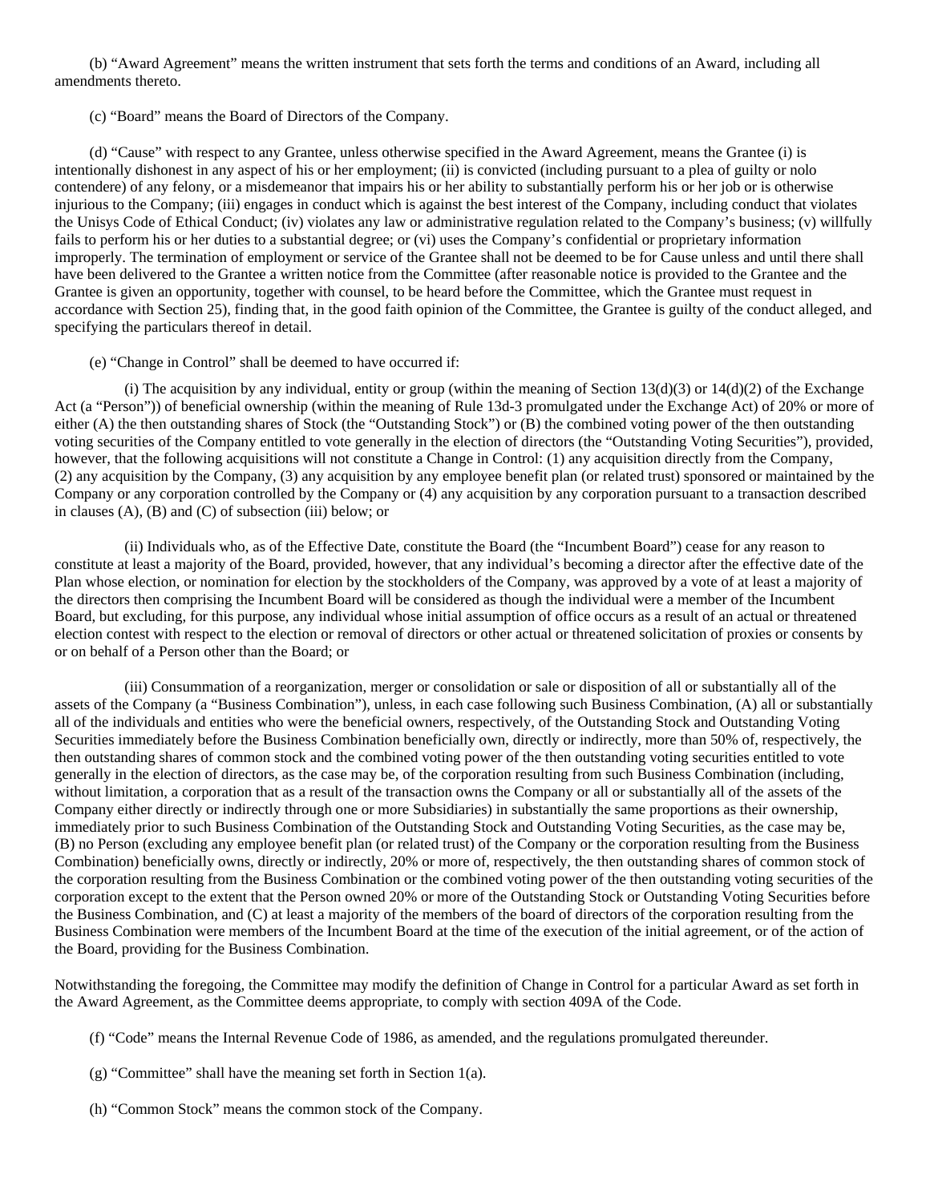(b) "Award Agreement" means the written instrument that sets forth the terms and conditions of an Award, including all amendments thereto.

(c) "Board" means the Board of Directors of the Company.

(d) "Cause" with respect to any Grantee, unless otherwise specified in the Award Agreement, means the Grantee (i) is intentionally dishonest in any aspect of his or her employment; (ii) is convicted (including pursuant to a plea of guilty or nolo contendere) of any felony, or a misdemeanor that impairs his or her ability to substantially perform his or her job or is otherwise injurious to the Company; (iii) engages in conduct which is against the best interest of the Company, including conduct that violates the Unisys Code of Ethical Conduct; (iv) violates any law or administrative regulation related to the Company's business; (v) willfully fails to perform his or her duties to a substantial degree; or (vi) uses the Company's confidential or proprietary information improperly. The termination of employment or service of the Grantee shall not be deemed to be for Cause unless and until there shall have been delivered to the Grantee a written notice from the Committee (after reasonable notice is provided to the Grantee and the Grantee is given an opportunity, together with counsel, to be heard before the Committee, which the Grantee must request in accordance with Section 25), finding that, in the good faith opinion of the Committee, the Grantee is guilty of the conduct alleged, and specifying the particulars thereof in detail.

(e) "Change in Control" shall be deemed to have occurred if:

(i) The acquisition by any individual, entity or group (within the meaning of Section 13(d)(3) or 14(d)(2) of the Exchange Act (a "Person")) of beneficial ownership (within the meaning of Rule 13d-3 promulgated under the Exchange Act) of 20% or more of either (A) the then outstanding shares of Stock (the "Outstanding Stock") or (B) the combined voting power of the then outstanding voting securities of the Company entitled to vote generally in the election of directors (the "Outstanding Voting Securities"), provided, however, that the following acquisitions will not constitute a Change in Control: (1) any acquisition directly from the Company, (2) any acquisition by the Company, (3) any acquisition by any employee benefit plan (or related trust) sponsored or maintained by the Company or any corporation controlled by the Company or (4) any acquisition by any corporation pursuant to a transaction described in clauses (A), (B) and (C) of subsection (iii) below; or

(ii) Individuals who, as of the Effective Date, constitute the Board (the "Incumbent Board") cease for any reason to constitute at least a majority of the Board, provided, however, that any individual's becoming a director after the effective date of the Plan whose election, or nomination for election by the stockholders of the Company, was approved by a vote of at least a majority of the directors then comprising the Incumbent Board will be considered as though the individual were a member of the Incumbent Board, but excluding, for this purpose, any individual whose initial assumption of office occurs as a result of an actual or threatened election contest with respect to the election or removal of directors or other actual or threatened solicitation of proxies or consents by or on behalf of a Person other than the Board; or

(iii) Consummation of a reorganization, merger or consolidation or sale or disposition of all or substantially all of the assets of the Company (a "Business Combination"), unless, in each case following such Business Combination, (A) all or substantially all of the individuals and entities who were the beneficial owners, respectively, of the Outstanding Stock and Outstanding Voting Securities immediately before the Business Combination beneficially own, directly or indirectly, more than 50% of, respectively, the then outstanding shares of common stock and the combined voting power of the then outstanding voting securities entitled to vote generally in the election of directors, as the case may be, of the corporation resulting from such Business Combination (including, without limitation, a corporation that as a result of the transaction owns the Company or all or substantially all of the assets of the Company either directly or indirectly through one or more Subsidiaries) in substantially the same proportions as their ownership, immediately prior to such Business Combination of the Outstanding Stock and Outstanding Voting Securities, as the case may be, (B) no Person (excluding any employee benefit plan (or related trust) of the Company or the corporation resulting from the Business Combination) beneficially owns, directly or indirectly, 20% or more of, respectively, the then outstanding shares of common stock of the corporation resulting from the Business Combination or the combined voting power of the then outstanding voting securities of the corporation except to the extent that the Person owned 20% or more of the Outstanding Stock or Outstanding Voting Securities before the Business Combination, and (C) at least a majority of the members of the board of directors of the corporation resulting from the Business Combination were members of the Incumbent Board at the time of the execution of the initial agreement, or of the action of the Board, providing for the Business Combination.

Notwithstanding the foregoing, the Committee may modify the definition of Change in Control for a particular Award as set forth in the Award Agreement, as the Committee deems appropriate, to comply with section 409A of the Code.

(f) "Code" means the Internal Revenue Code of 1986, as amended, and the regulations promulgated thereunder.

(g) "Committee" shall have the meaning set forth in Section 1(a).

(h) "Common Stock" means the common stock of the Company.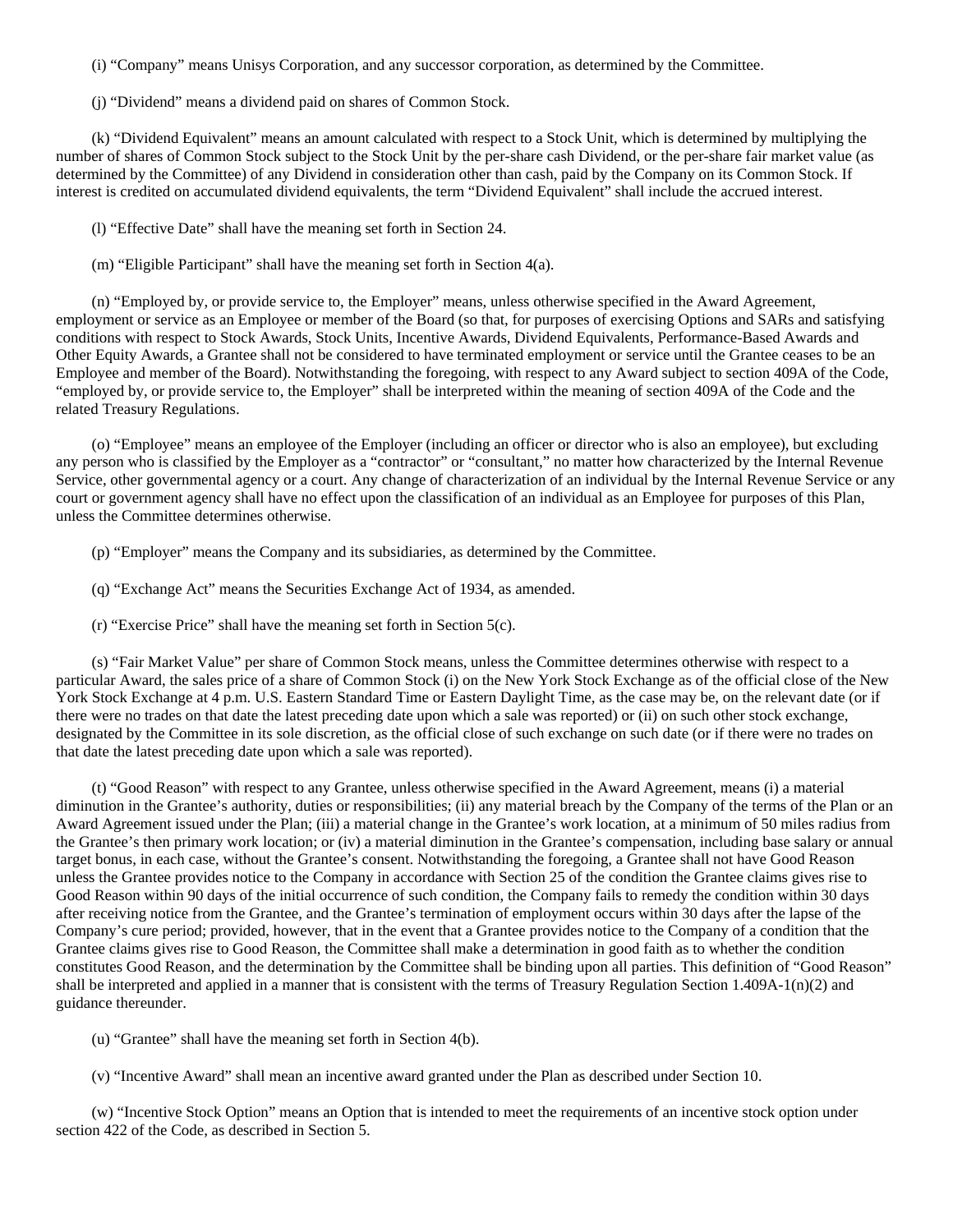(i) “Company” means Unisys Corporation, and any successor corporation, as determined by the Committee.

(j) “Dividend” means a dividend paid on shares of Common Stock.

(k) “Dividend Equivalent” means an amount calculated with respect to a Stock Unit, which is determined by multiplying the number of shares of Common Stock subject to the Stock Unit by the per-share cash Dividend, or the per-share fair market value (as determined by the Committee) of any Dividend in consideration other than cash, paid by the Company on its Common Stock. If interest is credited on accumulated dividend equivalents, the term “Dividend Equivalent” shall include the accrued interest.

(l) “Effective Date” shall have the meaning set forth in Section 24.

(m) “Eligible Participant” shall have the meaning set forth in Section 4(a).

(n) “Employed by, or provide service to, the Employer” means, unless otherwise specified in the Award Agreement, employment or service as an Employee or member of the Board (so that, for purposes of exercising Options and SARs and satisfying conditions with respect to Stock Awards, Stock Units, Incentive Awards, Dividend Equivalents, Performance-Based Awards and Other Equity Awards, a Grantee shall not be considered to have terminated employment or service until the Grantee ceases to be an Employee and member of the Board). Notwithstanding the foregoing, with respect to any Award subject to section 409A of the Code, “employed by, or provide service to, the Employer” shall be interpreted within the meaning of section 409A of the Code and the related Treasury Regulations.

(o) “Employee” means an employee of the Employer (including an officer or director who is also an employee), but excluding any person who is classified by the Employer as a “contractor” or “consultant,” no matter how characterized by the Internal Revenue Service, other governmental agency or a court. Any change of characterization of an individual by the Internal Revenue Service or any court or government agency shall have no effect upon the classification of an individual as an Employee for purposes of this Plan, unless the Committee determines otherwise.

(p) “Employer” means the Company and its subsidiaries, as determined by the Committee.

(q) “Exchange Act” means the Securities Exchange Act of 1934, as amended.

(r) “Exercise Price” shall have the meaning set forth in Section 5(c).

(s) “Fair Market Value” per share of Common Stock means, unless the Committee determines otherwise with respect to a particular Award, the sales price of a share of Common Stock (i) on the New York Stock Exchange as of the official close of the New York Stock Exchange at 4 p.m. U.S. Eastern Standard Time or Eastern Daylight Time, as the case may be, on the relevant date (or if there were no trades on that date the latest preceding date upon which a sale was reported) or (ii) on such other stock exchange, designated by the Committee in its sole discretion, as the official close of such exchange on such date (or if there were no trades on that date the latest preceding date upon which a sale was reported).

(t) “Good Reason” with respect to any Grantee, unless otherwise specified in the Award Agreement, means (i) a material diminution in the Grantee’s authority, duties or responsibilities; (ii) any material breach by the Company of the terms of the Plan or an Award Agreement issued under the Plan; (iii) a material change in the Grantee’s work location, at a minimum of 50 miles radius from the Grantee’s then primary work location; or (iv) a material diminution in the Grantee’s compensation, including base salary or annual target bonus, in each case, without the Grantee’s consent. Notwithstanding the foregoing, a Grantee shall not have Good Reason unless the Grantee provides notice to the Company in accordance with Section 25 of the condition the Grantee claims gives rise to Good Reason within 90 days of the initial occurrence of such condition, the Company fails to remedy the condition within 30 days after receiving notice from the Grantee, and the Grantee’s termination of employment occurs within 30 days after the lapse of the Company’s cure period; provided, however, that in the event that a Grantee provides notice to the Company of a condition that the Grantee claims gives rise to Good Reason, the Committee shall make a determination in good faith as to whether the condition constitutes Good Reason, and the determination by the Committee shall be binding upon all parties. This definition of “Good Reason” shall be interpreted and applied in a manner that is consistent with the terms of Treasury Regulation Section 1.409A-1(n)(2) and guidance thereunder.

(u) “Grantee” shall have the meaning set forth in Section 4(b).

(v) “Incentive Award” shall mean an incentive award granted under the Plan as described under Section 10.

(w) “Incentive Stock Option” means an Option that is intended to meet the requirements of an incentive stock option under section 422 of the Code, as described in Section 5.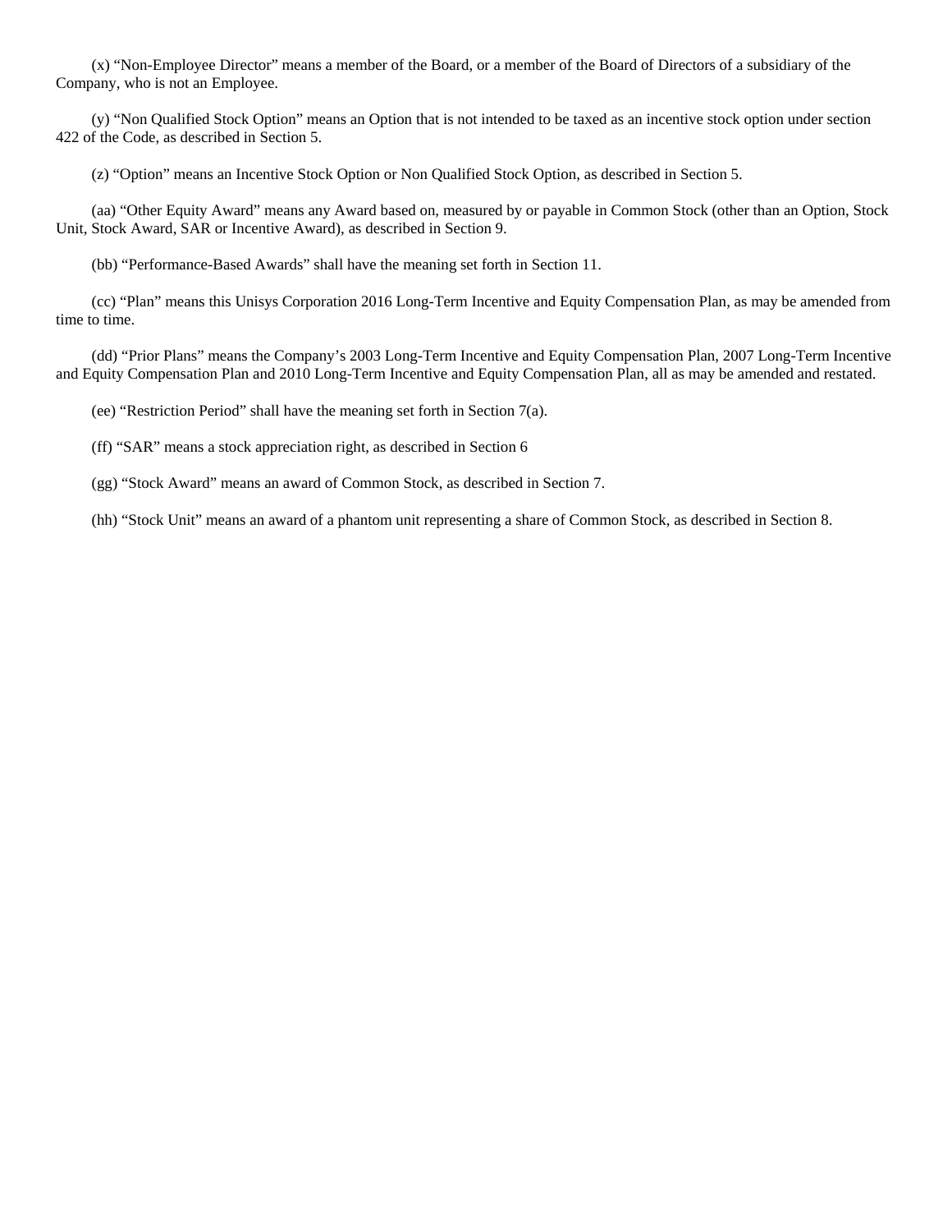(x) “Non-Employee Director” means a member of the Board, or a member of the Board of Directors of a subsidiary of the Company, who is not an Employee.

(y) “Non Qualified Stock Option” means an Option that is not intended to be taxed as an incentive stock option under section 422 of the Code, as described in Section 5.

(z) “Option” means an Incentive Stock Option or Non Qualified Stock Option, as described in Section 5.

(aa) “Other Equity Award” means any Award based on, measured by or payable in Common Stock (other than an Option, Stock Unit, Stock Award, SAR or Incentive Award), as described in Section 9.

(bb) “Performance-Based Awards” shall have the meaning set forth in Section 11.

(cc) “Plan” means this Unisys Corporation 2016 Long-Term Incentive and Equity Compensation Plan, as may be amended from time to time.

(dd) “Prior Plans” means the Company’s 2003 Long-Term Incentive and Equity Compensation Plan, 2007 Long-Term Incentive and Equity Compensation Plan and 2010 Long-Term Incentive and Equity Compensation Plan, all as may be amended and restated.

(ee) “Restriction Period” shall have the meaning set forth in Section 7(a).

(ff) “SAR” means a stock appreciation right, as described in Section 6

(gg) “Stock Award” means an award of Common Stock, as described in Section 7.

(hh) “Stock Unit” means an award of a phantom unit representing a share of Common Stock, as described in Section 8.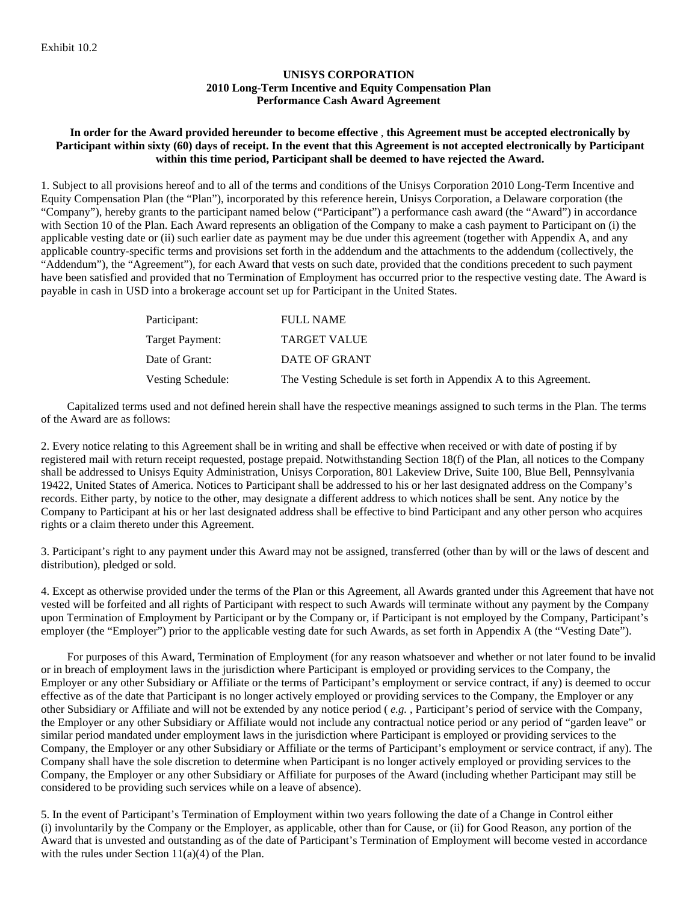Exhibit 10.2

**UNISYS CORPORATION**
**2010 Long-Term Incentive and Equity Compensation Plan**
**Performance Cash Award Agreement**

**In order for the Award provided hereunder to become effective , this Agreement must be accepted electronically by Participant within sixty (60) days of receipt. In the event that this Agreement is not accepted electronically by Participant within this time period, Participant shall be deemed to have rejected the Award.**

1. Subject to all provisions hereof and to all of the terms and conditions of the Unisys Corporation 2010 Long-Term Incentive and Equity Compensation Plan (the "Plan"), incorporated by this reference herein, Unisys Corporation, a Delaware corporation (the "Company"), hereby grants to the participant named below ("Participant") a performance cash award (the "Award") in accordance with Section 10 of the Plan. Each Award represents an obligation of the Company to make a cash payment to Participant on (i) the applicable vesting date or (ii) such earlier date as payment may be due under this agreement (together with Appendix A, and any applicable country-specific terms and provisions set forth in the addendum and the attachments to the addendum (collectively, the "Addendum"), the "Agreement"), for each Award that vests on such date, provided that the conditions precedent to such payment have been satisfied and provided that no Termination of Employment has occurred prior to the respective vesting date. The Award is payable in cash in USD into a brokerage account set up for Participant in the United States.

| | |
|---|---|
| Participant: | FULL NAME |
| Target Payment: | TARGET VALUE |
| Date of Grant: | DATE OF GRANT |
| Vesting Schedule: | The Vesting Schedule is set forth in Appendix A to this Agreement. |

Capitalized terms used and not defined herein shall have the respective meanings assigned to such terms in the Plan. The terms of the Award are as follows:

2. Every notice relating to this Agreement shall be in writing and shall be effective when received or with date of posting if by registered mail with return receipt requested, postage prepaid. Notwithstanding Section 18(f) of the Plan, all notices to the Company shall be addressed to Unisys Equity Administration, Unisys Corporation, 801 Lakeview Drive, Suite 100, Blue Bell, Pennsylvania 19422, United States of America. Notices to Participant shall be addressed to his or her last designated address on the Company's records. Either party, by notice to the other, may designate a different address to which notices shall be sent. Any notice by the Company to Participant at his or her last designated address shall be effective to bind Participant and any other person who acquires rights or a claim thereto under this Agreement.

3. Participant's right to any payment under this Award may not be assigned, transferred (other than by will or the laws of descent and distribution), pledged or sold.

4. Except as otherwise provided under the terms of the Plan or this Agreement, all Awards granted under this Agreement that have not vested will be forfeited and all rights of Participant with respect to such Awards will terminate without any payment by the Company upon Termination of Employment by Participant or by the Company or, if Participant is not employed by the Company, Participant's employer (the "Employer") prior to the applicable vesting date for such Awards, as set forth in Appendix A (the "Vesting Date").

For purposes of this Award, Termination of Employment (for any reason whatsoever and whether or not later found to be invalid or in breach of employment laws in the jurisdiction where Participant is employed or providing services to the Company, the Employer or any other Subsidiary or Affiliate or the terms of Participant's employment or service contract, if any) is deemed to occur effective as of the date that Participant is no longer actively employed or providing services to the Company, the Employer or any other Subsidiary or Affiliate and will not be extended by any notice period ( *e.g.* , Participant's period of service with the Company, the Employer or any other Subsidiary or Affiliate would not include any contractual notice period or any period of "garden leave" or similar period mandated under employment laws in the jurisdiction where Participant is employed or providing services to the Company, the Employer or any other Subsidiary or Affiliate or the terms of Participant's employment or service contract, if any). The Company shall have the sole discretion to determine when Participant is no longer actively employed or providing services to the Company, the Employer or any other Subsidiary or Affiliate for purposes of the Award (including whether Participant may still be considered to be providing such services while on a leave of absence).

5. In the event of Participant's Termination of Employment within two years following the date of a Change in Control either (i) involuntarily by the Company or the Employer, as applicable, other than for Cause, or (ii) for Good Reason, any portion of the Award that is unvested and outstanding as of the date of Participant's Termination of Employment will become vested in accordance with the rules under Section 11(a)(4) of the Plan.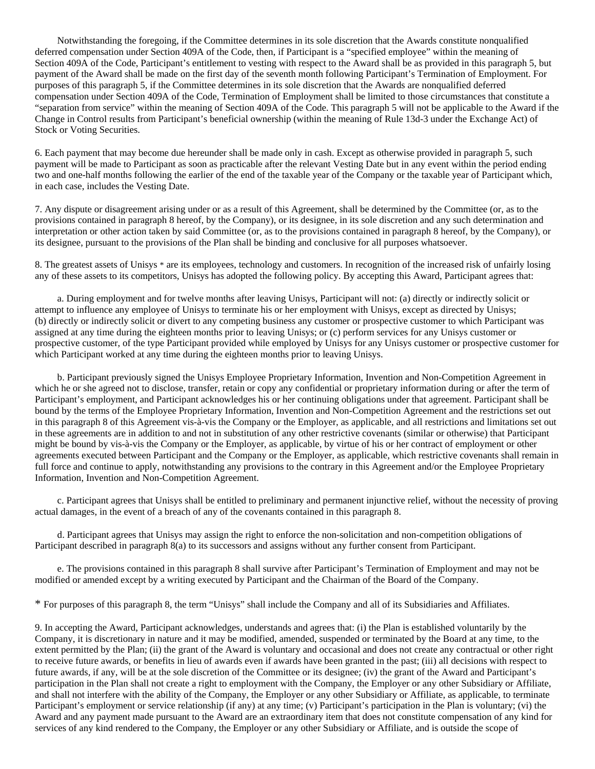Notwithstanding the foregoing, if the Committee determines in its sole discretion that the Awards constitute nonqualified deferred compensation under Section 409A of the Code, then, if Participant is a “specified employee” within the meaning of Section 409A of the Code, Participant’s entitlement to vesting with respect to the Award shall be as provided in this paragraph 5, but payment of the Award shall be made on the first day of the seventh month following Participant’s Termination of Employment. For purposes of this paragraph 5, if the Committee determines in its sole discretion that the Awards are nonqualified deferred compensation under Section 409A of the Code, Termination of Employment shall be limited to those circumstances that constitute a “separation from service” within the meaning of Section 409A of the Code. This paragraph 5 will not be applicable to the Award if the Change in Control results from Participant’s beneficial ownership (within the meaning of Rule 13d-3 under the Exchange Act) of Stock or Voting Securities.

6. Each payment that may become due hereunder shall be made only in cash. Except as otherwise provided in paragraph 5, such payment will be made to Participant as soon as practicable after the relevant Vesting Date but in any event within the period ending two and one-half months following the earlier of the end of the taxable year of the Company or the taxable year of Participant which, in each case, includes the Vesting Date.

7. Any dispute or disagreement arising under or as a result of this Agreement, shall be determined by the Committee (or, as to the provisions contained in paragraph 8 hereof, by the Company), or its designee, in its sole discretion and any such determination and interpretation or other action taken by said Committee (or, as to the provisions contained in paragraph 8 hereof, by the Company), or its designee, pursuant to the provisions of the Plan shall be binding and conclusive for all purposes whatsoever.

8. The greatest assets of Unisys * are its employees, technology and customers. In recognition of the increased risk of unfairly losing any of these assets to its competitors, Unisys has adopted the following policy. By accepting this Award, Participant agrees that:

a. During employment and for twelve months after leaving Unisys, Participant will not: (a) directly or indirectly solicit or attempt to influence any employee of Unisys to terminate his or her employment with Unisys, except as directed by Unisys; (b) directly or indirectly solicit or divert to any competing business any customer or prospective customer to which Participant was assigned at any time during the eighteen months prior to leaving Unisys; or (c) perform services for any Unisys customer or prospective customer, of the type Participant provided while employed by Unisys for any Unisys customer or prospective customer for which Participant worked at any time during the eighteen months prior to leaving Unisys.

b. Participant previously signed the Unisys Employee Proprietary Information, Invention and Non-Competition Agreement in which he or she agreed not to disclose, transfer, retain or copy any confidential or proprietary information during or after the term of Participant’s employment, and Participant acknowledges his or her continuing obligations under that agreement. Participant shall be bound by the terms of the Employee Proprietary Information, Invention and Non-Competition Agreement and the restrictions set out in this paragraph 8 of this Agreement vis-à-vis the Company or the Employer, as applicable, and all restrictions and limitations set out in these agreements are in addition to and not in substitution of any other restrictive covenants (similar or otherwise) that Participant might be bound by vis-à-vis the Company or the Employer, as applicable, by virtue of his or her contract of employment or other agreements executed between Participant and the Company or the Employer, as applicable, which restrictive covenants shall remain in full force and continue to apply, notwithstanding any provisions to the contrary in this Agreement and/or the Employee Proprietary Information, Invention and Non-Competition Agreement.

c. Participant agrees that Unisys shall be entitled to preliminary and permanent injunctive relief, without the necessity of proving actual damages, in the event of a breach of any of the covenants contained in this paragraph 8.

d. Participant agrees that Unisys may assign the right to enforce the non-solicitation and non-competition obligations of Participant described in paragraph 8(a) to its successors and assigns without any further consent from Participant.

e. The provisions contained in this paragraph 8 shall survive after Participant’s Termination of Employment and may not be modified or amended except by a writing executed by Participant and the Chairman of the Board of the Company.

* For purposes of this paragraph 8, the term “Unisys” shall include the Company and all of its Subsidiaries and Affiliates.

9. In accepting the Award, Participant acknowledges, understands and agrees that: (i) the Plan is established voluntarily by the Company, it is discretionary in nature and it may be modified, amended, suspended or terminated by the Board at any time, to the extent permitted by the Plan; (ii) the grant of the Award is voluntary and occasional and does not create any contractual or other right to receive future awards, or benefits in lieu of awards even if awards have been granted in the past; (iii) all decisions with respect to future awards, if any, will be at the sole discretion of the Committee or its designee; (iv) the grant of the Award and Participant’s participation in the Plan shall not create a right to employment with the Company, the Employer or any other Subsidiary or Affiliate, and shall not interfere with the ability of the Company, the Employer or any other Subsidiary or Affiliate, as applicable, to terminate Participant’s employment or service relationship (if any) at any time; (v) Participant’s participation in the Plan is voluntary; (vi) the Award and any payment made pursuant to the Award are an extraordinary item that does not constitute compensation of any kind for services of any kind rendered to the Company, the Employer or any other Subsidiary or Affiliate, and is outside the scope of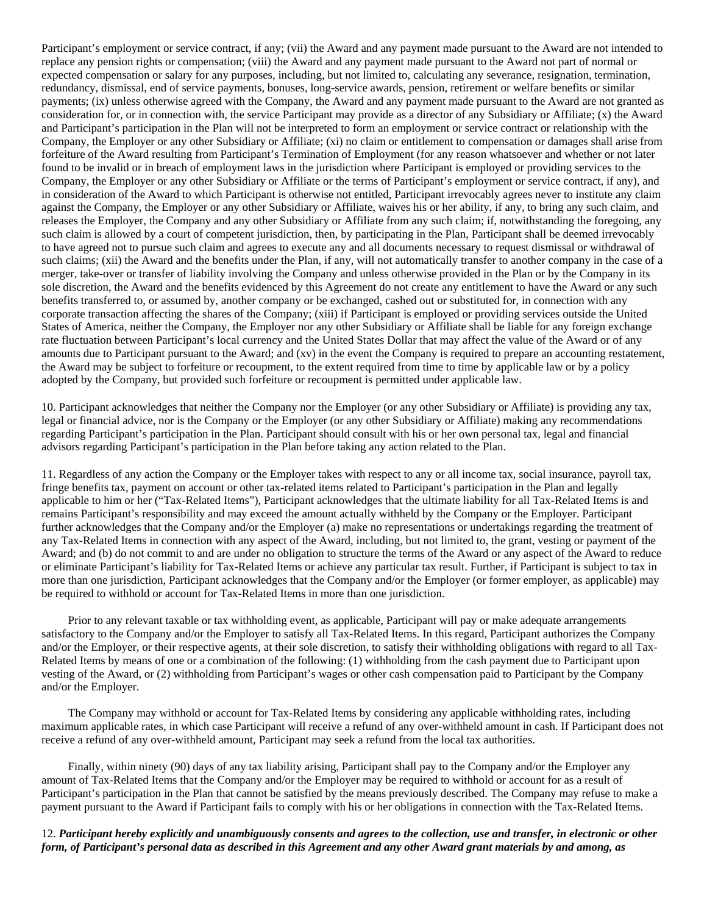Participant's employment or service contract, if any; (vii) the Award and any payment made pursuant to the Award are not intended to replace any pension rights or compensation; (viii) the Award and any payment made pursuant to the Award not part of normal or expected compensation or salary for any purposes, including, but not limited to, calculating any severance, resignation, termination, redundancy, dismissal, end of service payments, bonuses, long-service awards, pension, retirement or welfare benefits or similar payments; (ix) unless otherwise agreed with the Company, the Award and any payment made pursuant to the Award are not granted as consideration for, or in connection with, the service Participant may provide as a director of any Subsidiary or Affiliate; (x) the Award and Participant's participation in the Plan will not be interpreted to form an employment or service contract or relationship with the Company, the Employer or any other Subsidiary or Affiliate; (xi) no claim or entitlement to compensation or damages shall arise from forfeiture of the Award resulting from Participant's Termination of Employment (for any reason whatsoever and whether or not later found to be invalid or in breach of employment laws in the jurisdiction where Participant is employed or providing services to the Company, the Employer or any other Subsidiary or Affiliate or the terms of Participant's employment or service contract, if any), and in consideration of the Award to which Participant is otherwise not entitled, Participant irrevocably agrees never to institute any claim against the Company, the Employer or any other Subsidiary or Affiliate, waives his or her ability, if any, to bring any such claim, and releases the Employer, the Company and any other Subsidiary or Affiliate from any such claim; if, notwithstanding the foregoing, any such claim is allowed by a court of competent jurisdiction, then, by participating in the Plan, Participant shall be deemed irrevocably to have agreed not to pursue such claim and agrees to execute any and all documents necessary to request dismissal or withdrawal of such claims; (xii) the Award and the benefits under the Plan, if any, will not automatically transfer to another company in the case of a merger, take-over or transfer of liability involving the Company and unless otherwise provided in the Plan or by the Company in its sole discretion, the Award and the benefits evidenced by this Agreement do not create any entitlement to have the Award or any such benefits transferred to, or assumed by, another company or be exchanged, cashed out or substituted for, in connection with any corporate transaction affecting the shares of the Company; (xiii) if Participant is employed or providing services outside the United States of America, neither the Company, the Employer nor any other Subsidiary or Affiliate shall be liable for any foreign exchange rate fluctuation between Participant's local currency and the United States Dollar that may affect the value of the Award or of any amounts due to Participant pursuant to the Award; and (xv) in the event the Company is required to prepare an accounting restatement, the Award may be subject to forfeiture or recoupment, to the extent required from time to time by applicable law or by a policy adopted by the Company, but provided such forfeiture or recoupment is permitted under applicable law.

10. Participant acknowledges that neither the Company nor the Employer (or any other Subsidiary or Affiliate) is providing any tax, legal or financial advice, nor is the Company or the Employer (or any other Subsidiary or Affiliate) making any recommendations regarding Participant's participation in the Plan. Participant should consult with his or her own personal tax, legal and financial advisors regarding Participant's participation in the Plan before taking any action related to the Plan.

11. Regardless of any action the Company or the Employer takes with respect to any or all income tax, social insurance, payroll tax, fringe benefits tax, payment on account or other tax-related items related to Participant's participation in the Plan and legally applicable to him or her ("Tax-Related Items"), Participant acknowledges that the ultimate liability for all Tax-Related Items is and remains Participant's responsibility and may exceed the amount actually withheld by the Company or the Employer. Participant further acknowledges that the Company and/or the Employer (a) make no representations or undertakings regarding the treatment of any Tax-Related Items in connection with any aspect of the Award, including, but not limited to, the grant, vesting or payment of the Award; and (b) do not commit to and are under no obligation to structure the terms of the Award or any aspect of the Award to reduce or eliminate Participant's liability for Tax-Related Items or achieve any particular tax result. Further, if Participant is subject to tax in more than one jurisdiction, Participant acknowledges that the Company and/or the Employer (or former employer, as applicable) may be required to withhold or account for Tax-Related Items in more than one jurisdiction.

Prior to any relevant taxable or tax withholding event, as applicable, Participant will pay or make adequate arrangements satisfactory to the Company and/or the Employer to satisfy all Tax-Related Items. In this regard, Participant authorizes the Company and/or the Employer, or their respective agents, at their sole discretion, to satisfy their withholding obligations with regard to all Tax-Related Items by means of one or a combination of the following: (1) withholding from the cash payment due to Participant upon vesting of the Award, or (2) withholding from Participant's wages or other cash compensation paid to Participant by the Company and/or the Employer.

The Company may withhold or account for Tax-Related Items by considering any applicable withholding rates, including maximum applicable rates, in which case Participant will receive a refund of any over-withheld amount in cash. If Participant does not receive a refund of any over-withheld amount, Participant may seek a refund from the local tax authorities.

Finally, within ninety (90) days of any tax liability arising, Participant shall pay to the Company and/or the Employer any amount of Tax-Related Items that the Company and/or the Employer may be required to withhold or account for as a result of Participant's participation in the Plan that cannot be satisfied by the means previously described. The Company may refuse to make a payment pursuant to the Award if Participant fails to comply with his or her obligations in connection with the Tax-Related Items.

12. ***Participant hereby explicitly and unambiguously consents and agrees to the collection, use and transfer, in electronic or other form, of Participant's personal data as described in this Agreement and any other Award grant materials by and among, as***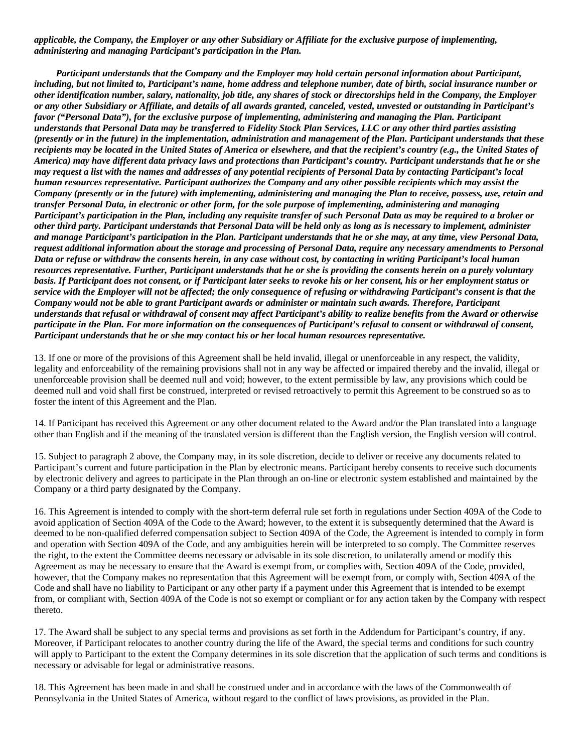***applicable, the Company, the Employer or any other Subsidiary or Affiliate for the exclusive purpose of implementing, administering and managing Participant's participation in the Plan.***

***Participant understands that the Company and the Employer may hold certain personal information about Participant, including, but not limited to, Participant's name, home address and telephone number, date of birth, social insurance number or other identification number, salary, nationality, job title, any shares of stock or directorships held in the Company, the Employer or any other Subsidiary or Affiliate, and details of all awards granted, canceled, vested, unvested or outstanding in Participant's favor ("Personal Data"), for the exclusive purpose of implementing, administering and managing the Plan. Participant understands that Personal Data may be transferred to Fidelity Stock Plan Services, LLC or any other third parties assisting (presently or in the future) in the implementation, administration and management of the Plan. Participant understands that these recipients may be located in the United States of America or elsewhere, and that the recipient's country (e.g., the United States of America) may have different data privacy laws and protections than Participant's country. Participant understands that he or she may request a list with the names and addresses of any potential recipients of Personal Data by contacting Participant's local human resources representative. Participant authorizes the Company and any other possible recipients which may assist the Company (presently or in the future) with implementing, administering and managing the Plan to receive, possess, use, retain and transfer Personal Data, in electronic or other form, for the sole purpose of implementing, administering and managing Participant's participation in the Plan, including any requisite transfer of such Personal Data as may be required to a broker or other third party. Participant understands that Personal Data will be held only as long as is necessary to implement, administer and manage Participant's participation in the Plan. Participant understands that he or she may, at any time, view Personal Data, request additional information about the storage and processing of Personal Data, require any necessary amendments to Personal Data or refuse or withdraw the consents herein, in any case without cost, by contacting in writing Participant's local human resources representative. Further, Participant understands that he or she is providing the consents herein on a purely voluntary basis. If Participant does not consent, or if Participant later seeks to revoke his or her consent, his or her employment status or service with the Employer will not be affected; the only consequence of refusing or withdrawing Participant's consent is that the Company would not be able to grant Participant awards or administer or maintain such awards. Therefore, Participant understands that refusal or withdrawal of consent may affect Participant's ability to realize benefits from the Award or otherwise participate in the Plan. For more information on the consequences of Participant's refusal to consent or withdrawal of consent, Participant understands that he or she may contact his or her local human resources representative.***

13. If one or more of the provisions of this Agreement shall be held invalid, illegal or unenforceable in any respect, the validity, legality and enforceability of the remaining provisions shall not in any way be affected or impaired thereby and the invalid, illegal or unenforceable provision shall be deemed null and void; however, to the extent permissible by law, any provisions which could be deemed null and void shall first be construed, interpreted or revised retroactively to permit this Agreement to be construed so as to foster the intent of this Agreement and the Plan.

14. If Participant has received this Agreement or any other document related to the Award and/or the Plan translated into a language other than English and if the meaning of the translated version is different than the English version, the English version will control.

15. Subject to paragraph 2 above, the Company may, in its sole discretion, decide to deliver or receive any documents related to Participant's current and future participation in the Plan by electronic means. Participant hereby consents to receive such documents by electronic delivery and agrees to participate in the Plan through an on-line or electronic system established and maintained by the Company or a third party designated by the Company.

16. This Agreement is intended to comply with the short-term deferral rule set forth in regulations under Section 409A of the Code to avoid application of Section 409A of the Code to the Award; however, to the extent it is subsequently determined that the Award is deemed to be non-qualified deferred compensation subject to Section 409A of the Code, the Agreement is intended to comply in form and operation with Section 409A of the Code, and any ambiguities herein will be interpreted to so comply. The Committee reserves the right, to the extent the Committee deems necessary or advisable in its sole discretion, to unilaterally amend or modify this Agreement as may be necessary to ensure that the Award is exempt from, or complies with, Section 409A of the Code, provided, however, that the Company makes no representation that this Agreement will be exempt from, or comply with, Section 409A of the Code and shall have no liability to Participant or any other party if a payment under this Agreement that is intended to be exempt from, or compliant with, Section 409A of the Code is not so exempt or compliant or for any action taken by the Company with respect thereto.

17. The Award shall be subject to any special terms and provisions as set forth in the Addendum for Participant's country, if any. Moreover, if Participant relocates to another country during the life of the Award, the special terms and conditions for such country will apply to Participant to the extent the Company determines in its sole discretion that the application of such terms and conditions is necessary or advisable for legal or administrative reasons.

18. This Agreement has been made in and shall be construed under and in accordance with the laws of the Commonwealth of Pennsylvania in the United States of America, without regard to the conflict of laws provisions, as provided in the Plan.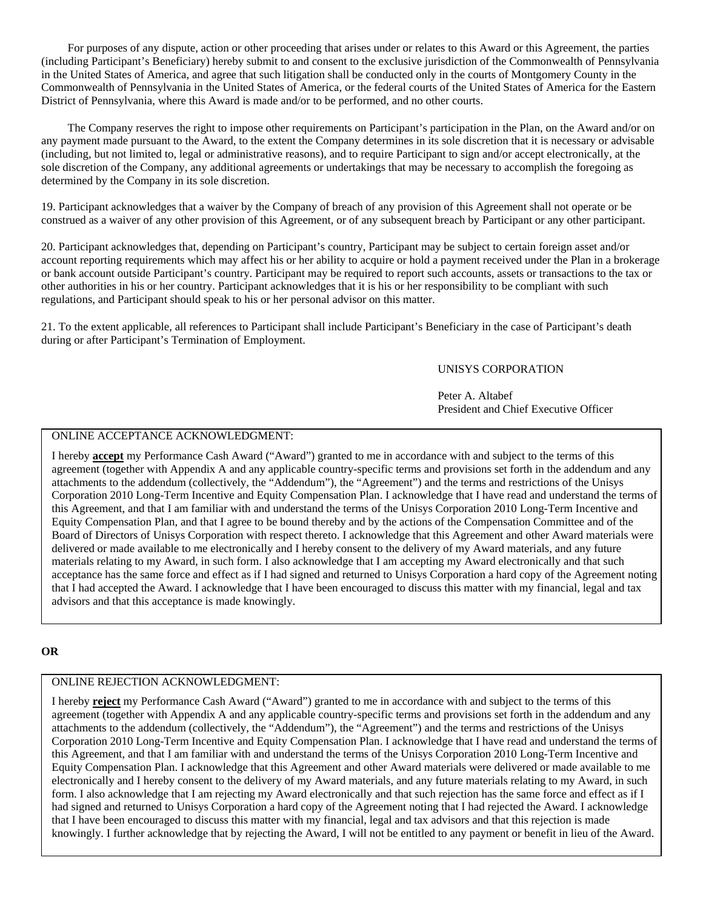For purposes of any dispute, action or other proceeding that arises under or relates to this Award or this Agreement, the parties (including Participant's Beneficiary) hereby submit to and consent to the exclusive jurisdiction of the Commonwealth of Pennsylvania in the United States of America, and agree that such litigation shall be conducted only in the courts of Montgomery County in the Commonwealth of Pennsylvania in the United States of America, or the federal courts of the United States of America for the Eastern District of Pennsylvania, where this Award is made and/or to be performed, and no other courts.

The Company reserves the right to impose other requirements on Participant's participation in the Plan, on the Award and/or on any payment made pursuant to the Award, to the extent the Company determines in its sole discretion that it is necessary or advisable (including, but not limited to, legal or administrative reasons), and to require Participant to sign and/or accept electronically, at the sole discretion of the Company, any additional agreements or undertakings that may be necessary to accomplish the foregoing as determined by the Company in its sole discretion.

19. Participant acknowledges that a waiver by the Company of breach of any provision of this Agreement shall not operate or be construed as a waiver of any other provision of this Agreement, or of any subsequent breach by Participant or any other participant.

20. Participant acknowledges that, depending on Participant's country, Participant may be subject to certain foreign asset and/or account reporting requirements which may affect his or her ability to acquire or hold a payment received under the Plan in a brokerage or bank account outside Participant's country. Participant may be required to report such accounts, assets or transactions to the tax or other authorities in his or her country. Participant acknowledges that it is his or her responsibility to be compliant with such regulations, and Participant should speak to his or her personal advisor on this matter.

21. To the extent applicable, all references to Participant shall include Participant's Beneficiary in the case of Participant's death during or after Participant's Termination of Employment.

UNISYS CORPORATION

Peter A. Altabef
President and Chief Executive Officer

ONLINE ACCEPTANCE ACKNOWLEDGMENT:

I hereby **accept** my Performance Cash Award ("Award") granted to me in accordance with and subject to the terms of this agreement (together with Appendix A and any applicable country-specific terms and provisions set forth in the addendum and any attachments to the addendum (collectively, the "Addendum"), the "Agreement") and the terms and restrictions of the Unisys Corporation 2010 Long-Term Incentive and Equity Compensation Plan. I acknowledge that I have read and understand the terms of this Agreement, and that I am familiar with and understand the terms of the Unisys Corporation 2010 Long-Term Incentive and Equity Compensation Plan, and that I agree to be bound thereby and by the actions of the Compensation Committee and of the Board of Directors of Unisys Corporation with respect thereto. I acknowledge that this Agreement and other Award materials were delivered or made available to me electronically and I hereby consent to the delivery of my Award materials, and any future materials relating to my Award, in such form. I also acknowledge that I am accepting my Award electronically and that such acceptance has the same force and effect as if I had signed and returned to Unisys Corporation a hard copy of the Agreement noting that I had accepted the Award. I acknowledge that I have been encouraged to discuss this matter with my financial, legal and tax advisors and that this acceptance is made knowingly.

**OR**

ONLINE REJECTION ACKNOWLEDGMENT:

I hereby **reject** my Performance Cash Award ("Award") granted to me in accordance with and subject to the terms of this agreement (together with Appendix A and any applicable country-specific terms and provisions set forth in the addendum and any attachments to the addendum (collectively, the "Addendum"), the "Agreement") and the terms and restrictions of the Unisys Corporation 2010 Long-Term Incentive and Equity Compensation Plan. I acknowledge that I have read and understand the terms of this Agreement, and that I am familiar with and understand the terms of the Unisys Corporation 2010 Long-Term Incentive and Equity Compensation Plan. I acknowledge that this Agreement and other Award materials were delivered or made available to me electronically and I hereby consent to the delivery of my Award materials, and any future materials relating to my Award, in such form. I also acknowledge that I am rejecting my Award electronically and that such rejection has the same force and effect as if I had signed and returned to Unisys Corporation a hard copy of the Agreement noting that I had rejected the Award. I acknowledge that I have been encouraged to discuss this matter with my financial, legal and tax advisors and that this rejection is made knowingly. I further acknowledge that by rejecting the Award, I will not be entitled to any payment or benefit in lieu of the Award.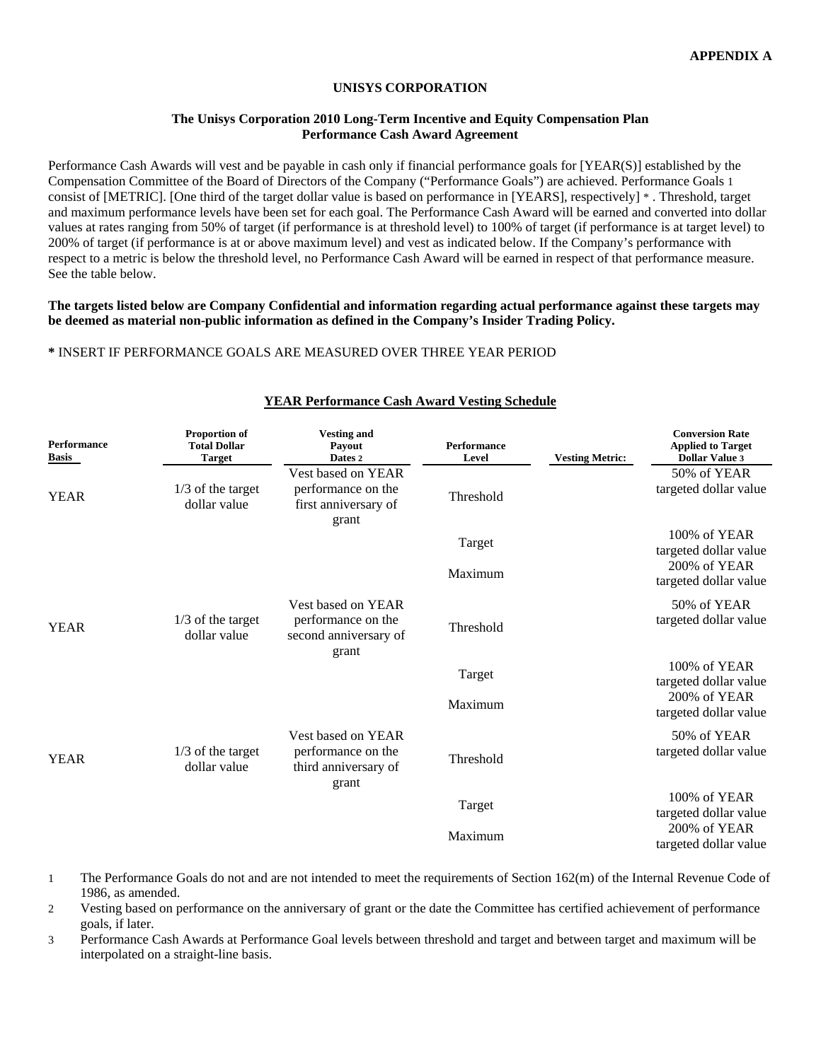**APPENDIX A**

**UNISYS CORPORATION**

**The Unisys Corporation 2010 Long-Term Incentive and Equity Compensation Plan**
**Performance Cash Award Agreement**

Performance Cash Awards will vest and be payable in cash only if financial performance goals for [YEAR(S)] established by the Compensation Committee of the Board of Directors of the Company ("Performance Goals") are achieved. Performance Goals [1] consist of [METRIC]. [One third of the target dollar value is based on performance in [YEARS], respectively] * . Threshold, target and maximum performance levels have been set for each goal. The Performance Cash Award will be earned and converted into dollar values at rates ranging from 50% of target (if performance is at threshold level) to 100% of target (if performance is at target level) to 200% of target (if performance is at or above maximum level) and vest as indicated below. If the Company's performance with respect to a metric is below the threshold level, no Performance Cash Award will be earned in respect of that performance measure. See the table below.

**The targets listed below are Company Confidential and information regarding actual performance against these targets may be deemed as material non-public information as defined in the Company's Insider Trading Policy.**

**\*** INSERT IF PERFORMANCE GOALS ARE MEASURED OVER THREE YEAR PERIOD

**YEAR Performance Cash Award Vesting Schedule**

| Performance Basis | Proportion of Total Dollar Target | Vesting and Payout Dates [2] | Performance Level | Vesting Metric: | Conversion Rate Applied to Target Dollar Value [3] |
|---|---|---|---|---|---|
| YEAR | 1/3 of the target dollar value | Vest based on YEAR performance on the first anniversary of grant | Threshold | | 50% of YEAR targeted dollar value |
| | | | Target | | 100% of YEAR targeted dollar value |
| | | | Maximum | | 200% of YEAR targeted dollar value |
| YEAR | 1/3 of the target dollar value | Vest based on YEAR performance on the second anniversary of grant | Threshold | | 50% of YEAR targeted dollar value |
| | | | Target | | 100% of YEAR targeted dollar value |
| | | | Maximum | | 200% of YEAR targeted dollar value |
| YEAR | 1/3 of the target dollar value | Vest based on YEAR performance on the third anniversary of grant | Threshold | | 50% of YEAR targeted dollar value |
| | | | Target | | 100% of YEAR targeted dollar value |
| | | | Maximum | | 200% of YEAR targeted dollar value |

1 The Performance Goals do not and are not intended to meet the requirements of Section 162(m) of the Internal Revenue Code of 1986, as amended.

2 Vesting based on performance on the anniversary of grant or the date the Committee has certified achievement of performance goals, if later.

3 Performance Cash Awards at Performance Goal levels between threshold and target and between target and maximum will be interpolated on a straight-line basis.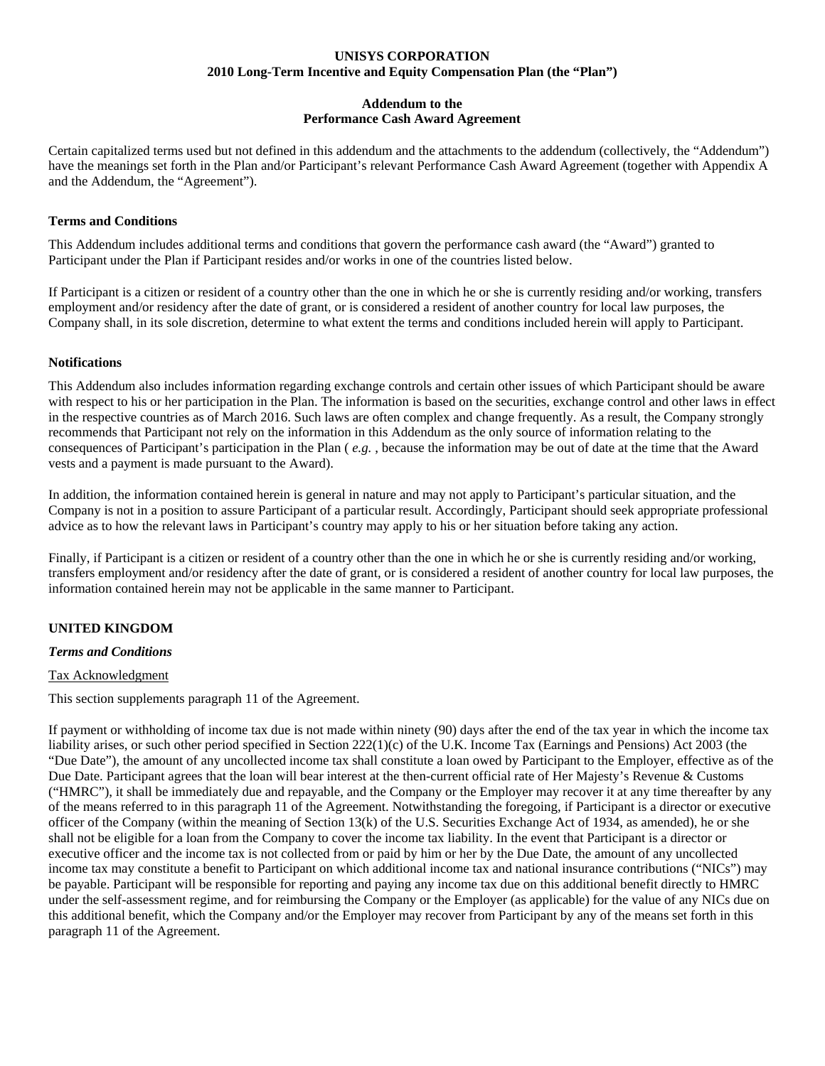**UNISYS CORPORATION**
**2010 Long-Term Incentive and Equity Compensation Plan (the "Plan")**

**Addendum to the**
**Performance Cash Award Agreement**

Certain capitalized terms used but not defined in this addendum and the attachments to the addendum (collectively, the "Addendum") have the meanings set forth in the Plan and/or Participant's relevant Performance Cash Award Agreement (together with Appendix A and the Addendum, the "Agreement").

**Terms and Conditions**

This Addendum includes additional terms and conditions that govern the performance cash award (the "Award") granted to Participant under the Plan if Participant resides and/or works in one of the countries listed below.

If Participant is a citizen or resident of a country other than the one in which he or she is currently residing and/or working, transfers employment and/or residency after the date of grant, or is considered a resident of another country for local law purposes, the Company shall, in its sole discretion, determine to what extent the terms and conditions included herein will apply to Participant.

**Notifications**

This Addendum also includes information regarding exchange controls and certain other issues of which Participant should be aware with respect to his or her participation in the Plan. The information is based on the securities, exchange control and other laws in effect in the respective countries as of March 2016. Such laws are often complex and change frequently. As a result, the Company strongly recommends that Participant not rely on the information in this Addendum as the only source of information relating to the consequences of Participant's participation in the Plan ( *e.g.* , because the information may be out of date at the time that the Award vests and a payment is made pursuant to the Award).

In addition, the information contained herein is general in nature and may not apply to Participant's particular situation, and the Company is not in a position to assure Participant of a particular result. Accordingly, Participant should seek appropriate professional advice as to how the relevant laws in Participant's country may apply to his or her situation before taking any action.

Finally, if Participant is a citizen or resident of a country other than the one in which he or she is currently residing and/or working, transfers employment and/or residency after the date of grant, or is considered a resident of another country for local law purposes, the information contained herein may not be applicable in the same manner to Participant.

**UNITED KINGDOM**

***Terms and Conditions***

Tax Acknowledgment

This section supplements paragraph 11 of the Agreement.

If payment or withholding of income tax due is not made within ninety (90) days after the end of the tax year in which the income tax liability arises, or such other period specified in Section 222(1)(c) of the U.K. Income Tax (Earnings and Pensions) Act 2003 (the "Due Date"), the amount of any uncollected income tax shall constitute a loan owed by Participant to the Employer, effective as of the Due Date. Participant agrees that the loan will bear interest at the then-current official rate of Her Majesty's Revenue & Customs ("HMRC"), it shall be immediately due and repayable, and the Company or the Employer may recover it at any time thereafter by any of the means referred to in this paragraph 11 of the Agreement. Notwithstanding the foregoing, if Participant is a director or executive officer of the Company (within the meaning of Section 13(k) of the U.S. Securities Exchange Act of 1934, as amended), he or she shall not be eligible for a loan from the Company to cover the income tax liability. In the event that Participant is a director or executive officer and the income tax is not collected from or paid by him or her by the Due Date, the amount of any uncollected income tax may constitute a benefit to Participant on which additional income tax and national insurance contributions ("NICs") may be payable. Participant will be responsible for reporting and paying any income tax due on this additional benefit directly to HMRC under the self-assessment regime, and for reimbursing the Company or the Employer (as applicable) for the value of any NICs due on this additional benefit, which the Company and/or the Employer may recover from Participant by any of the means set forth in this paragraph 11 of the Agreement.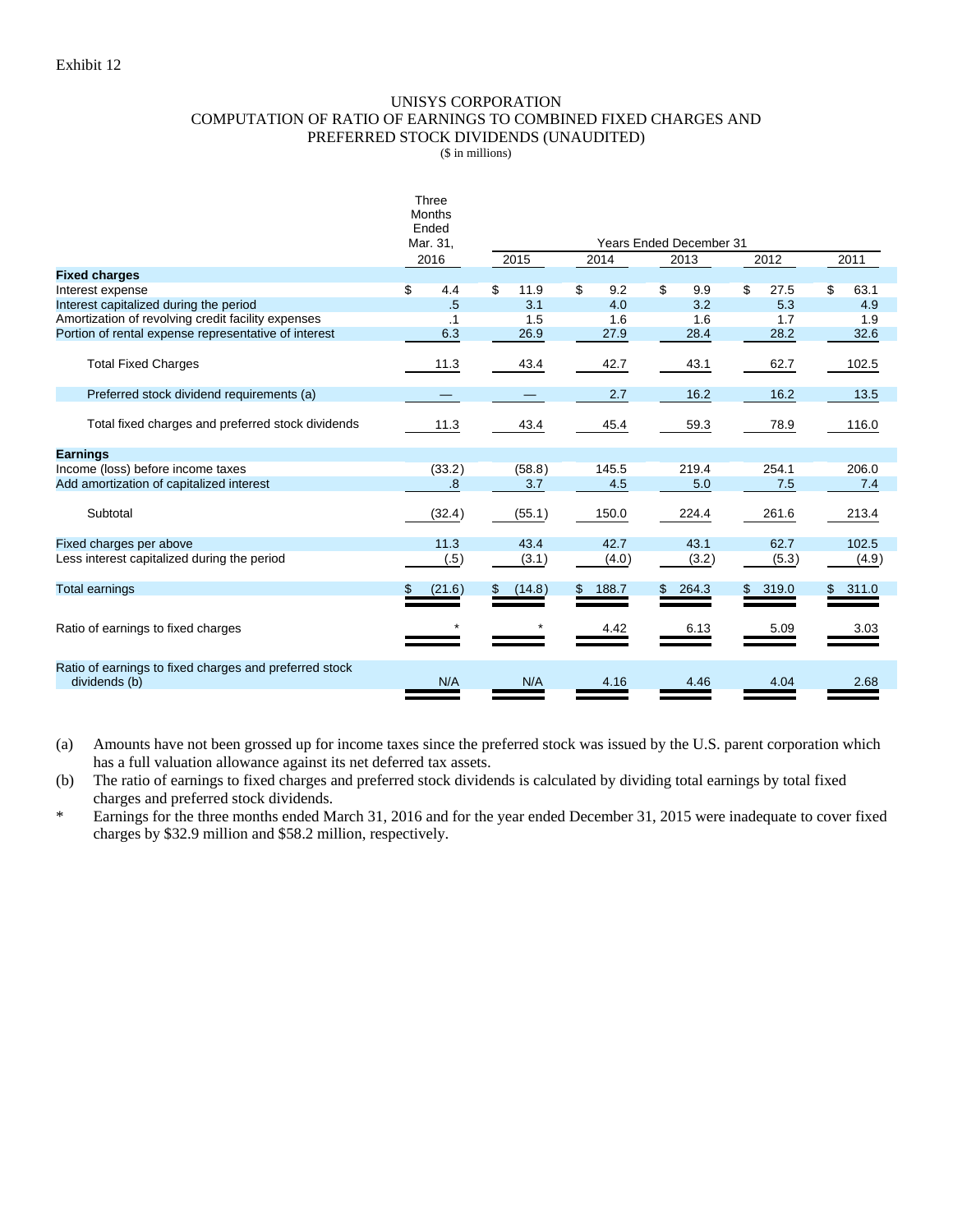Exhibit 12

# UNISYS CORPORATION
## COMPUTATION OF RATIO OF EARNINGS TO COMBINED FIXED CHARGES AND PREFERRED STOCK DIVIDENDS (UNAUDITED)
($ in millions)

| | Three Months Ended Mar. 31, | Years Ended December 31 | | | | |
|---|---|---|---|---|---|---|
| | 2016 | 2015 | 2014 | 2013 | 2012 | 2011 |
| **Fixed charges** | | | | | | |
| Interest expense | $ 4.4 | $ 11.9 | $ 9.2 | $ 9.9 | $ 27.5 | $ 63.1 |
| Interest capitalized during the period | .5 | 3.1 | 4.0 | 3.2 | 5.3 | 4.9 |
| Amortization of revolving credit facility expenses | .1 | 1.5 | 1.6 | 1.6 | 1.7 | 1.9 |
| Portion of rental expense representative of interest | 6.3 | 26.9 | 27.9 | 28.4 | 28.2 | 32.6 |
| Total Fixed Charges | 11.3 | 43.4 | 42.7 | 43.1 | 62.7 | 102.5 |
| Preferred stock dividend requirements (a) | — | — | 2.7 | 16.2 | 16.2 | 13.5 |
| Total fixed charges and preferred stock dividends | 11.3 | 43.4 | 45.4 | 59.3 | 78.9 | 116.0 |
| **Earnings** | | | | | | |
| Income (loss) before income taxes | (33.2) | (58.8) | 145.5 | 219.4 | 254.1 | 206.0 |
| Add amortization of capitalized interest | .8 | 3.7 | 4.5 | 5.0 | 7.5 | 7.4 |
| Subtotal | (32.4) | (55.1) | 150.0 | 224.4 | 261.6 | 213.4 |
| Fixed charges per above | 11.3 | 43.4 | 42.7 | 43.1 | 62.7 | 102.5 |
| Less interest capitalized during the period | (.5) | (3.1) | (4.0) | (3.2) | (5.3) | (4.9) |
| Total earnings | $ (21.6) | $ (14.8) | $ 188.7 | $ 264.3 | $ 319.0 | $ 311.0 |
| Ratio of earnings to fixed charges | * | * | 4.42 | 6.13 | 5.09 | 3.03 |
| Ratio of earnings to fixed charges and preferred stock dividends (b) | N/A | N/A | 4.16 | 4.46 | 4.04 | 2.68 |

(a) Amounts have not been grossed up for income taxes since the preferred stock was issued by the U.S. parent corporation which has a full valuation allowance against its net deferred tax assets.

(b) The ratio of earnings to fixed charges and preferred stock dividends is calculated by dividing total earnings by total fixed charges and preferred stock dividends.

\* Earnings for the three months ended March 31, 2016 and for the year ended December 31, 2015 were inadequate to cover fixed charges by $32.9 million and $58.2 million, respectively.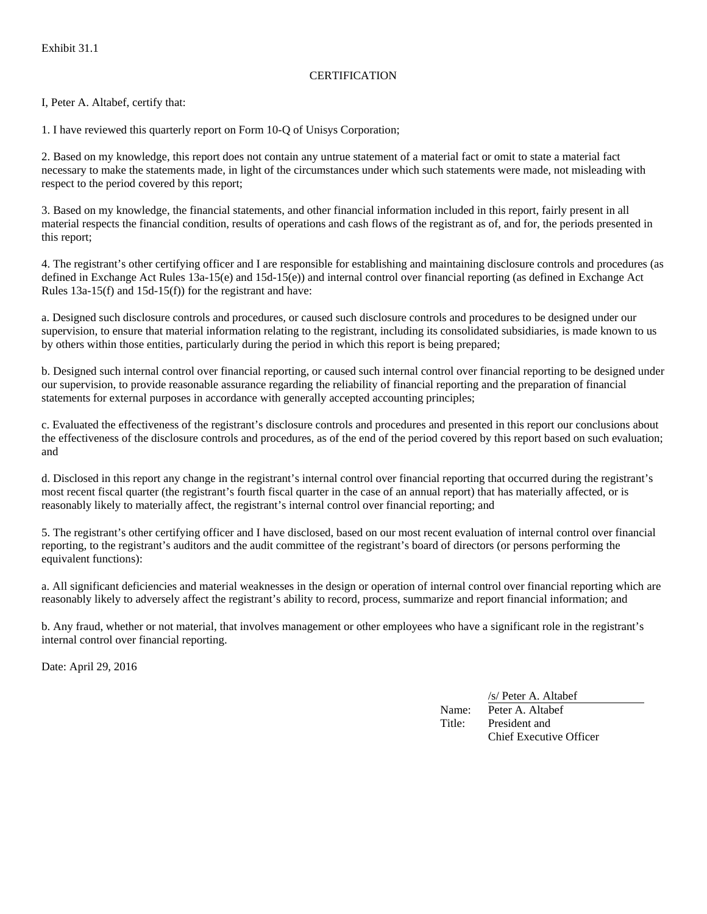Exhibit 31.1

CERTIFICATION

I, Peter A. Altabef, certify that:

1. I have reviewed this quarterly report on Form 10-Q of Unisys Corporation;

2. Based on my knowledge, this report does not contain any untrue statement of a material fact or omit to state a material fact necessary to make the statements made, in light of the circumstances under which such statements were made, not misleading with respect to the period covered by this report;

3. Based on my knowledge, the financial statements, and other financial information included in this report, fairly present in all material respects the financial condition, results of operations and cash flows of the registrant as of, and for, the periods presented in this report;

4. The registrant's other certifying officer and I are responsible for establishing and maintaining disclosure controls and procedures (as defined in Exchange Act Rules 13a-15(e) and 15d-15(e)) and internal control over financial reporting (as defined in Exchange Act Rules 13a-15(f) and 15d-15(f)) for the registrant and have:

a. Designed such disclosure controls and procedures, or caused such disclosure controls and procedures to be designed under our supervision, to ensure that material information relating to the registrant, including its consolidated subsidiaries, is made known to us by others within those entities, particularly during the period in which this report is being prepared;

b. Designed such internal control over financial reporting, or caused such internal control over financial reporting to be designed under our supervision, to provide reasonable assurance regarding the reliability of financial reporting and the preparation of financial statements for external purposes in accordance with generally accepted accounting principles;

c. Evaluated the effectiveness of the registrant's disclosure controls and procedures and presented in this report our conclusions about the effectiveness of the disclosure controls and procedures, as of the end of the period covered by this report based on such evaluation; and

d. Disclosed in this report any change in the registrant's internal control over financial reporting that occurred during the registrant's most recent fiscal quarter (the registrant's fourth fiscal quarter in the case of an annual report) that has materially affected, or is reasonably likely to materially affect, the registrant's internal control over financial reporting; and

5. The registrant's other certifying officer and I have disclosed, based on our most recent evaluation of internal control over financial reporting, to the registrant's auditors and the audit committee of the registrant's board of directors (or persons performing the equivalent functions):

a. All significant deficiencies and material weaknesses in the design or operation of internal control over financial reporting which are reasonably likely to adversely affect the registrant's ability to record, process, summarize and report financial information; and

b. Any fraud, whether or not material, that involves management or other employees who have a significant role in the registrant's internal control over financial reporting.

Date: April 29, 2016

/s/ Peter A. Altabef

Name: Peter A. Altabef

Title: President and Chief Executive Officer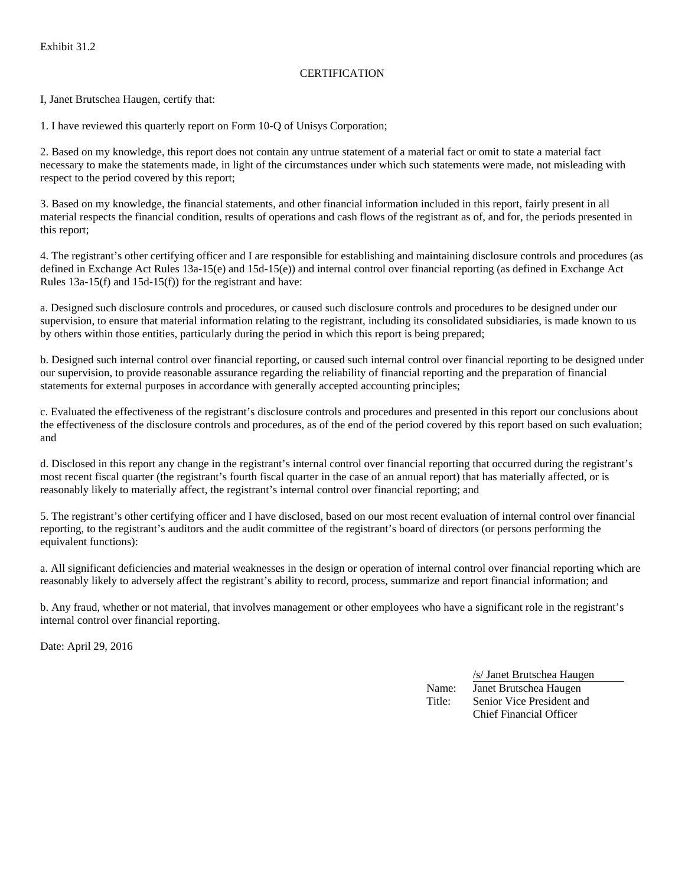Exhibit 31.2

# CERTIFICATION

I, Janet Brutschea Haugen, certify that:

1. I have reviewed this quarterly report on Form 10-Q of Unisys Corporation;

2. Based on my knowledge, this report does not contain any untrue statement of a material fact or omit to state a material fact necessary to make the statements made, in light of the circumstances under which such statements were made, not misleading with respect to the period covered by this report;

3. Based on my knowledge, the financial statements, and other financial information included in this report, fairly present in all material respects the financial condition, results of operations and cash flows of the registrant as of, and for, the periods presented in this report;

4. The registrant's other certifying officer and I are responsible for establishing and maintaining disclosure controls and procedures (as defined in Exchange Act Rules 13a-15(e) and 15d-15(e)) and internal control over financial reporting (as defined in Exchange Act Rules 13a-15(f) and 15d-15(f)) for the registrant and have:

a. Designed such disclosure controls and procedures, or caused such disclosure controls and procedures to be designed under our supervision, to ensure that material information relating to the registrant, including its consolidated subsidiaries, is made known to us by others within those entities, particularly during the period in which this report is being prepared;

b. Designed such internal control over financial reporting, or caused such internal control over financial reporting to be designed under our supervision, to provide reasonable assurance regarding the reliability of financial reporting and the preparation of financial statements for external purposes in accordance with generally accepted accounting principles;

c. Evaluated the effectiveness of the registrant's disclosure controls and procedures and presented in this report our conclusions about the effectiveness of the disclosure controls and procedures, as of the end of the period covered by this report based on such evaluation; and

d. Disclosed in this report any change in the registrant's internal control over financial reporting that occurred during the registrant's most recent fiscal quarter (the registrant's fourth fiscal quarter in the case of an annual report) that has materially affected, or is reasonably likely to materially affect, the registrant's internal control over financial reporting; and

5. The registrant's other certifying officer and I have disclosed, based on our most recent evaluation of internal control over financial reporting, to the registrant's auditors and the audit committee of the registrant's board of directors (or persons performing the equivalent functions):

a. All significant deficiencies and material weaknesses in the design or operation of internal control over financial reporting which are reasonably likely to adversely affect the registrant's ability to record, process, summarize and report financial information; and

b. Any fraud, whether or not material, that involves management or other employees who have a significant role in the registrant's internal control over financial reporting.

Date: April 29, 2016

/s/ Janet Brutschea Haugen

Name: Janet Brutschea Haugen

Title: Senior Vice President and Chief Financial Officer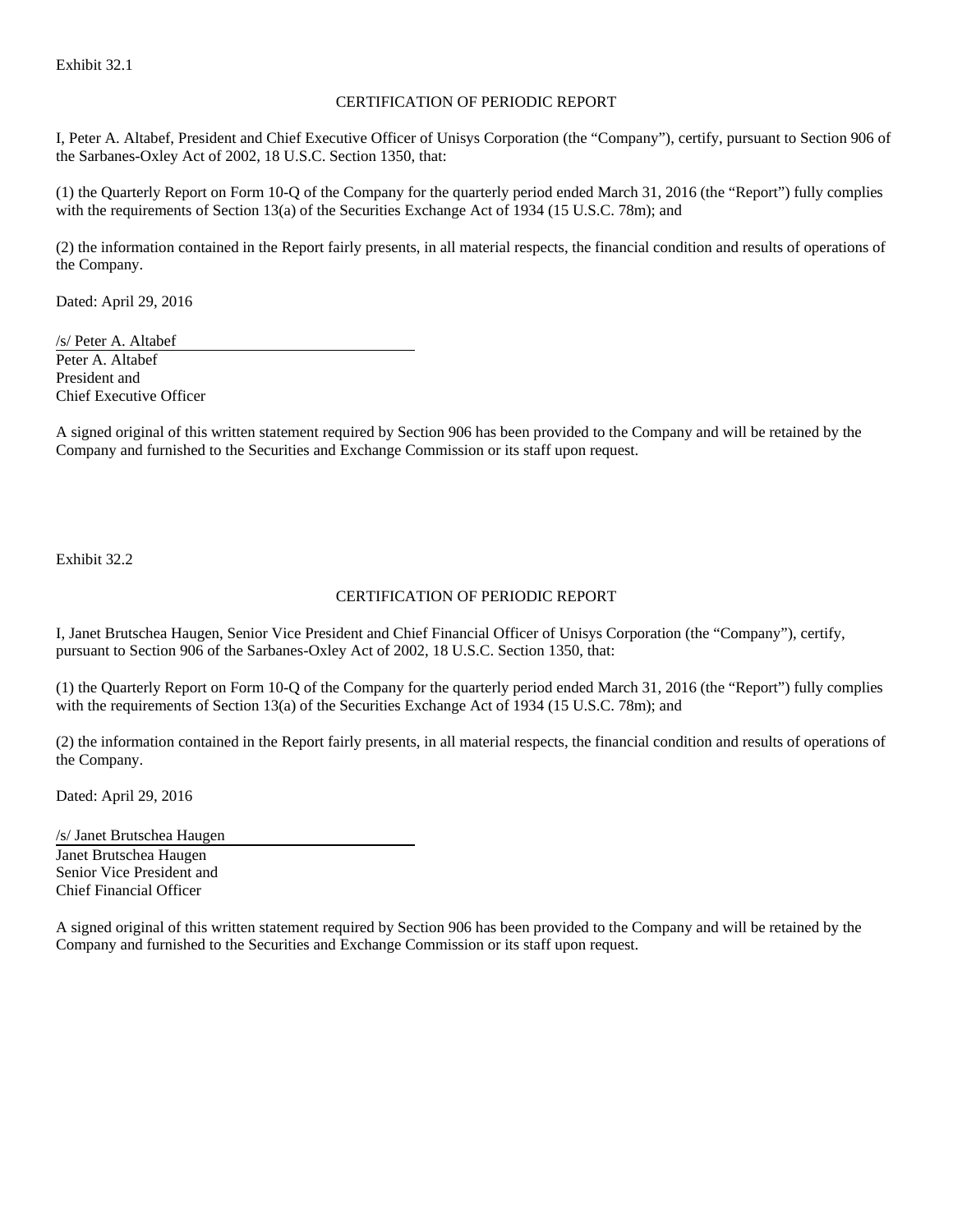Exhibit 32.1

CERTIFICATION OF PERIODIC REPORT

I, Peter A. Altabef, President and Chief Executive Officer of Unisys Corporation (the “Company”), certify, pursuant to Section 906 of the Sarbanes-Oxley Act of 2002, 18 U.S.C. Section 1350, that:

(1) the Quarterly Report on Form 10-Q of the Company for the quarterly period ended March 31, 2016 (the “Report”) fully complies with the requirements of Section 13(a) of the Securities Exchange Act of 1934 (15 U.S.C. 78m); and

(2) the information contained in the Report fairly presents, in all material respects, the financial condition and results of operations of the Company.

Dated: April 29, 2016

/s/ Peter A. Altabef
Peter A. Altabef
President and
Chief Executive Officer

A signed original of this written statement required by Section 906 has been provided to the Company and will be retained by the Company and furnished to the Securities and Exchange Commission or its staff upon request.

Exhibit 32.2

CERTIFICATION OF PERIODIC REPORT

I, Janet Brutschea Haugen, Senior Vice President and Chief Financial Officer of Unisys Corporation (the “Company”), certify, pursuant to Section 906 of the Sarbanes-Oxley Act of 2002, 18 U.S.C. Section 1350, that:

(1) the Quarterly Report on Form 10-Q of the Company for the quarterly period ended March 31, 2016 (the “Report”) fully complies with the requirements of Section 13(a) of the Securities Exchange Act of 1934 (15 U.S.C. 78m); and

(2) the information contained in the Report fairly presents, in all material respects, the financial condition and results of operations of the Company.

Dated: April 29, 2016

/s/ Janet Brutschea Haugen
Janet Brutschea Haugen
Senior Vice President and
Chief Financial Officer

A signed original of this written statement required by Section 906 has been provided to the Company and will be retained by the Company and furnished to the Securities and Exchange Commission or its staff upon request.